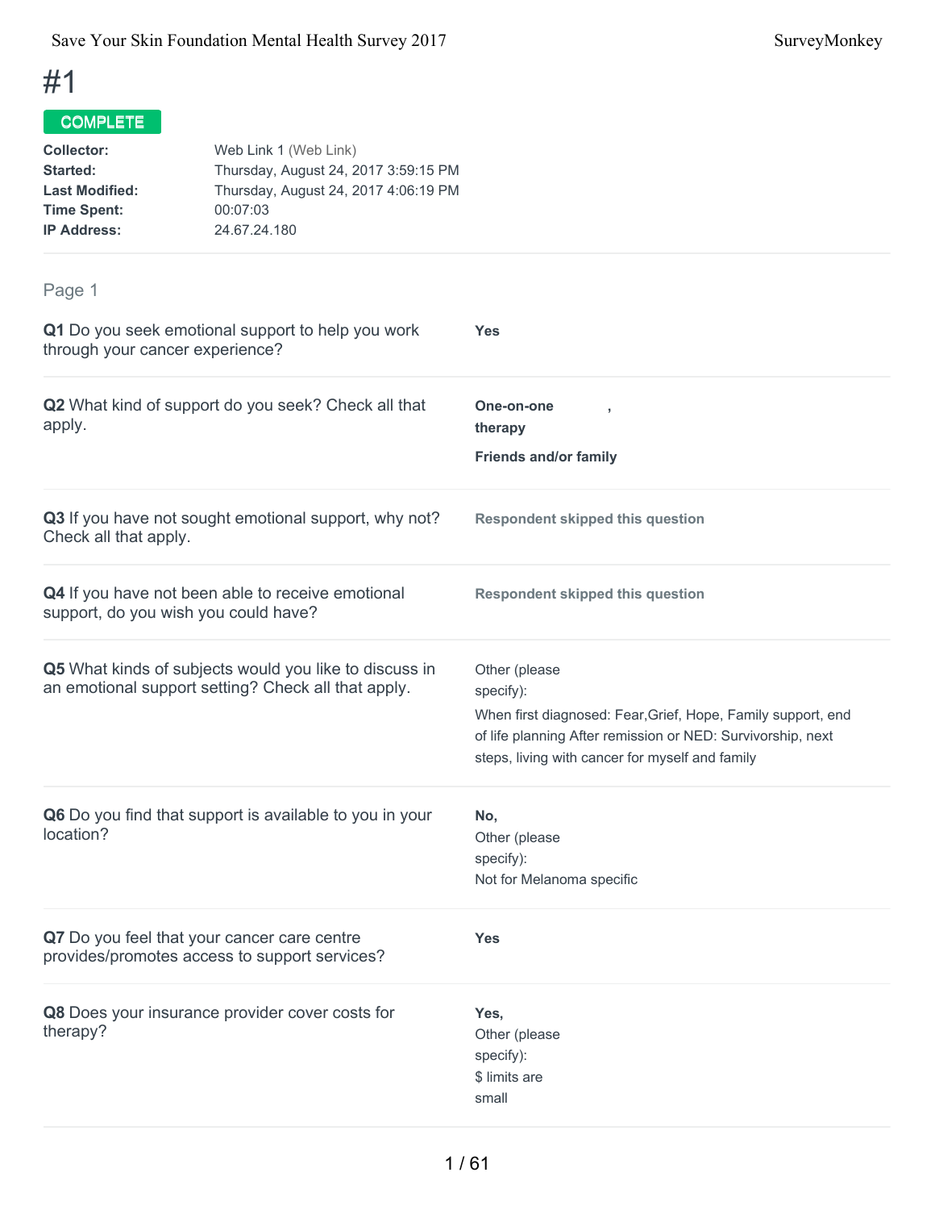# #1

**COMPLETE**

| | |
|---|---|
| **Collector:** | Web Link 1 (Web Link) |
| **Started:** | Thursday, August 24, 2017 3:59:15 PM |
| **Last Modified:** | Thursday, August 24, 2017 4:06:19 PM |
| **Time Spent:** | 00:07:03 |
| **IP Address:** | 24.67.24.180 |

## Page 1

**Q1** Do you seek emotional support to help you work through your cancer experience?

**Yes**

**Q2** What kind of support do you seek? Check all that apply.

**One-on-one therapy** ,

**Friends and/or family**

**Q3** If you have not sought emotional support, why not? Check all that apply.

**Respondent skipped this question**

**Q4** If you have not been able to receive emotional support, do you wish you could have?

**Respondent skipped this question**

**Q5** What kinds of subjects would you like to discuss in an emotional support setting? Check all that apply.

Other (please specify):
When first diagnosed: Fear,Grief, Hope, Family support, end of life planning After remission or NED: Survivorship, next steps, living with cancer for myself and family

**Q6** Do you find that support is available to you in your location?

**No,**
Other (please specify):
Not for Melanoma specific

**Q7** Do you feel that your cancer care centre provides/promotes access to support services?

**Yes**

**Q8** Does your insurance provider cover costs for therapy?

**Yes,**
Other (please specify):
$ limits are small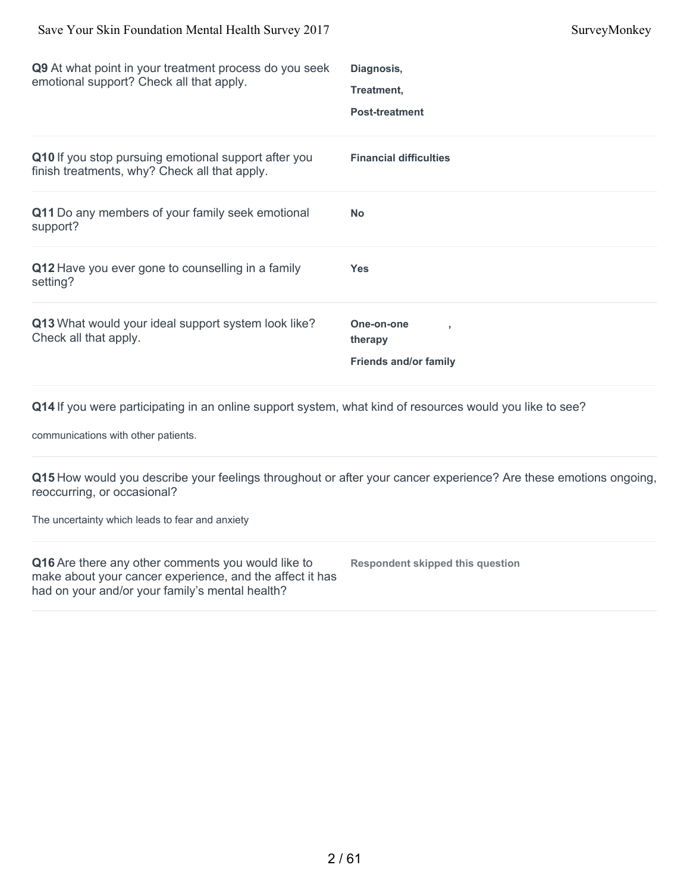**Q9** At what point in your treatment process do you seek emotional support? Check all that apply.

**Diagnosis,**

**Treatment,**

**Post-treatment**

---

**Q10** If you stop pursuing emotional support after you finish treatments, why? Check all that apply.

**Financial difficulties**

---

**Q11** Do any members of your family seek emotional support?

**No**

---

**Q12** Have you ever gone to counselling in a family setting?

**Yes**

---

**Q13** What would your ideal support system look like? Check all that apply.

**One-on-one therapy ,**

**Friends and/or family**

---

**Q14** If you were participating in an online support system, what kind of resources would you like to see?

communications with other patients.

---

**Q15** How would you describe your feelings throughout or after your cancer experience? Are these emotions ongoing, reoccurring, or occasional?

The uncertainty which leads to fear and anxiety

---

**Q16** Are there any other comments you would like to make about your cancer experience, and the affect it has had on your and/or your family's mental health?

**Respondent skipped this question**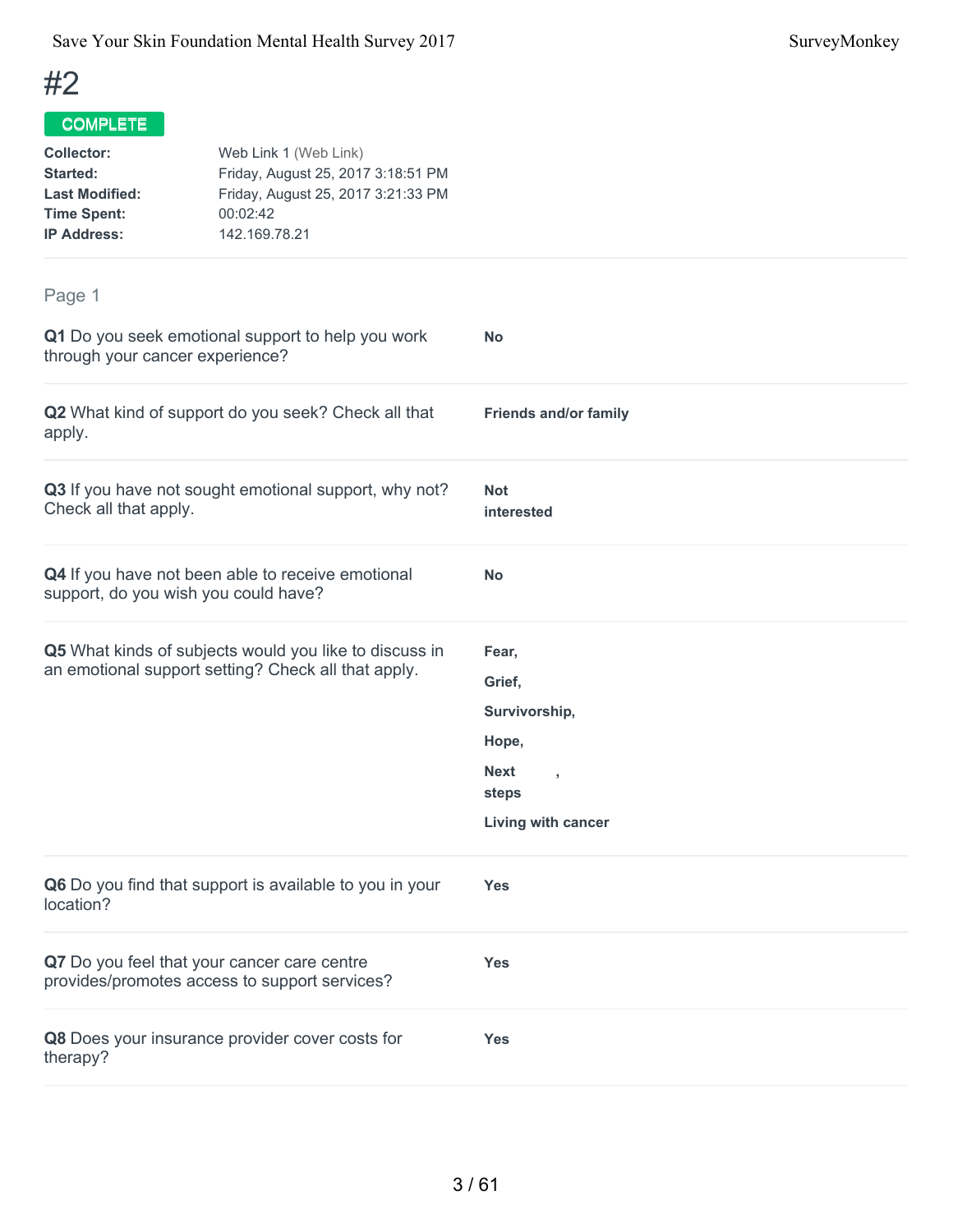# #2

**COMPLETE**

| | |
|---|---|
| **Collector:** | Web Link 1 (Web Link) |
| **Started:** | Friday, August 25, 2017 3:18:51 PM |
| **Last Modified:** | Friday, August 25, 2017 3:21:33 PM |
| **Time Spent:** | 00:02:42 |
| **IP Address:** | 142.169.78.21 |

## Page 1

**Q1** Do you seek emotional support to help you work through your cancer experience?

**No**

**Q2** What kind of support do you seek? Check all that apply.

**Friends and/or family**

**Q3** If you have not sought emotional support, why not? Check all that apply.

**Not interested**

**Q4** If you have not been able to receive emotional support, do you wish you could have?

**No**

**Q5** What kinds of subjects would you like to discuss in an emotional support setting? Check all that apply.

**Fear,**

**Grief,**

**Survivorship,**

**Hope,**

**Next steps,**

**Living with cancer**

**Q6** Do you find that support is available to you in your location?

**Yes**

**Q7** Do you feel that your cancer care centre provides/promotes access to support services?

**Yes**

**Q8** Does your insurance provider cover costs for therapy?

**Yes**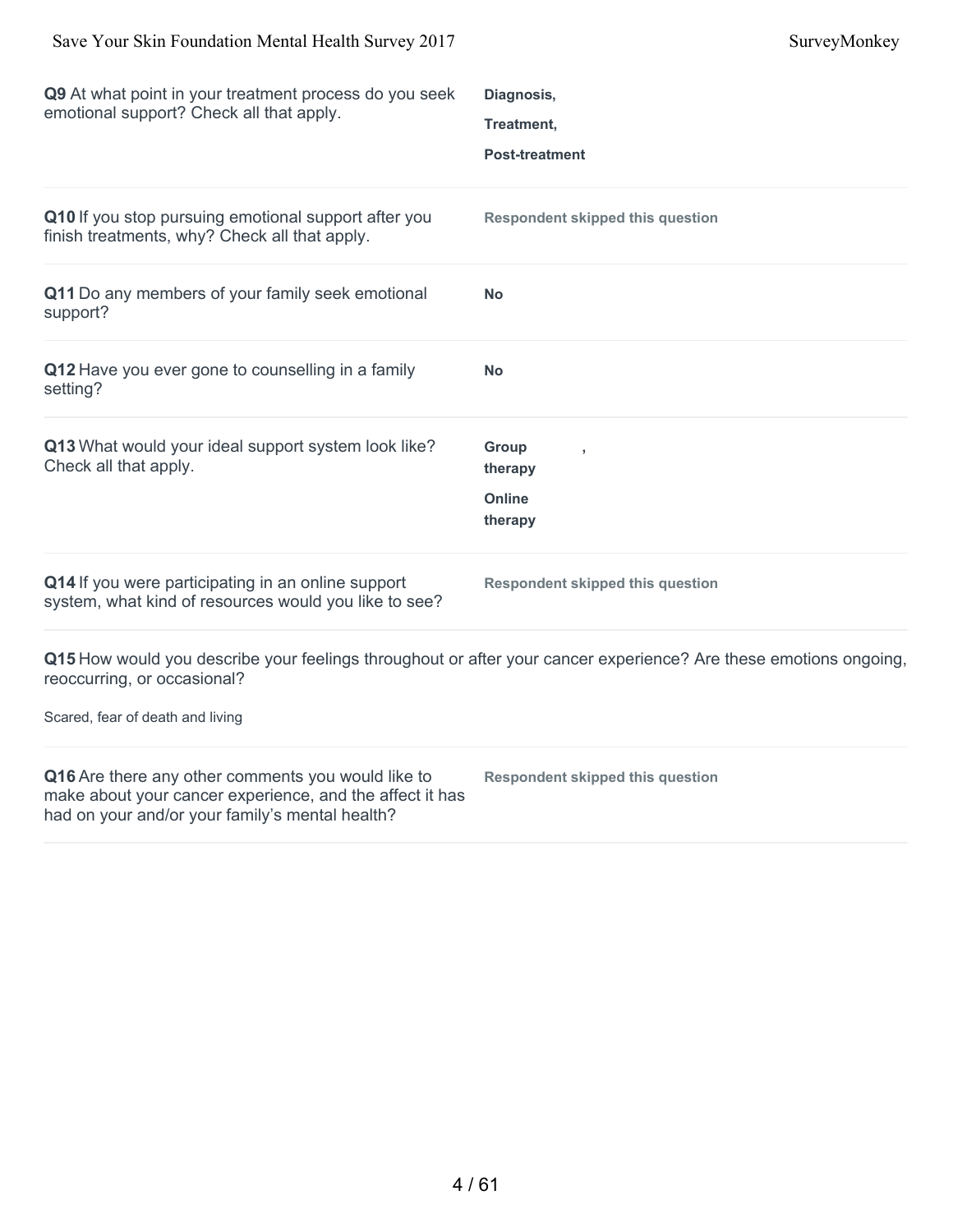**Q9** At what point in your treatment process do you seek emotional support? Check all that apply.

**Diagnosis,**

**Treatment,**

**Post-treatment**

**Q10** If you stop pursuing emotional support after you finish treatments, why? Check all that apply.

**Respondent skipped this question**

**Q11** Do any members of your family seek emotional support?

**No**

**Q12** Have you ever gone to counselling in a family setting?

**No**

**Q13** What would your ideal support system look like? Check all that apply.

**Group therapy** ,

**Online therapy**

**Q14** If you were participating in an online support system, what kind of resources would you like to see?

**Respondent skipped this question**

**Q15** How would you describe your feelings throughout or after your cancer experience? Are these emotions ongoing, reoccurring, or occasional?

Scared, fear of death and living

**Q16** Are there any other comments you would like to make about your cancer experience, and the affect it has had on your and/or your family's mental health?

**Respondent skipped this question**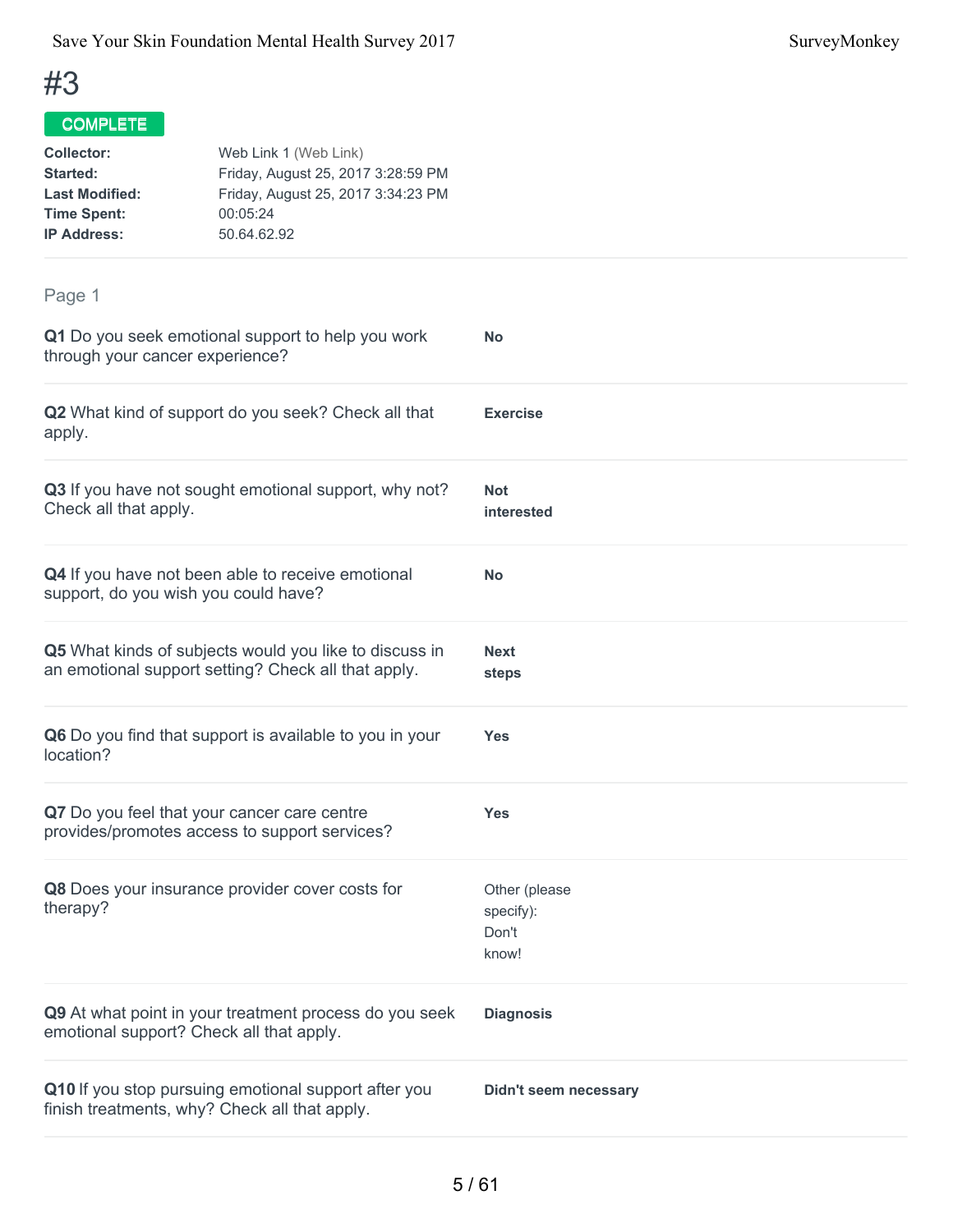# #3

**COMPLETE**

**Collector:** Web Link 1 (Web Link)
**Started:** Friday, August 25, 2017 3:28:59 PM
**Last Modified:** Friday, August 25, 2017 3:34:23 PM
**Time Spent:** 00:05:24
**IP Address:** 50.64.62.92

## Page 1

**Q1** Do you seek emotional support to help you work through your cancer experience?

**No**

**Q2** What kind of support do you seek? Check all that apply.

**Exercise**

**Q3** If you have not sought emotional support, why not? Check all that apply.

**Not interested**

**Q4** If you have not been able to receive emotional support, do you wish you could have?

**No**

**Q5** What kinds of subjects would you like to discuss in an emotional support setting? Check all that apply.

**Next steps**

**Q6** Do you find that support is available to you in your location?

**Yes**

**Q7** Do you feel that your cancer care centre provides/promotes access to support services?

**Yes**

**Q8** Does your insurance provider cover costs for therapy?

Other (please specify): Don't know!

**Q9** At what point in your treatment process do you seek emotional support? Check all that apply.

**Diagnosis**

**Q10** If you stop pursuing emotional support after you finish treatments, why? Check all that apply.

**Didn't seem necessary**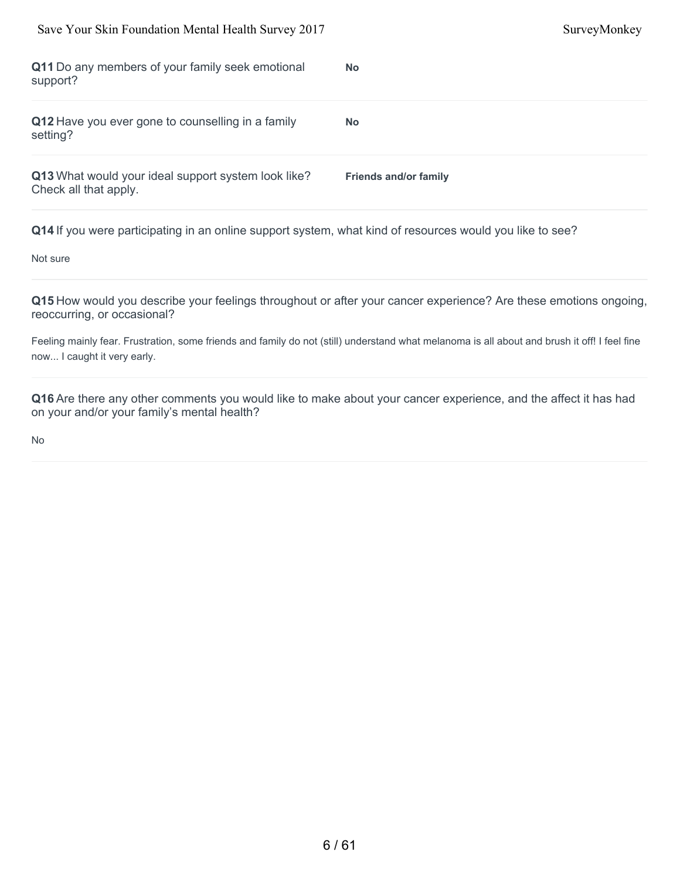**Q11** Do any members of your family seek emotional support?

**No**

**Q12** Have you ever gone to counselling in a family setting?

**No**

**Q13** What would your ideal support system look like? Check all that apply.

**Friends and/or family**

**Q14** If you were participating in an online support system, what kind of resources would you like to see?

Not sure

**Q15** How would you describe your feelings throughout or after your cancer experience? Are these emotions ongoing, reoccurring, or occasional?

Feeling mainly fear. Frustration, some friends and family do not (still) understand what melanoma is all about and brush it off! I feel fine now... I caught it very early.

**Q16** Are there any other comments you would like to make about your cancer experience, and the affect it has had on your and/or your family's mental health?

No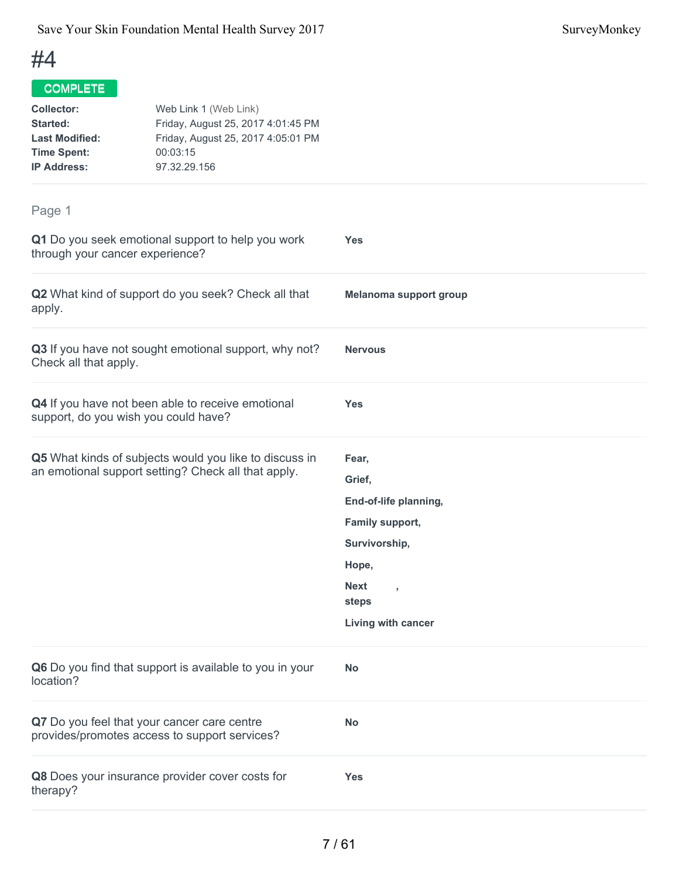# #4

**COMPLETE**

| | |
|---|---|
| **Collector:** | Web Link 1 (Web Link) |
| **Started:** | Friday, August 25, 2017 4:01:45 PM |
| **Last Modified:** | Friday, August 25, 2017 4:05:01 PM |
| **Time Spent:** | 00:03:15 |
| **IP Address:** | 97.32.29.156 |

## Page 1

**Q1** Do you seek emotional support to help you work through your cancer experience?

**Yes**

**Q2** What kind of support do you seek? Check all that apply.

**Melanoma support group**

**Q3** If you have not sought emotional support, why not? Check all that apply.

**Nervous**

**Q4** If you have not been able to receive emotional support, do you wish you could have?

**Yes**

**Q5** What kinds of subjects would you like to discuss in an emotional support setting? Check all that apply.

**Fear,**

**Grief,**

**End-of-life planning,**

**Family support,**

**Survivorship,**

**Hope,**

**Next steps,**

**Living with cancer**

**Q6** Do you find that support is available to you in your location?

**No**

**Q7** Do you feel that your cancer care centre provides/promotes access to support services?

**No**

**Q8** Does your insurance provider cover costs for therapy?

**Yes**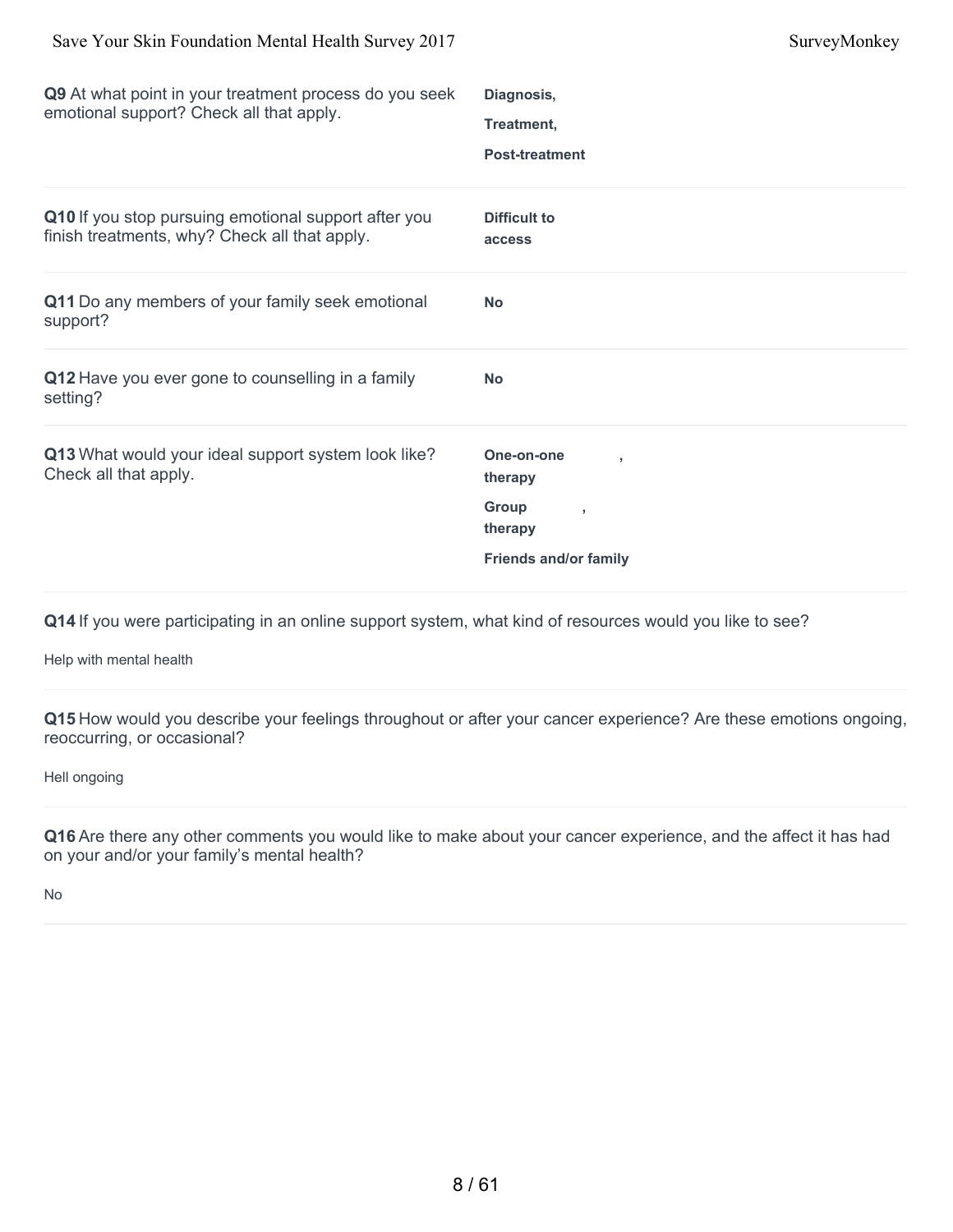**Q9** At what point in your treatment process do you seek emotional support? Check all that apply.

**Diagnosis,**
**Treatment,**
**Post-treatment**

**Q10** If you stop pursuing emotional support after you finish treatments, why? Check all that apply.

**Difficult to access**

**Q11** Do any members of your family seek emotional support?

**No**

**Q12** Have you ever gone to counselling in a family setting?

**No**

**Q13** What would your ideal support system look like? Check all that apply.

**One-on-one therapy ,**
**Group therapy ,**
**Friends and/or family**

**Q14** If you were participating in an online support system, what kind of resources would you like to see?

Help with mental health

**Q15** How would you describe your feelings throughout or after your cancer experience? Are these emotions ongoing, reoccurring, or occasional?

Hell ongoing

**Q16** Are there any other comments you would like to make about your cancer experience, and the affect it has had on your and/or your family's mental health?

No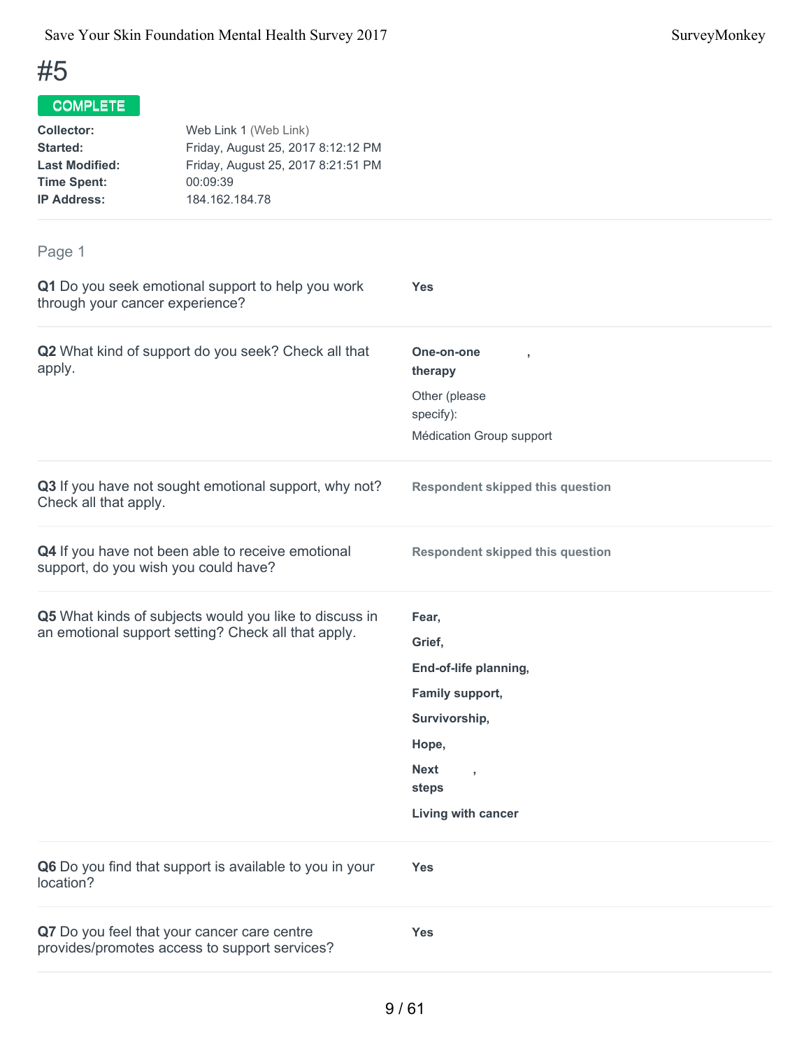# #5

**COMPLETE**

| | |
|---|---|
| **Collector:** | Web Link 1 (Web Link) |
| **Started:** | Friday, August 25, 2017 8:12:12 PM |
| **Last Modified:** | Friday, August 25, 2017 8:21:51 PM |
| **Time Spent:** | 00:09:39 |
| **IP Address:** | 184.162.184.78 |

## Page 1

**Q1** Do you seek emotional support to help you work through your cancer experience?

**Yes**

**Q2** What kind of support do you seek? Check all that apply.

**One-on-one therapy**,

Other (please specify):

Médication Group support

**Q3** If you have not sought emotional support, why not? Check all that apply.

**Respondent skipped this question**

**Q4** If you have not been able to receive emotional support, do you wish you could have?

**Respondent skipped this question**

**Q5** What kinds of subjects would you like to discuss in an emotional support setting? Check all that apply.

**Fear,**

**Grief,**

**End-of-life planning,**

**Family support,**

**Survivorship,**

**Hope,**

**Next steps**,

**Living with cancer**

**Q6** Do you find that support is available to you in your location?

**Yes**

**Q7** Do you feel that your cancer care centre provides/promotes access to support services?

**Yes**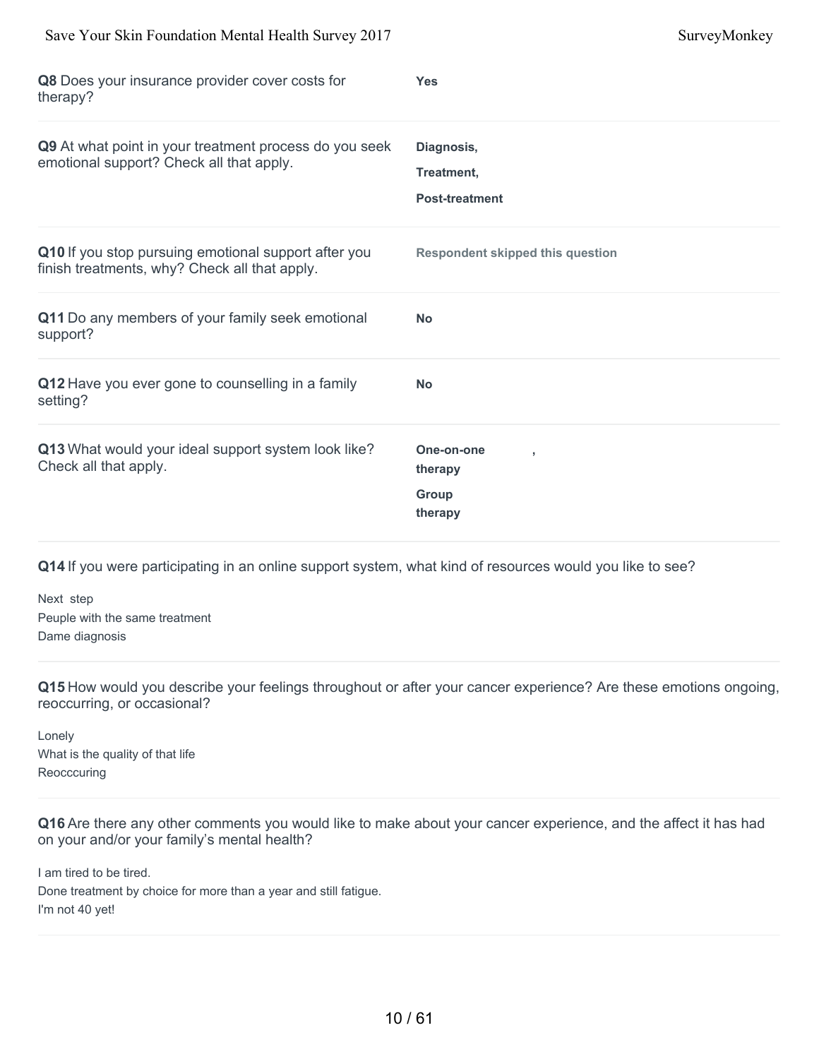**Q8** Does your insurance provider cover costs for therapy?

**Yes**

**Q9** At what point in your treatment process do you seek emotional support? Check all that apply.

**Diagnosis,**

**Treatment,**

**Post-treatment**

**Q10** If you stop pursuing emotional support after you finish treatments, why? Check all that apply.

**Respondent skipped this question**

**Q11** Do any members of your family seek emotional support?

**No**

**Q12** Have you ever gone to counselling in a family setting?

**No**

**Q13** What would your ideal support system look like? Check all that apply.

**One-on-one therapy** ,

**Group therapy**

**Q14** If you were participating in an online support system, what kind of resources would you like to see?

Next step
Peuple with the same treatment
Dame diagnosis

**Q15** How would you describe your feelings throughout or after your cancer experience? Are these emotions ongoing, reoccurring, or occasional?

Lonely
What is the quality of that life
Reocccuring

**Q16** Are there any other comments you would like to make about your cancer experience, and the affect it has had on your and/or your family's mental health?

I am tired to be tired.
Done treatment by choice for more than a year and still fatigue.
I'm not 40 yet!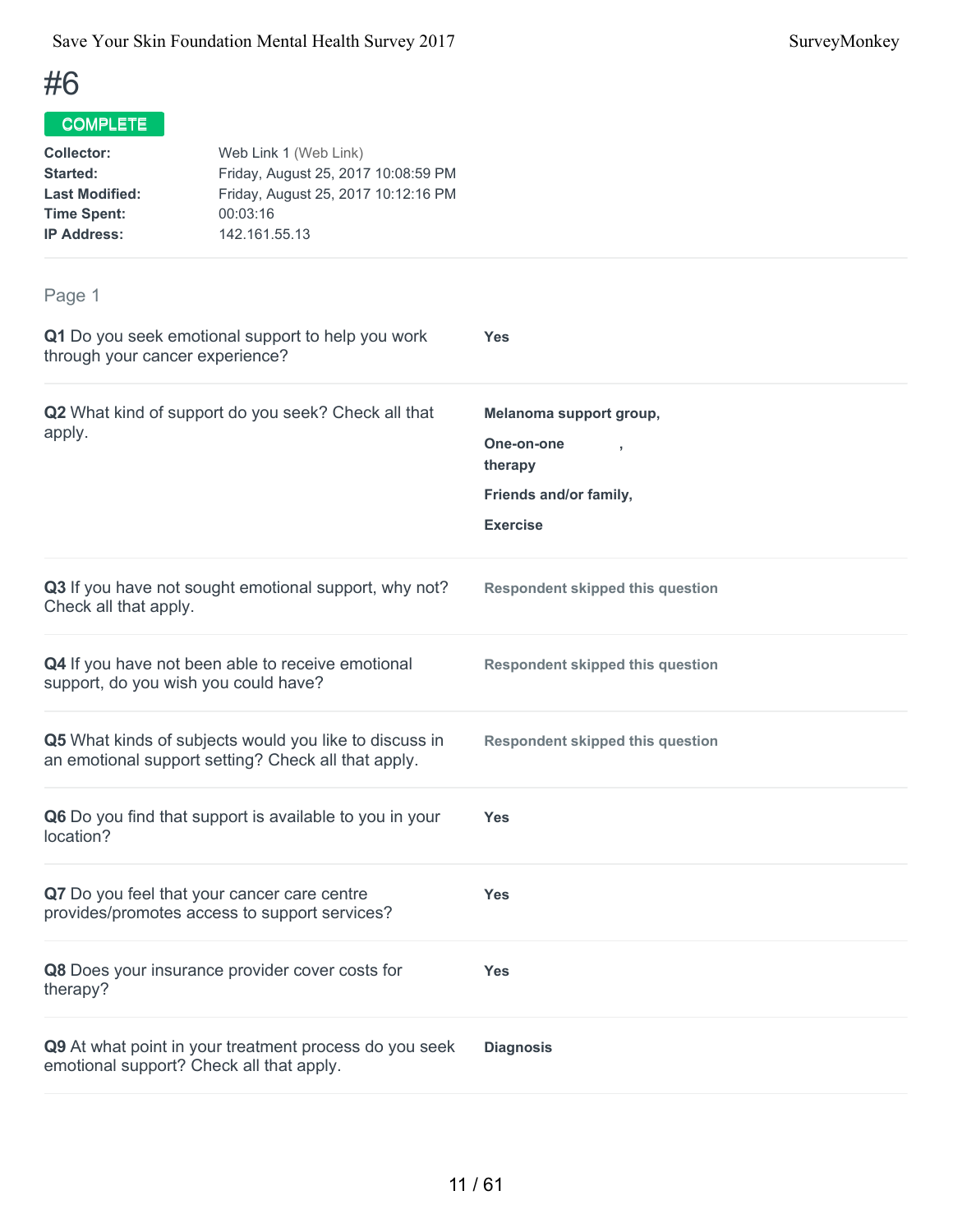# #6

**COMPLETE**

**Collector:** Web Link 1 (Web Link)
**Started:** Friday, August 25, 2017 10:08:59 PM
**Last Modified:** Friday, August 25, 2017 10:12:16 PM
**Time Spent:** 00:03:16
**IP Address:** 142.161.55.13

## Page 1

**Q1** Do you seek emotional support to help you work through your cancer experience?

**Yes**

**Q2** What kind of support do you seek? Check all that apply.

**Melanoma support group,**

**One-on-one therapy ,**

**Friends and/or family,**

**Exercise**

**Q3** If you have not sought emotional support, why not? Check all that apply.

**Respondent skipped this question**

**Q4** If you have not been able to receive emotional support, do you wish you could have?

**Respondent skipped this question**

**Q5** What kinds of subjects would you like to discuss in an emotional support setting? Check all that apply.

**Respondent skipped this question**

**Q6** Do you find that support is available to you in your location?

**Yes**

**Q7** Do you feel that your cancer care centre provides/promotes access to support services?

**Yes**

**Q8** Does your insurance provider cover costs for therapy?

**Yes**

**Q9** At what point in your treatment process do you seek emotional support? Check all that apply.

**Diagnosis**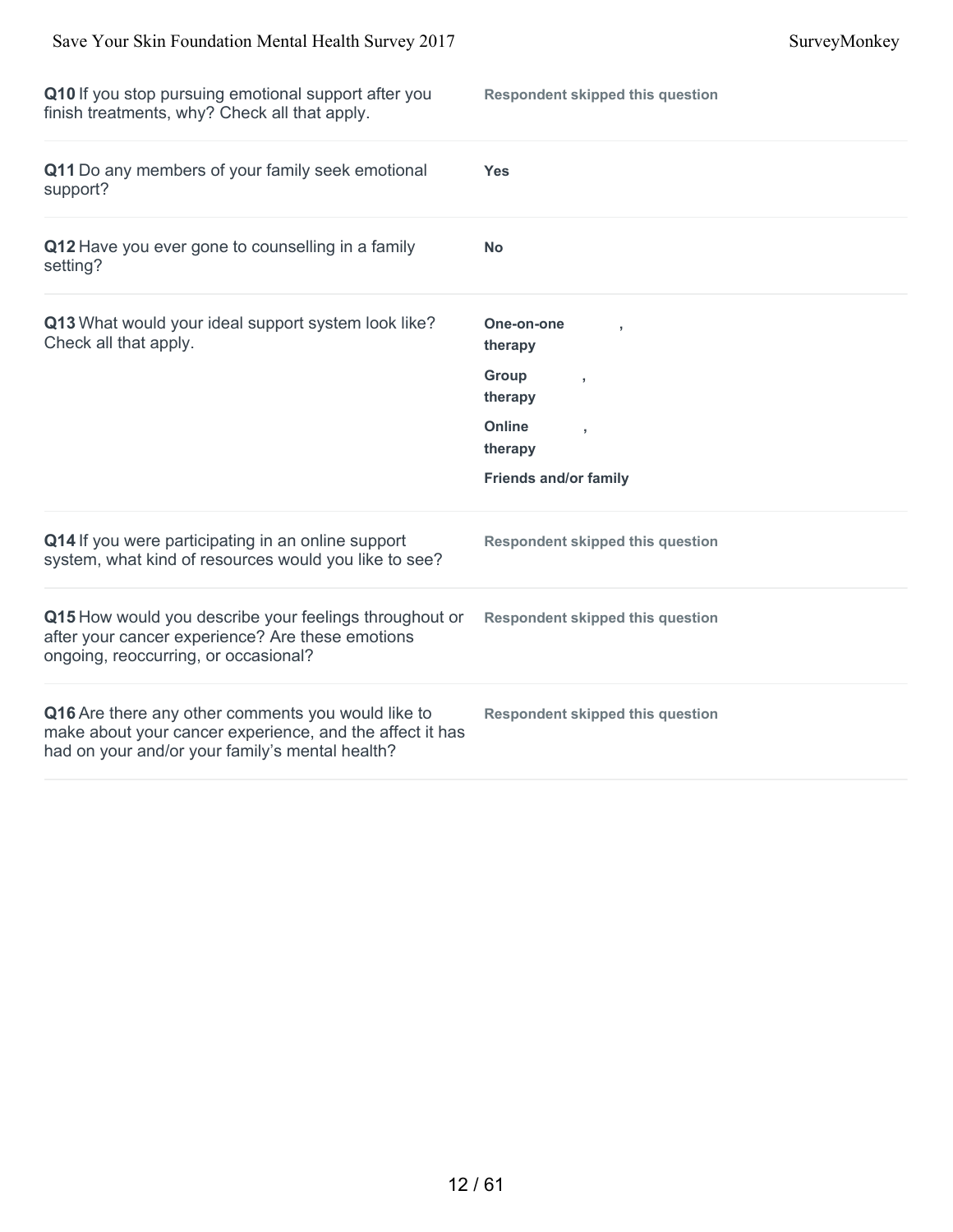| | |
|---|---|
| **Q10** If you stop pursuing emotional support after you finish treatments, why? Check all that apply. | **Respondent skipped this question** |
| **Q11** Do any members of your family seek emotional support? | **Yes** |
| **Q12** Have you ever gone to counselling in a family setting? | **No** |
| **Q13** What would your ideal support system look like? Check all that apply. | **One-on-one therapy**, **Group therapy**, **Online therapy**, **Friends and/or family** |
| **Q14** If you were participating in an online support system, what kind of resources would you like to see? | **Respondent skipped this question** |
| **Q15** How would you describe your feelings throughout or after your cancer experience? Are these emotions ongoing, reoccurring, or occasional? | **Respondent skipped this question** |
| **Q16** Are there any other comments you would like to make about your cancer experience, and the affect it has had on your and/or your family's mental health? | **Respondent skipped this question** |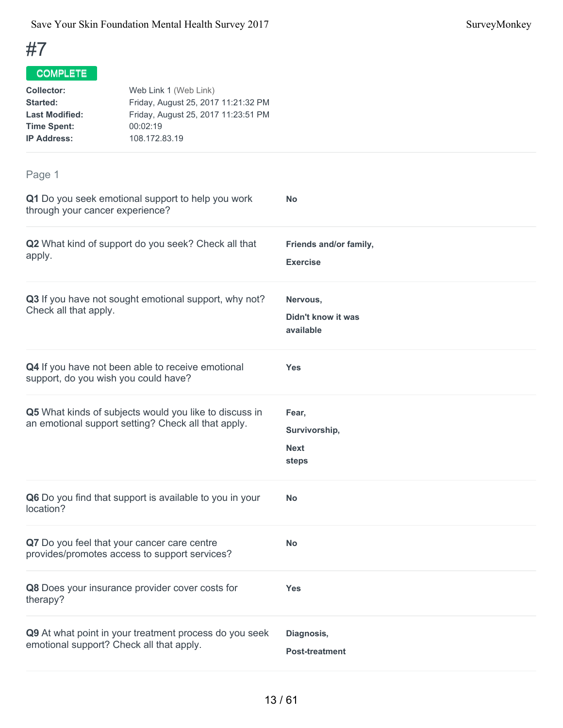# #7

**COMPLETE**

**Collector:** Web Link 1 (Web Link)
**Started:** Friday, August 25, 2017 11:21:32 PM
**Last Modified:** Friday, August 25, 2017 11:23:51 PM
**Time Spent:** 00:02:19
**IP Address:** 108.172.83.19

## Page 1

**Q1** Do you seek emotional support to help you work through your cancer experience?

**No**

**Q2** What kind of support do you seek? Check all that apply.

**Friends and/or family,**

**Exercise**

**Q3** If you have not sought emotional support, why not? Check all that apply.

**Nervous,**

**Didn't know it was available**

**Q4** If you have not been able to receive emotional support, do you wish you could have?

**Yes**

**Q5** What kinds of subjects would you like to discuss in an emotional support setting? Check all that apply.

**Fear,**

**Survivorship,**

**Next steps**

**Q6** Do you find that support is available to you in your location?

**No**

**Q7** Do you feel that your cancer care centre provides/promotes access to support services?

**No**

**Q8** Does your insurance provider cover costs for therapy?

**Yes**

**Q9** At what point in your treatment process do you seek emotional support? Check all that apply.

**Diagnosis,**

**Post-treatment**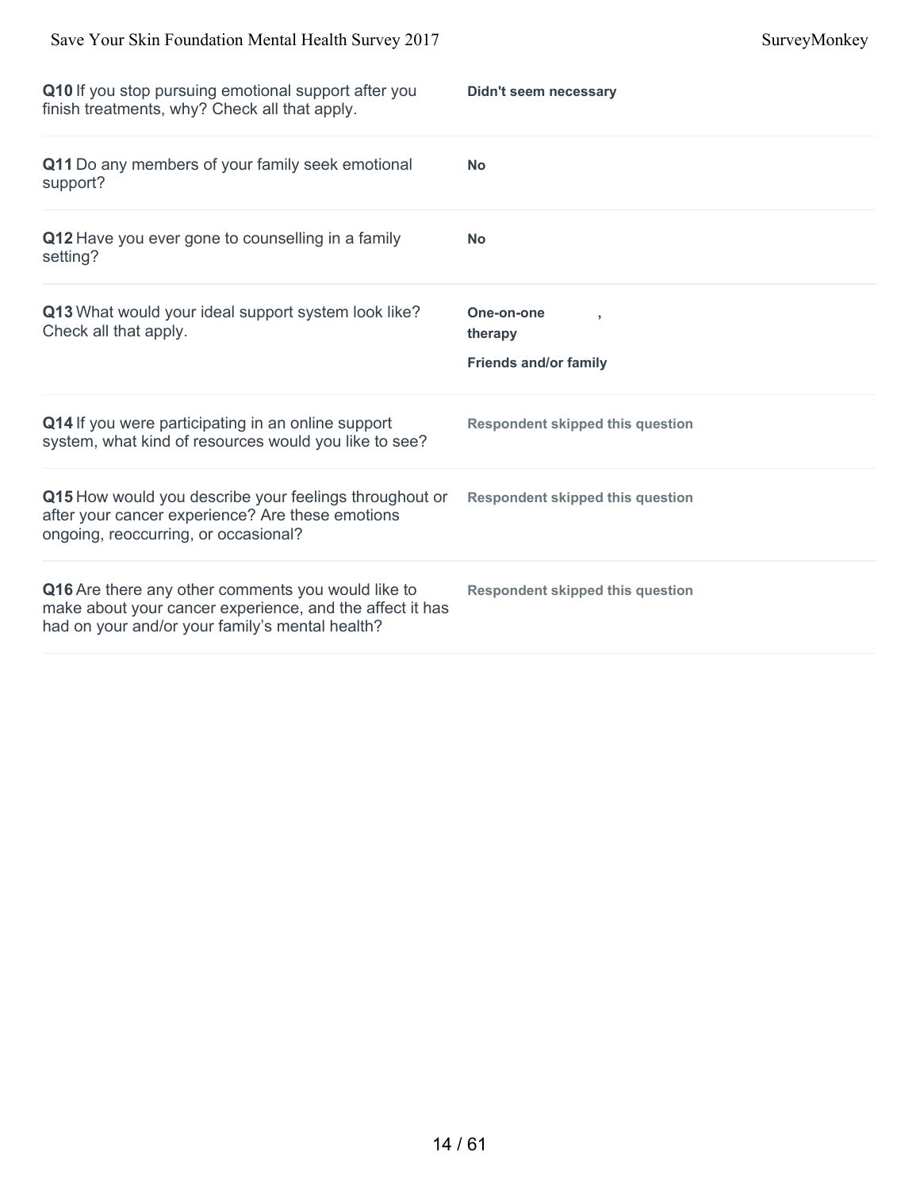**Q10** If you stop pursuing emotional support after you finish treatments, why? Check all that apply.

**Didn't seem necessary**

**Q11** Do any members of your family seek emotional support?

**No**

**Q12** Have you ever gone to counselling in a family setting?

**No**

**Q13** What would your ideal support system look like? Check all that apply.

**One-on-one therapy** ,

**Friends and/or family**

**Q14** If you were participating in an online support system, what kind of resources would you like to see?

**Respondent skipped this question**

**Q15** How would you describe your feelings throughout or after your cancer experience? Are these emotions ongoing, reoccurring, or occasional?

**Respondent skipped this question**

**Q16** Are there any other comments you would like to make about your cancer experience, and the affect it has had on your and/or your family's mental health?

**Respondent skipped this question**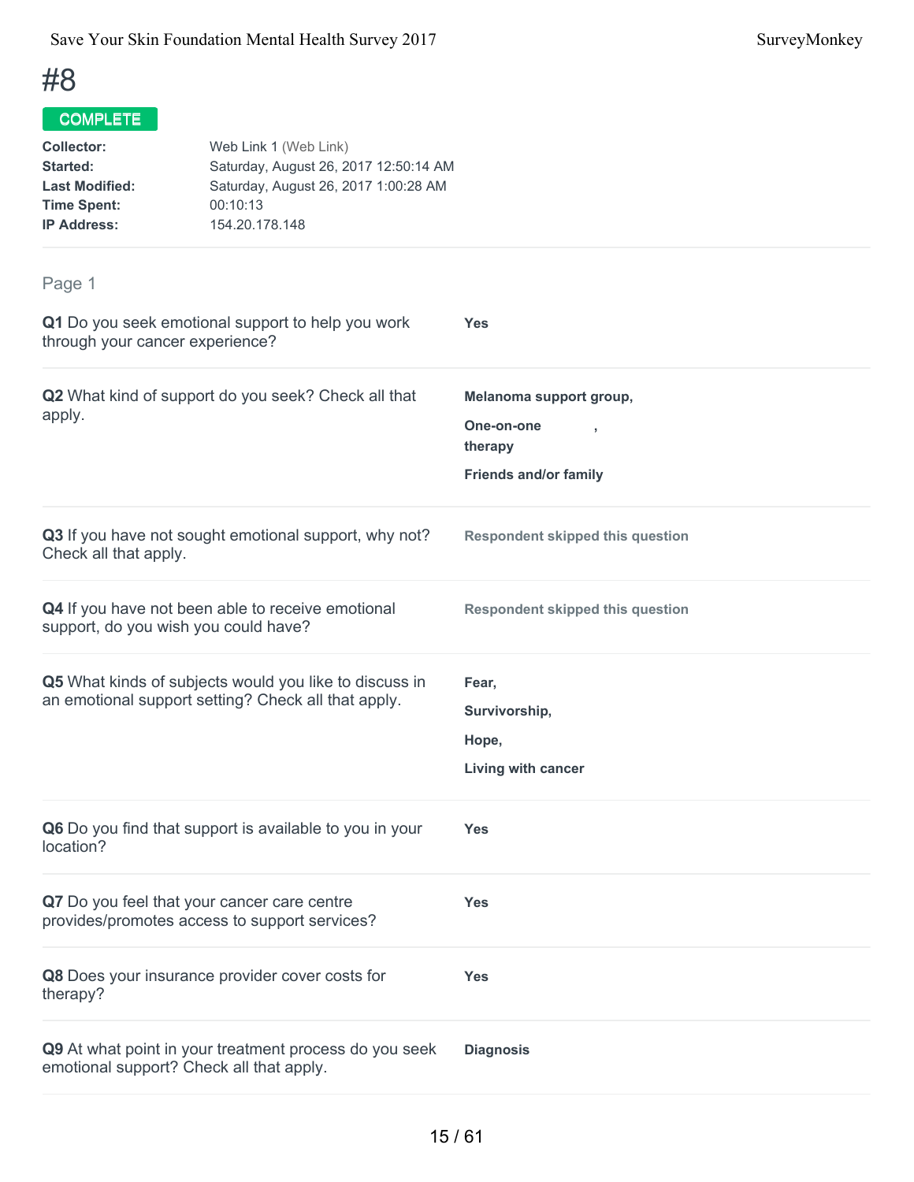# #8

**COMPLETE**

**Collector:** Web Link 1 (Web Link)
**Started:** Saturday, August 26, 2017 12:50:14 AM
**Last Modified:** Saturday, August 26, 2017 1:00:28 AM
**Time Spent:** 00:10:13
**IP Address:** 154.20.178.148

## Page 1

**Q1** Do you seek emotional support to help you work through your cancer experience?

**Yes**

**Q2** What kind of support do you seek? Check all that apply.

**Melanoma support group,**

**One-on-one therapy ,**

**Friends and/or family**

**Q3** If you have not sought emotional support, why not? Check all that apply.

**Respondent skipped this question**

**Q4** If you have not been able to receive emotional support, do you wish you could have?

**Respondent skipped this question**

**Q5** What kinds of subjects would you like to discuss in an emotional support setting? Check all that apply.

**Fear,**

**Survivorship,**

**Hope,**

**Living with cancer**

**Q6** Do you find that support is available to you in your location?

**Yes**

**Q7** Do you feel that your cancer care centre provides/promotes access to support services?

**Yes**

**Q8** Does your insurance provider cover costs for therapy?

**Yes**

**Q9** At what point in your treatment process do you seek emotional support? Check all that apply.

**Diagnosis**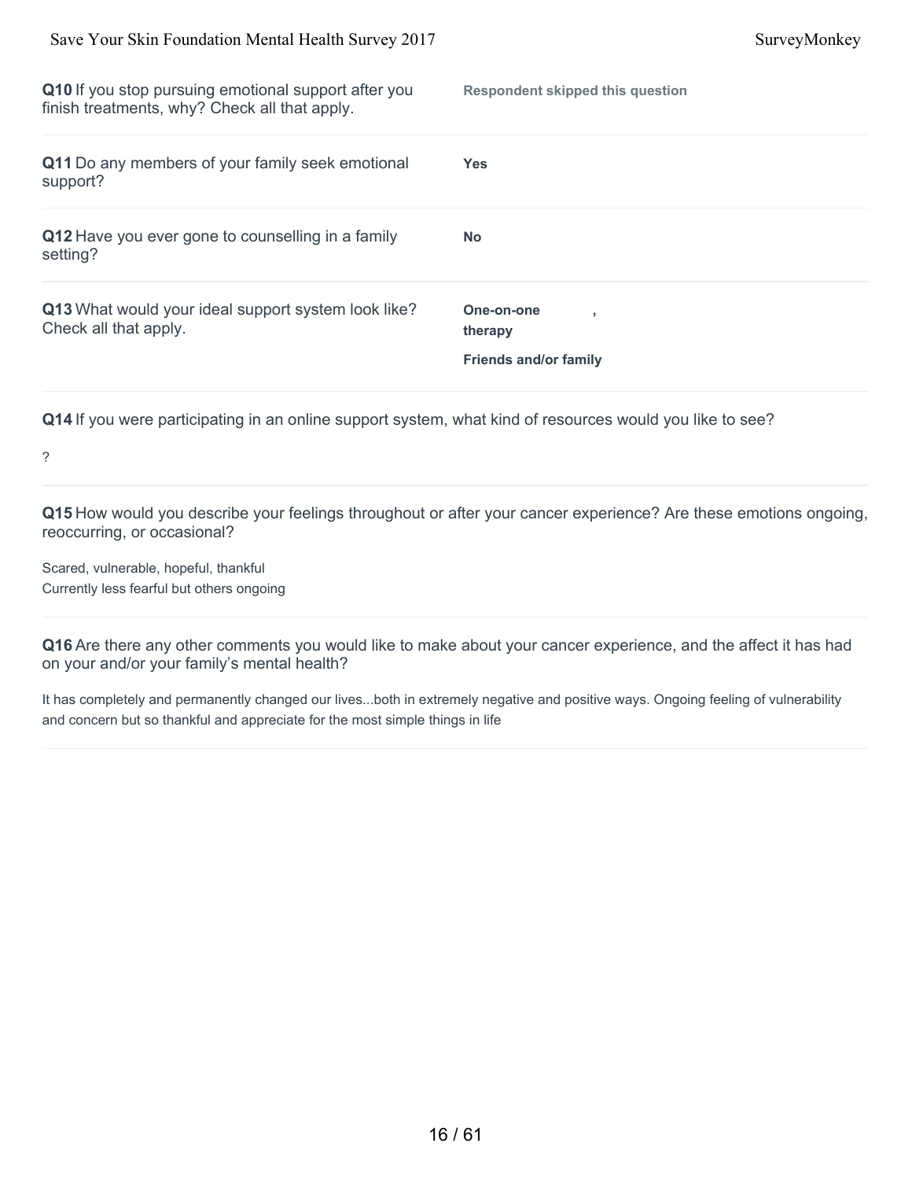**Q10** If you stop pursuing emotional support after you finish treatments, why? Check all that apply.

**Respondent skipped this question**

**Q11** Do any members of your family seek emotional support?

**Yes**

**Q12** Have you ever gone to counselling in a family setting?

**No**

**Q13** What would your ideal support system look like? Check all that apply.

**One-on-one therapy** ,

**Friends and/or family**

**Q14** If you were participating in an online support system, what kind of resources would you like to see?

?

**Q15** How would you describe your feelings throughout or after your cancer experience? Are these emotions ongoing, reoccurring, or occasional?

Scared, vulnerable, hopeful, thankful
Currently less fearful but others ongoing

**Q16** Are there any other comments you would like to make about your cancer experience, and the affect it has had on your and/or your family's mental health?

It has completely and permanently changed our lives...both in extremely negative and positive ways. Ongoing feeling of vulnerability and concern but so thankful and appreciate for the most simple things in life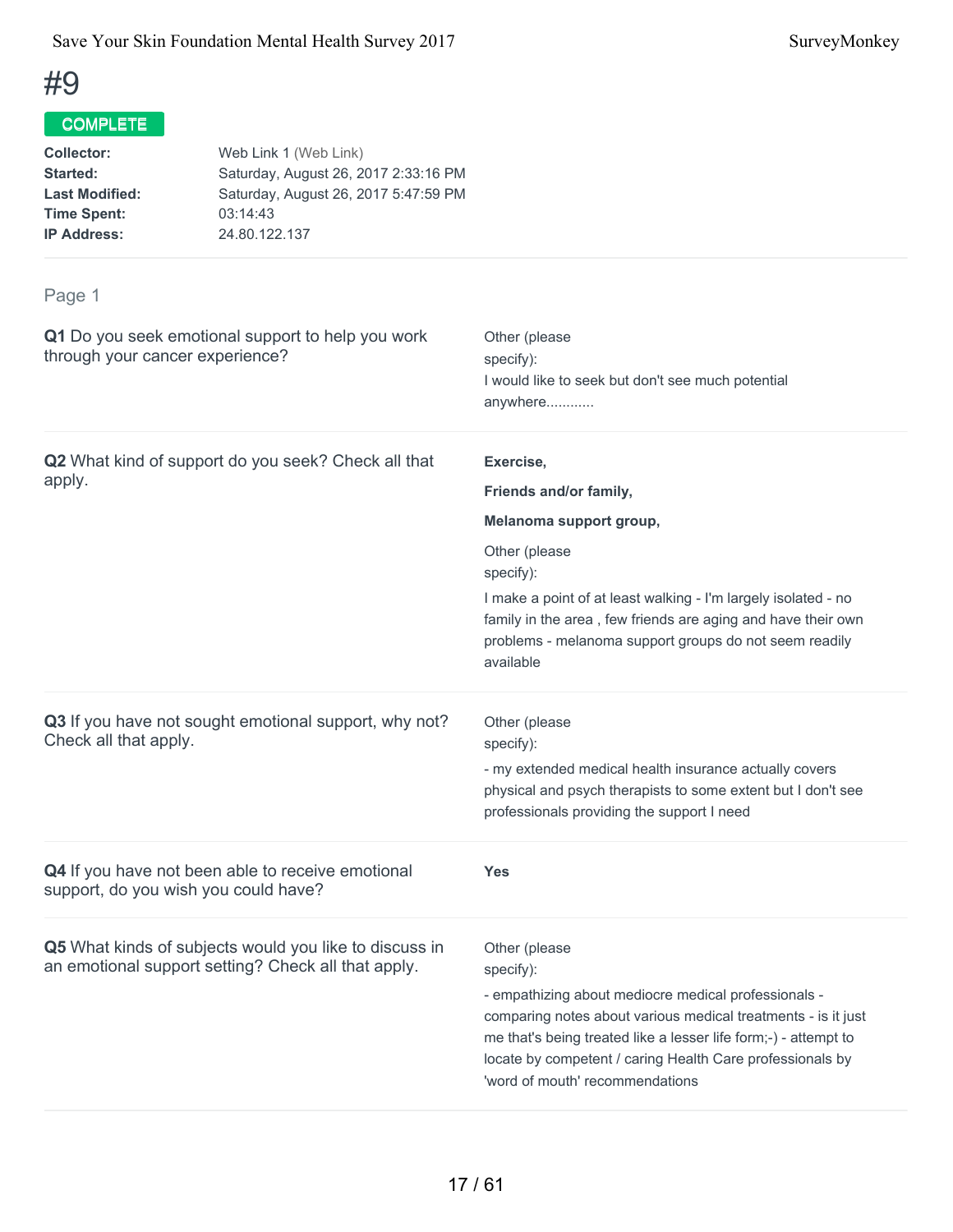# #9

**COMPLETE**

| | |
|---|---|
| **Collector:** | Web Link 1 (Web Link) |
| **Started:** | Saturday, August 26, 2017 2:33:16 PM |
| **Last Modified:** | Saturday, August 26, 2017 5:47:59 PM |
| **Time Spent:** | 03:14:43 |
| **IP Address:** | 24.80.122.137 |

## Page 1

**Q1** Do you seek emotional support to help you work through your cancer experience?

Other (please specify):
I would like to seek but don't see much potential anywhere............

**Q2** What kind of support do you seek? Check all that apply.

**Exercise,**

**Friends and/or family,**

**Melanoma support group,**

Other (please specify):
I make a point of at least walking - I'm largely isolated - no family in the area , few friends are aging and have their own problems - melanoma support groups do not seem readily available

**Q3** If you have not sought emotional support, why not? Check all that apply.

Other (please specify):
- my extended medical health insurance actually covers physical and psych therapists to some extent but I don't see professionals providing the support I need

**Q4** If you have not been able to receive emotional support, do you wish you could have?

**Yes**

**Q5** What kinds of subjects would you like to discuss in an emotional support setting? Check all that apply.

Other (please specify):
- empathizing about mediocre medical professionals - comparing notes about various medical treatments - is it just me that's being treated like a lesser life form;-) - attempt to locate by competent / caring Health Care professionals by 'word of mouth' recommendations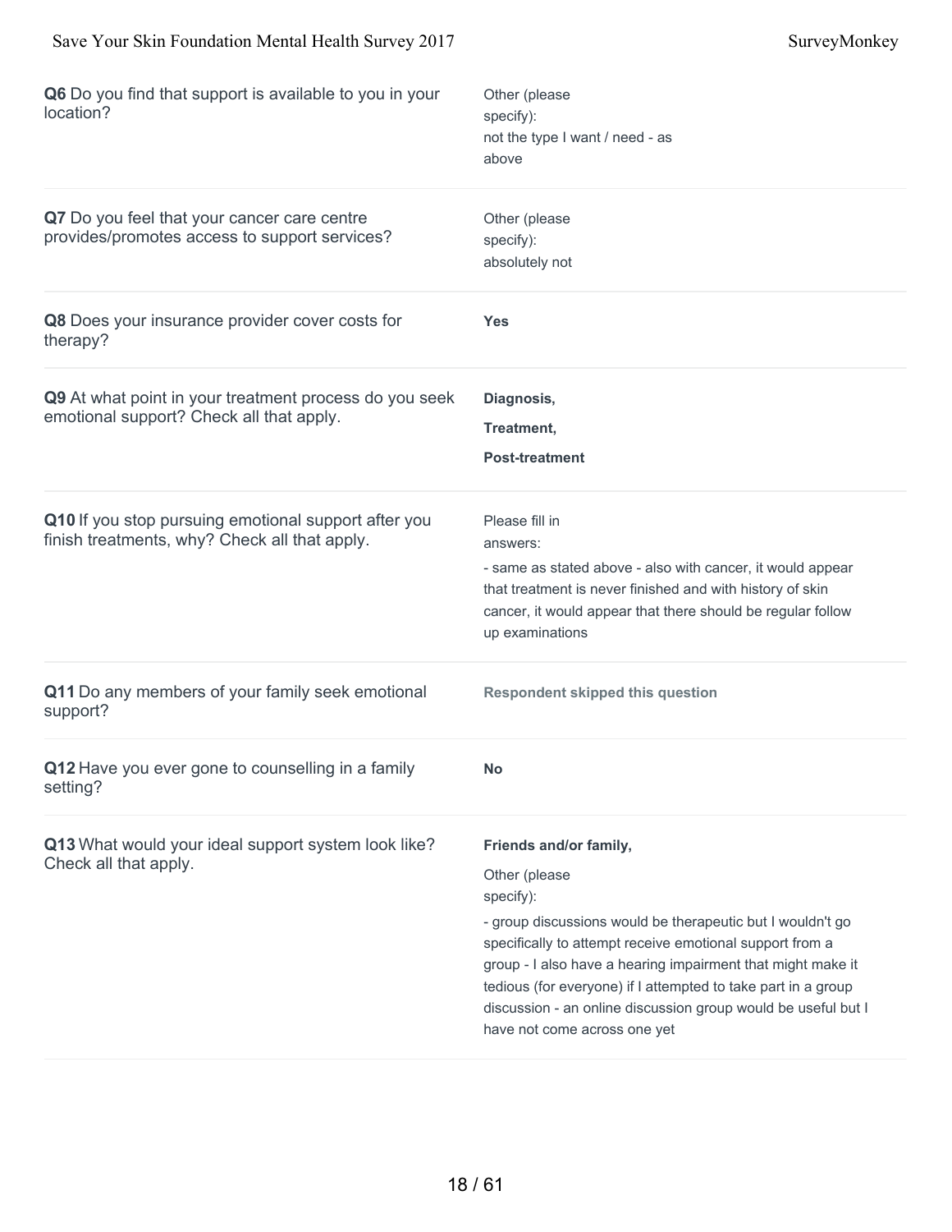| Question | Response |
|---|---|
| **Q6** Do you find that support is available to you in your location? | Other (please specify): not the type I want / need - as above |
| **Q7** Do you feel that your cancer care centre provides/promotes access to support services? | Other (please specify): absolutely not |
| **Q8** Does your insurance provider cover costs for therapy? | **Yes** |
| **Q9** At what point in your treatment process do you seek emotional support? Check all that apply. | **Diagnosis,** **Treatment,** **Post-treatment** |
| **Q10** If you stop pursuing emotional support after you finish treatments, why? Check all that apply. | Please fill in answers: - same as stated above - also with cancer, it would appear that treatment is never finished and with history of skin cancer, it would appear that there should be regular follow up examinations |
| **Q11** Do any members of your family seek emotional support? | **Respondent skipped this question** |
| **Q12** Have you ever gone to counselling in a family setting? | **No** |
| **Q13** What would your ideal support system look like? Check all that apply. | **Friends and/or family,** Other (please specify): - group discussions would be therapeutic but I wouldn't go specifically to attempt receive emotional support from a group - I also have a hearing impairment that might make it tedious (for everyone) if I attempted to take part in a group discussion - an online discussion group would be useful but I have not come across one yet |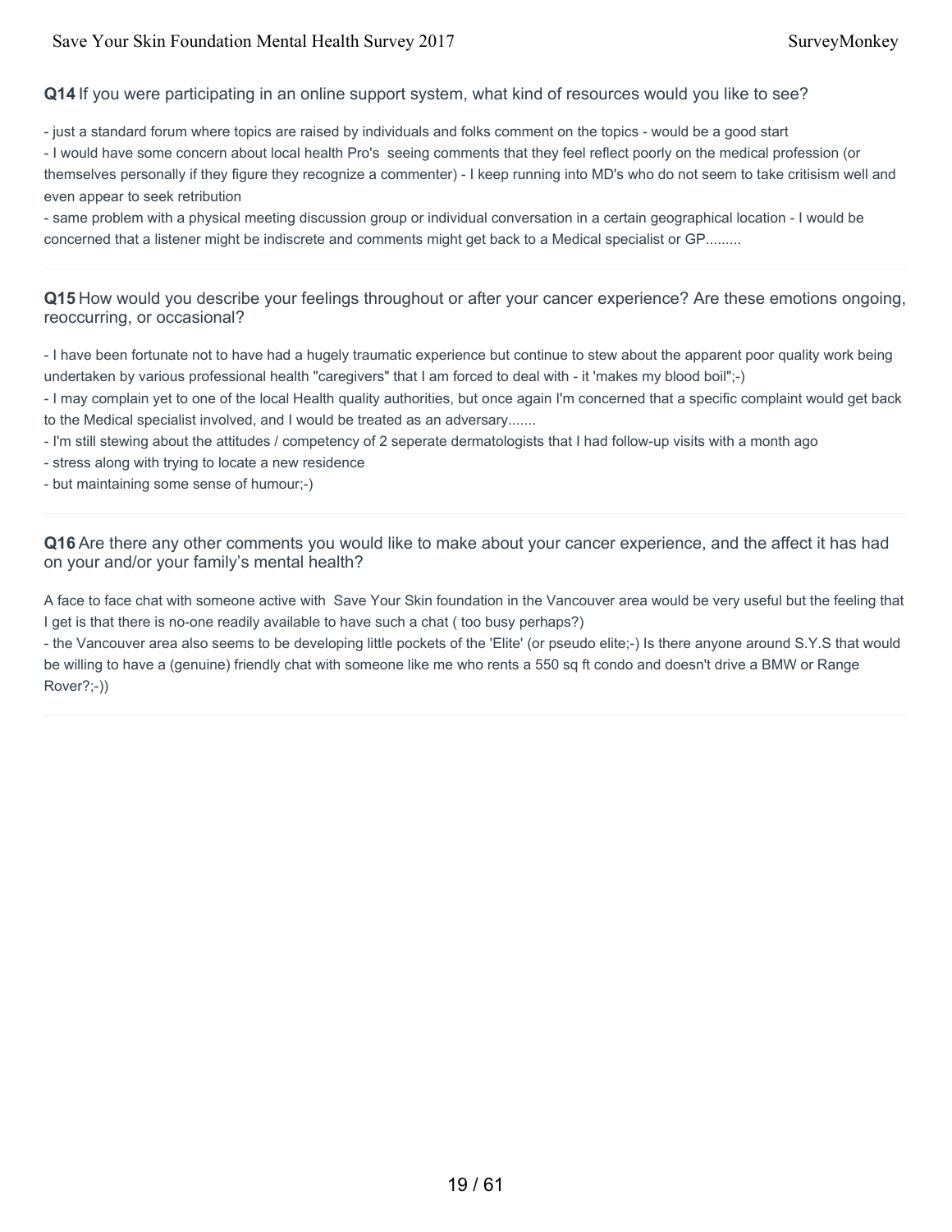**Q14** If you were participating in an online support system, what kind of resources would you like to see?

- just a standard forum where topics are raised by individuals and folks comment on the topics - would be a good start
- I would have some concern about local health Pro's seeing comments that they feel reflect poorly on the medical profession (or themselves personally if they figure they recognize a commenter) - I keep running into MD's who do not seem to take critisism well and even appear to seek retribution
- same problem with a physical meeting discussion group or individual conversation in a certain geographical location - I would be concerned that a listener might be indiscrete and comments might get back to a Medical specialist or GP.........

---

**Q15** How would you describe your feelings throughout or after your cancer experience? Are these emotions ongoing, reoccurring, or occasional?

- I have been fortunate not to have had a hugely traumatic experience but continue to stew about the apparent poor quality work being undertaken by various professional health "caregivers" that I am forced to deal with - it 'makes my blood boil";-)
- I may complain yet to one of the local Health quality authorities, but once again I'm concerned that a specific complaint would get back to the Medical specialist involved, and I would be treated as an adversary.......
- I'm still stewing about the attitudes / competency of 2 seperate dermatologists that I had follow-up visits with a month ago
- stress along with trying to locate a new residence
- but maintaining some sense of humour;-)

---

**Q16** Are there any other comments you would like to make about your cancer experience, and the affect it has had on your and/or your family's mental health?

A face to face chat with someone active with Save Your Skin foundation in the Vancouver area would be very useful but the feeling that I get is that there is no-one readily available to have such a chat ( too busy perhaps?)
- the Vancouver area also seems to be developing little pockets of the 'Elite' (or pseudo elite;-) Is there anyone around S.Y.S that would be willing to have a (genuine) friendly chat with someone like me who rents a 550 sq ft condo and doesn't drive a BMW or Range Rover?;-))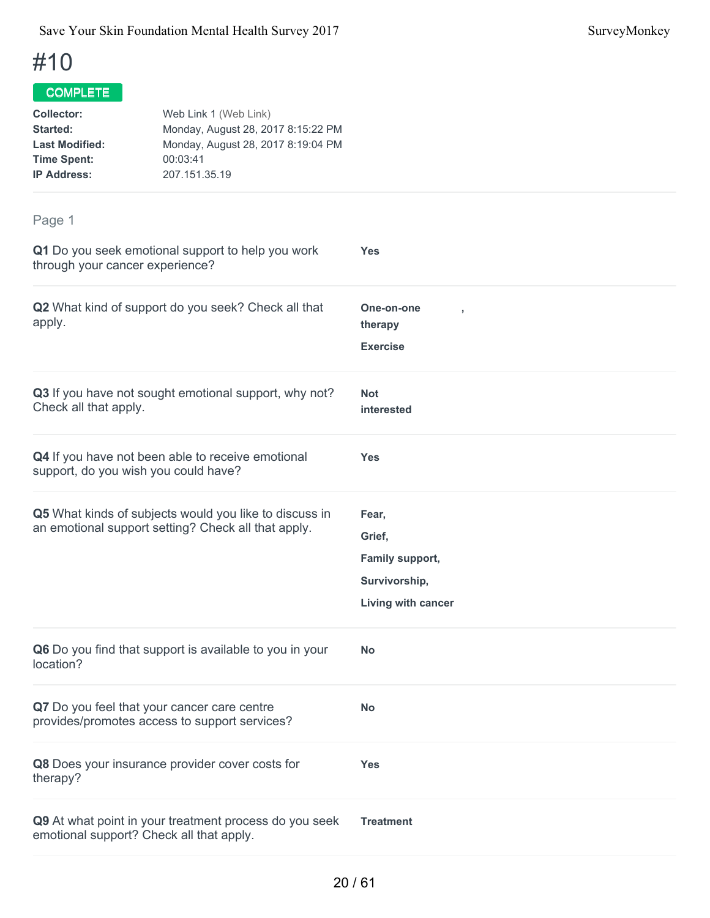# #10

**COMPLETE**

**Collector:** Web Link 1 (Web Link)
**Started:** Monday, August 28, 2017 8:15:22 PM
**Last Modified:** Monday, August 28, 2017 8:19:04 PM
**Time Spent:** 00:03:41
**IP Address:** 207.151.35.19

Page 1

**Q1** Do you seek emotional support to help you work through your cancer experience?

**Yes**

**Q2** What kind of support do you seek? Check all that apply.

**One-on-one therapy ,**

**Exercise**

**Q3** If you have not sought emotional support, why not? Check all that apply.

**Not interested**

**Q4** If you have not been able to receive emotional support, do you wish you could have?

**Yes**

**Q5** What kinds of subjects would you like to discuss in an emotional support setting? Check all that apply.

**Fear,**

**Grief,**

**Family support,**

**Survivorship,**

**Living with cancer**

**Q6** Do you find that support is available to you in your location?

**No**

**Q7** Do you feel that your cancer care centre provides/promotes access to support services?

**No**

**Q8** Does your insurance provider cover costs for therapy?

**Yes**

**Q9** At what point in your treatment process do you seek emotional support? Check all that apply.

**Treatment**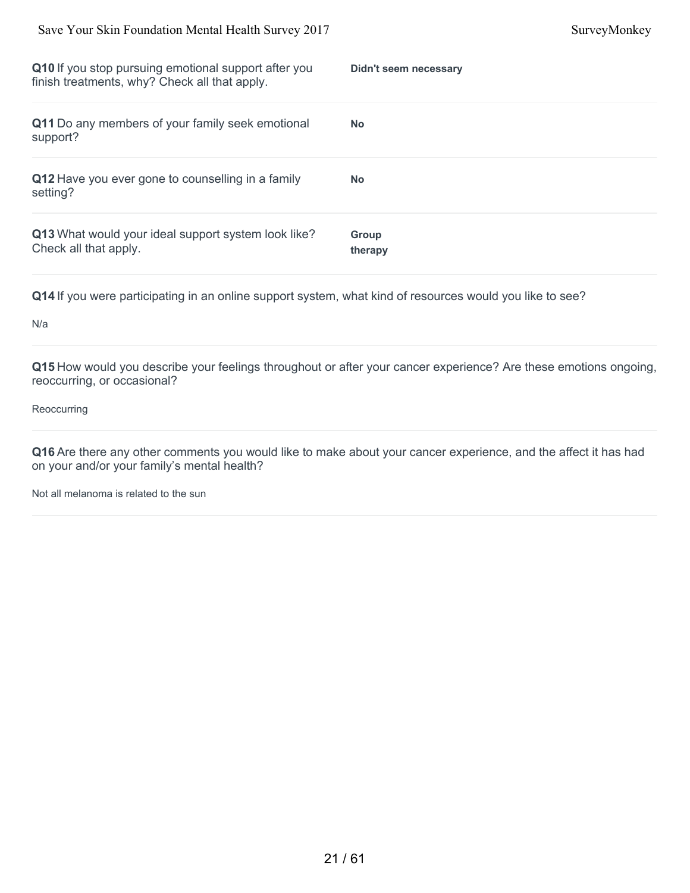**Q10** If you stop pursuing emotional support after you finish treatments, why? Check all that apply.

**Didn't seem necessary**

**Q11** Do any members of your family seek emotional support?

**No**

**Q12** Have you ever gone to counselling in a family setting?

**No**

**Q13** What would your ideal support system look like? Check all that apply.

**Group therapy**

**Q14** If you were participating in an online support system, what kind of resources would you like to see?

N/a

**Q15** How would you describe your feelings throughout or after your cancer experience? Are these emotions ongoing, reoccurring, or occasional?

Reoccurring

**Q16** Are there any other comments you would like to make about your cancer experience, and the affect it has had on your and/or your family's mental health?

Not all melanoma is related to the sun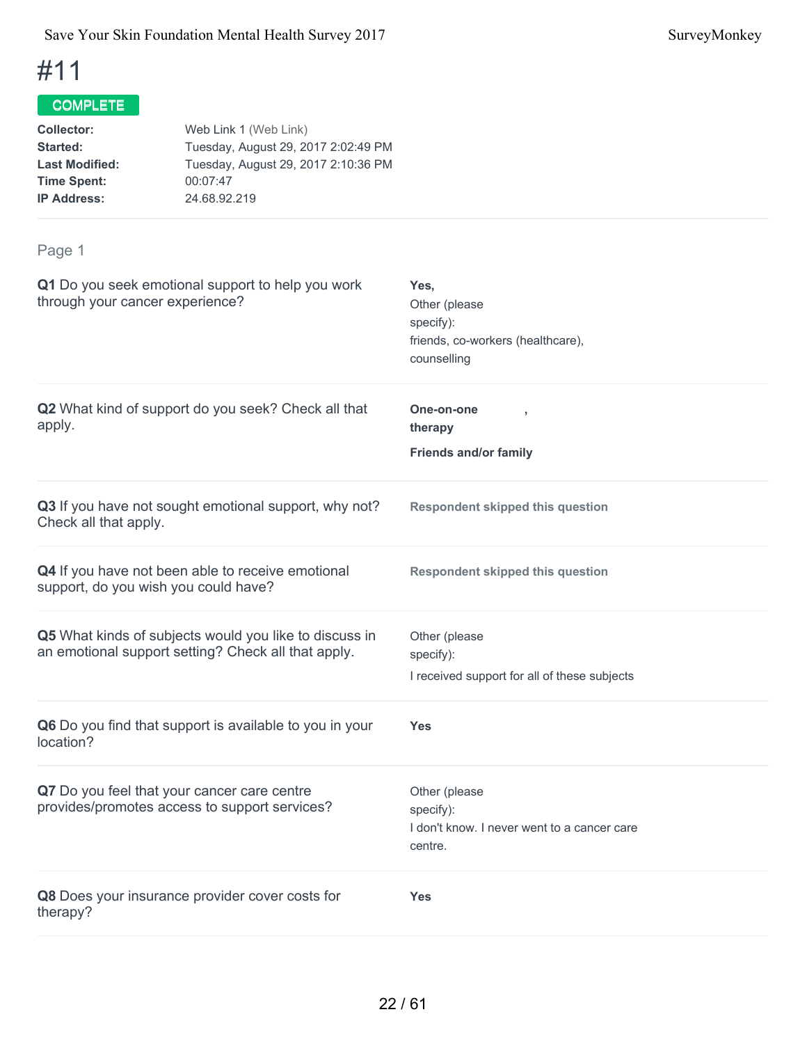# #11

**COMPLETE**

| | |
|---|---|
| **Collector:** | Web Link 1 (Web Link) |
| **Started:** | Tuesday, August 29, 2017 2:02:49 PM |
| **Last Modified:** | Tuesday, August 29, 2017 2:10:36 PM |
| **Time Spent:** | 00:07:47 |
| **IP Address:** | 24.68.92.219 |

## Page 1

**Q1** Do you seek emotional support to help you work through your cancer experience?

**Yes,**
Other (please specify):
friends, co-workers (healthcare), counselling

**Q2** What kind of support do you seek? Check all that apply.

**One-on-one therapy** ,

**Friends and/or family**

**Q3** If you have not sought emotional support, why not? Check all that apply.

**Respondent skipped this question**

**Q4** If you have not been able to receive emotional support, do you wish you could have?

**Respondent skipped this question**

**Q5** What kinds of subjects would you like to discuss in an emotional support setting? Check all that apply.

Other (please specify):
I received support for all of these subjects

**Q6** Do you find that support is available to you in your location?

**Yes**

**Q7** Do you feel that your cancer care centre provides/promotes access to support services?

Other (please specify):
I don't know. I never went to a cancer care centre.

**Q8** Does your insurance provider cover costs for therapy?

**Yes**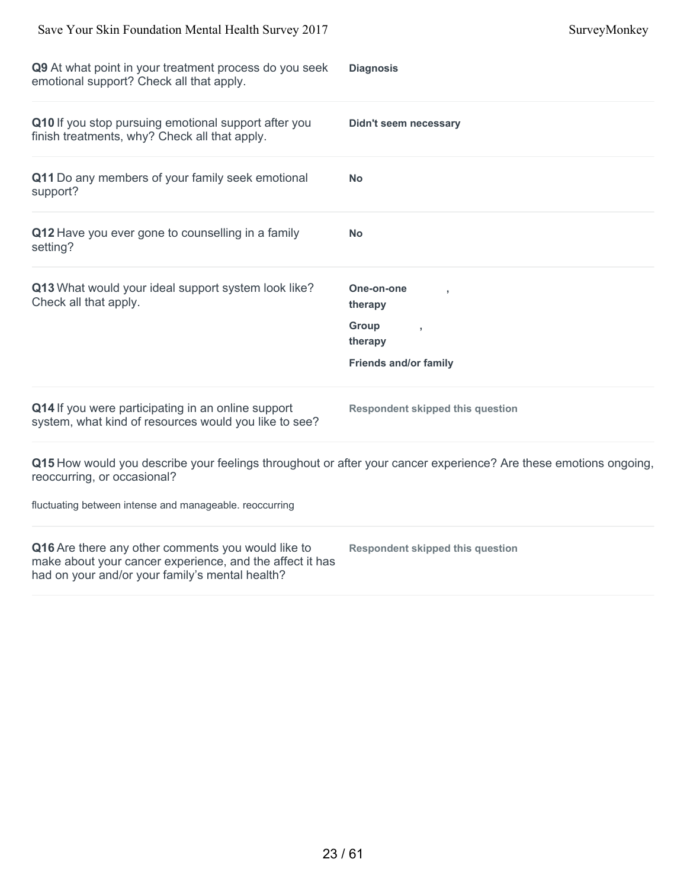**Q9** At what point in your treatment process do you seek emotional support? Check all that apply.

**Diagnosis**

**Q10** If you stop pursuing emotional support after you finish treatments, why? Check all that apply.

**Didn't seem necessary**

**Q11** Do any members of your family seek emotional support?

**No**

**Q12** Have you ever gone to counselling in a family setting?

**No**

**Q13** What would your ideal support system look like? Check all that apply.

**One-on-one therapy** ,

**Group therapy** ,

**Friends and/or family**

**Q14** If you were participating in an online support system, what kind of resources would you like to see?

**Respondent skipped this question**

**Q15** How would you describe your feelings throughout or after your cancer experience? Are these emotions ongoing, reoccurring, or occasional?

fluctuating between intense and manageable. reoccurring

**Q16** Are there any other comments you would like to make about your cancer experience, and the affect it has had on your and/or your family's mental health?

**Respondent skipped this question**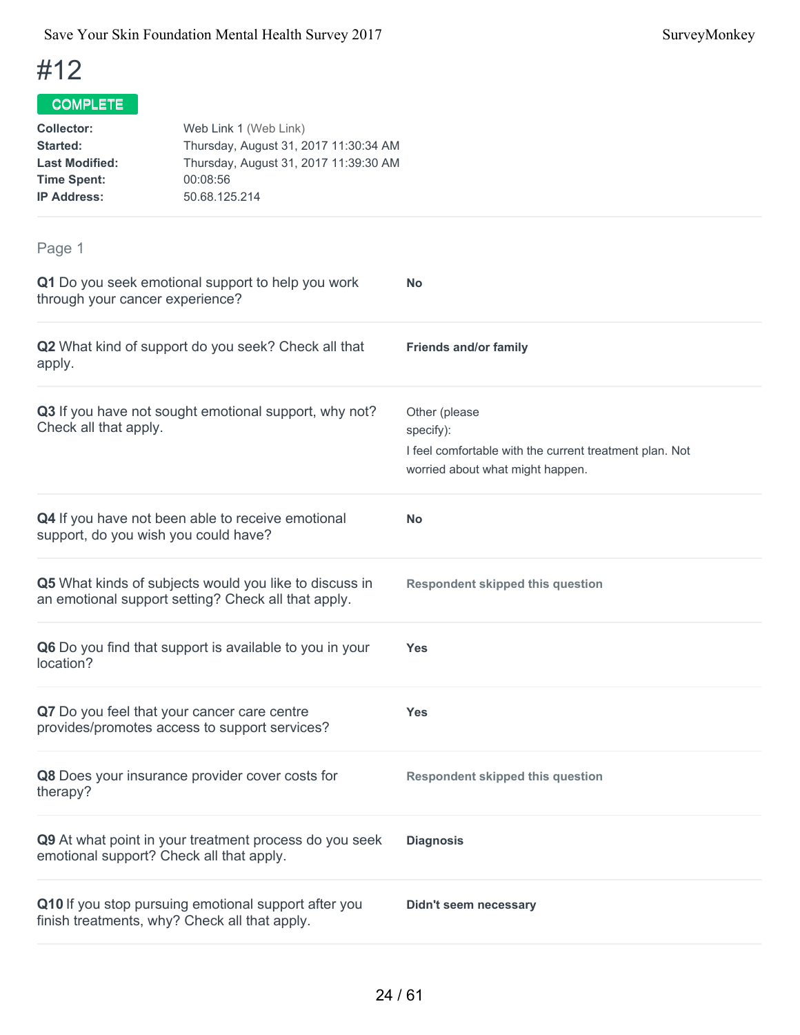# #12

**COMPLETE**

| | |
|---|---|
| **Collector:** | Web Link 1 (Web Link) |
| **Started:** | Thursday, August 31, 2017 11:30:34 AM |
| **Last Modified:** | Thursday, August 31, 2017 11:39:30 AM |
| **Time Spent:** | 00:08:56 |
| **IP Address:** | 50.68.125.214 |

## Page 1

| Question | Answer |
|---|---|
| **Q1** Do you seek emotional support to help you work through your cancer experience? | **No** |
| **Q2** What kind of support do you seek? Check all that apply. | **Friends and/or family** |
| **Q3** If you have not sought emotional support, why not? Check all that apply. | Other (please specify): I feel comfortable with the current treatment plan. Not worried about what might happen. |
| **Q4** If you have not been able to receive emotional support, do you wish you could have? | **No** |
| **Q5** What kinds of subjects would you like to discuss in an emotional support setting? Check all that apply. | **Respondent skipped this question** |
| **Q6** Do you find that support is available to you in your location? | **Yes** |
| **Q7** Do you feel that your cancer care centre provides/promotes access to support services? | **Yes** |
| **Q8** Does your insurance provider cover costs for therapy? | **Respondent skipped this question** |
| **Q9** At what point in your treatment process do you seek emotional support? Check all that apply. | **Diagnosis** |
| **Q10** If you stop pursuing emotional support after you finish treatments, why? Check all that apply. | **Didn't seem necessary** |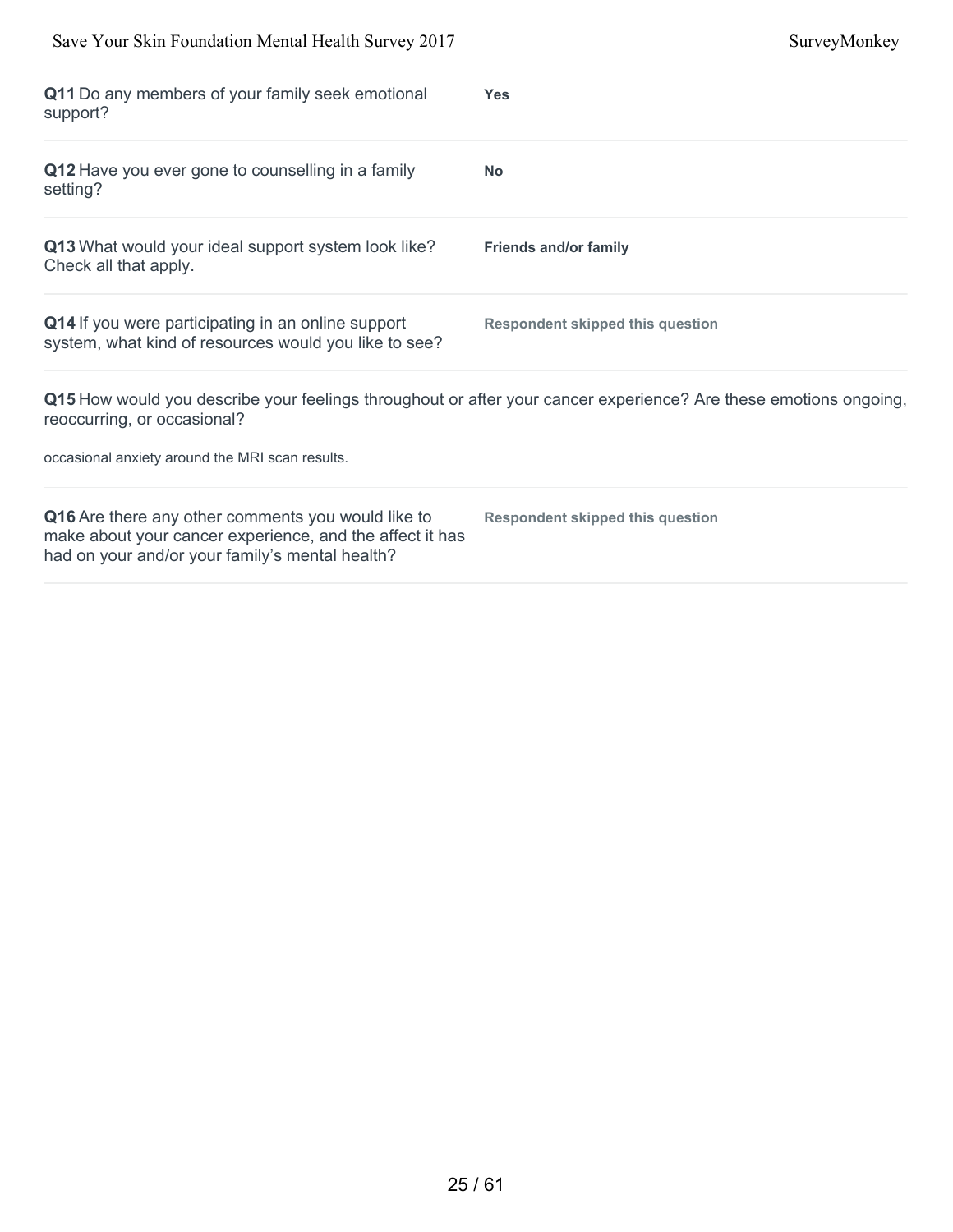**Q11** Do any members of your family seek emotional support?

**Yes**

**Q12** Have you ever gone to counselling in a family setting?

**No**

**Q13** What would your ideal support system look like? Check all that apply.

**Friends and/or family**

**Q14** If you were participating in an online support system, what kind of resources would you like to see?

**Respondent skipped this question**

**Q15** How would you describe your feelings throughout or after your cancer experience? Are these emotions ongoing, reoccurring, or occasional?

occasional anxiety around the MRI scan results.

**Q16** Are there any other comments you would like to make about your cancer experience, and the affect it has had on your and/or your family's mental health?

**Respondent skipped this question**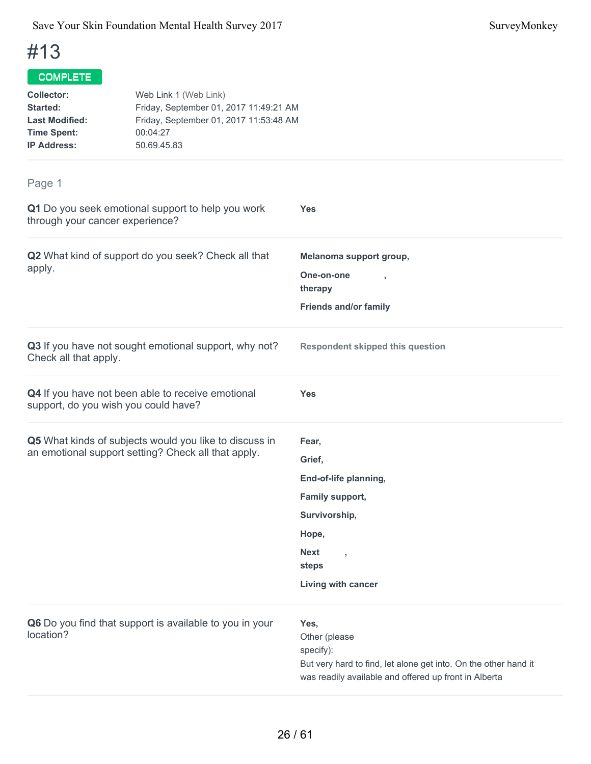# #13

**COMPLETE**

| | |
|---|---|
| **Collector:** | Web Link 1 (Web Link) |
| **Started:** | Friday, September 01, 2017 11:49:21 AM |
| **Last Modified:** | Friday, September 01, 2017 11:53:48 AM |
| **Time Spent:** | 00:04:27 |
| **IP Address:** | 50.69.45.83 |

## Page 1

**Q1** Do you seek emotional support to help you work through your cancer experience?

**Yes**

**Q2** What kind of support do you seek? Check all that apply.

**Melanoma support group,**

**One-on-one therapy,**

**Friends and/or family**

**Q3** If you have not sought emotional support, why not? Check all that apply.

**Respondent skipped this question**

**Q4** If you have not been able to receive emotional support, do you wish you could have?

**Yes**

**Q5** What kinds of subjects would you like to discuss in an emotional support setting? Check all that apply.

**Fear,**

**Grief,**

**End-of-life planning,**

**Family support,**

**Survivorship,**

**Hope,**

**Next steps,**

**Living with cancer**

**Q6** Do you find that support is available to you in your location?

**Yes,**

Other (please specify):
But very hard to find, let alone get into. On the other hand it was readily available and offered up front in Alberta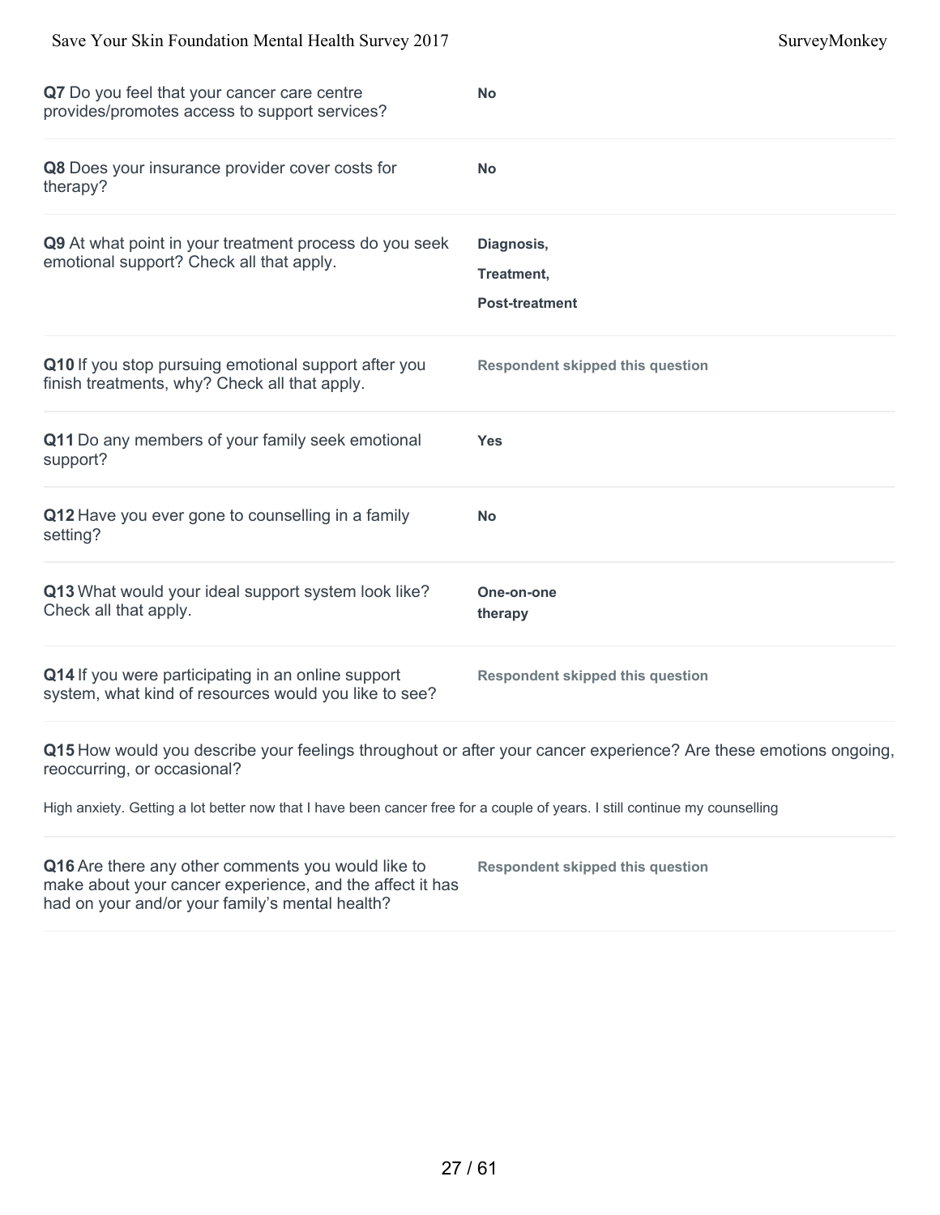**Q7** Do you feel that your cancer care centre provides/promotes access to support services?

**No**

**Q8** Does your insurance provider cover costs for therapy?

**No**

**Q9** At what point in your treatment process do you seek emotional support? Check all that apply.

**Diagnosis,**

**Treatment,**

**Post-treatment**

**Q10** If you stop pursuing emotional support after you finish treatments, why? Check all that apply.

**Respondent skipped this question**

**Q11** Do any members of your family seek emotional support?

**Yes**

**Q12** Have you ever gone to counselling in a family setting?

**No**

**Q13** What would your ideal support system look like? Check all that apply.

**One-on-one therapy**

**Q14** If you were participating in an online support system, what kind of resources would you like to see?

**Respondent skipped this question**

**Q15** How would you describe your feelings throughout or after your cancer experience? Are these emotions ongoing, reoccurring, or occasional?

High anxiety. Getting a lot better now that I have been cancer free for a couple of years. I still continue my counselling

**Q16** Are there any other comments you would like to make about your cancer experience, and the affect it has had on your and/or your family's mental health?

**Respondent skipped this question**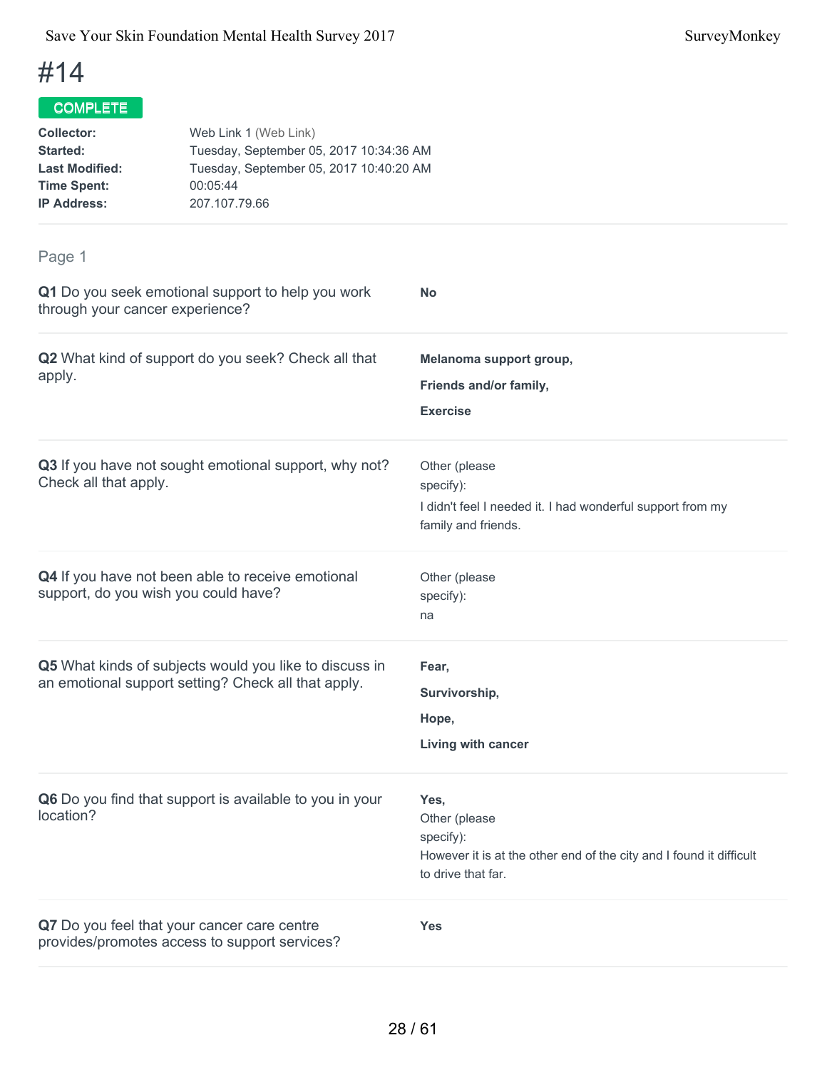# #14

**COMPLETE**

| | |
|---|---|
| **Collector:** | Web Link 1 (Web Link) |
| **Started:** | Tuesday, September 05, 2017 10:34:36 AM |
| **Last Modified:** | Tuesday, September 05, 2017 10:40:20 AM |
| **Time Spent:** | 00:05:44 |
| **IP Address:** | 207.107.79.66 |

## Page 1

**Q1** Do you seek emotional support to help you work through your cancer experience?

**No**

**Q2** What kind of support do you seek? Check all that apply.

**Melanoma support group,**

**Friends and/or family,**

**Exercise**

**Q3** If you have not sought emotional support, why not? Check all that apply.

Other (please specify):
I didn't feel I needed it. I had wonderful support from my family and friends.

**Q4** If you have not been able to receive emotional support, do you wish you could have?

Other (please specify):
na

**Q5** What kinds of subjects would you like to discuss in an emotional support setting? Check all that apply.

**Fear,**

**Survivorship,**

**Hope,**

**Living with cancer**

**Q6** Do you find that support is available to you in your location?

**Yes,**
Other (please specify):
However it is at the other end of the city and I found it difficult to drive that far.

**Q7** Do you feel that your cancer care centre provides/promotes access to support services?

**Yes**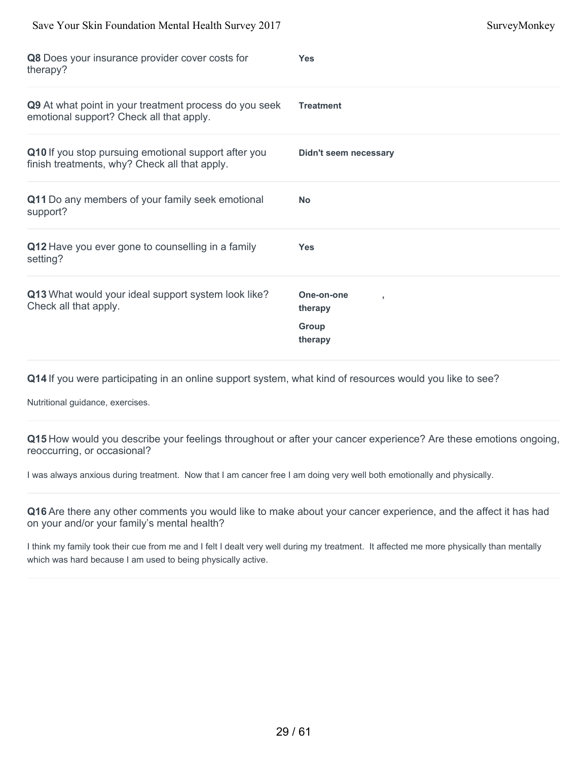| Question | Answer |
|---|---|
| **Q8** Does your insurance provider cover costs for therapy? | **Yes** |
| **Q9** At what point in your treatment process do you seek emotional support? Check all that apply. | **Treatment** |
| **Q10** If you stop pursuing emotional support after you finish treatments, why? Check all that apply. | **Didn't seem necessary** |
| **Q11** Do any members of your family seek emotional support? | **No** |
| **Q12** Have you ever gone to counselling in a family setting? | **Yes** |
| **Q13** What would your ideal support system look like? Check all that apply. | **One-on-one therapy** , **Group therapy** |

**Q14** If you were participating in an online support system, what kind of resources would you like to see?

Nutritional guidance, exercises.

**Q15** How would you describe your feelings throughout or after your cancer experience? Are these emotions ongoing, reoccurring, or occasional?

I was always anxious during treatment. Now that I am cancer free I am doing very well both emotionally and physically.

**Q16** Are there any other comments you would like to make about your cancer experience, and the affect it has had on your and/or your family's mental health?

I think my family took their cue from me and I felt I dealt very well during my treatment. It affected me more physically than mentally which was hard because I am used to being physically active.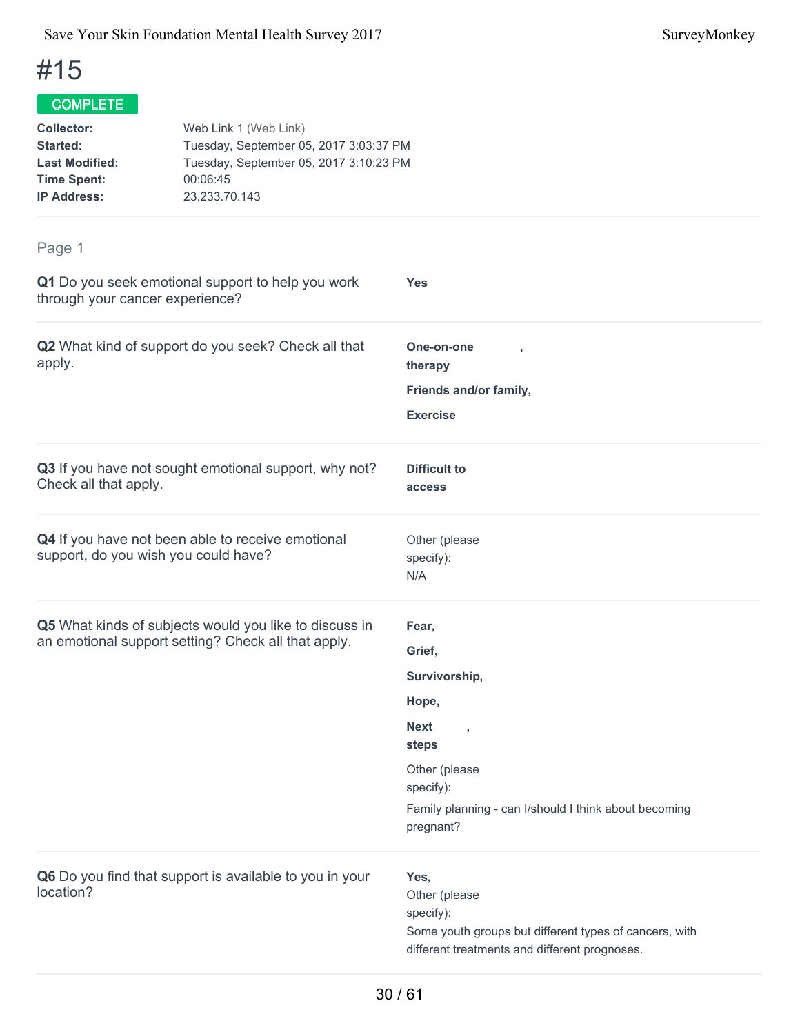# #15

**COMPLETE**

**Collector:** Web Link 1 (Web Link)
**Started:** Tuesday, September 05, 2017 3:03:37 PM
**Last Modified:** Tuesday, September 05, 2017 3:10:23 PM
**Time Spent:** 00:06:45
**IP Address:** 23.233.70.143

## Page 1

**Q1** Do you seek emotional support to help you work through your cancer experience?

**Yes**

**Q2** What kind of support do you seek? Check all that apply.

**One-on-one therapy,**

**Friends and/or family,**

**Exercise**

**Q3** If you have not sought emotional support, why not? Check all that apply.

**Difficult to access**

**Q4** If you have not been able to receive emotional support, do you wish you could have?

Other (please specify):
N/A

**Q5** What kinds of subjects would you like to discuss in an emotional support setting? Check all that apply.

**Fear,**

**Grief,**

**Survivorship,**

**Hope,**

**Next steps,**

Other (please specify):
Family planning - can I/should I think about becoming pregnant?

**Q6** Do you find that support is available to you in your location?

**Yes,**
Other (please specify):
Some youth groups but different types of cancers, with different treatments and different prognoses.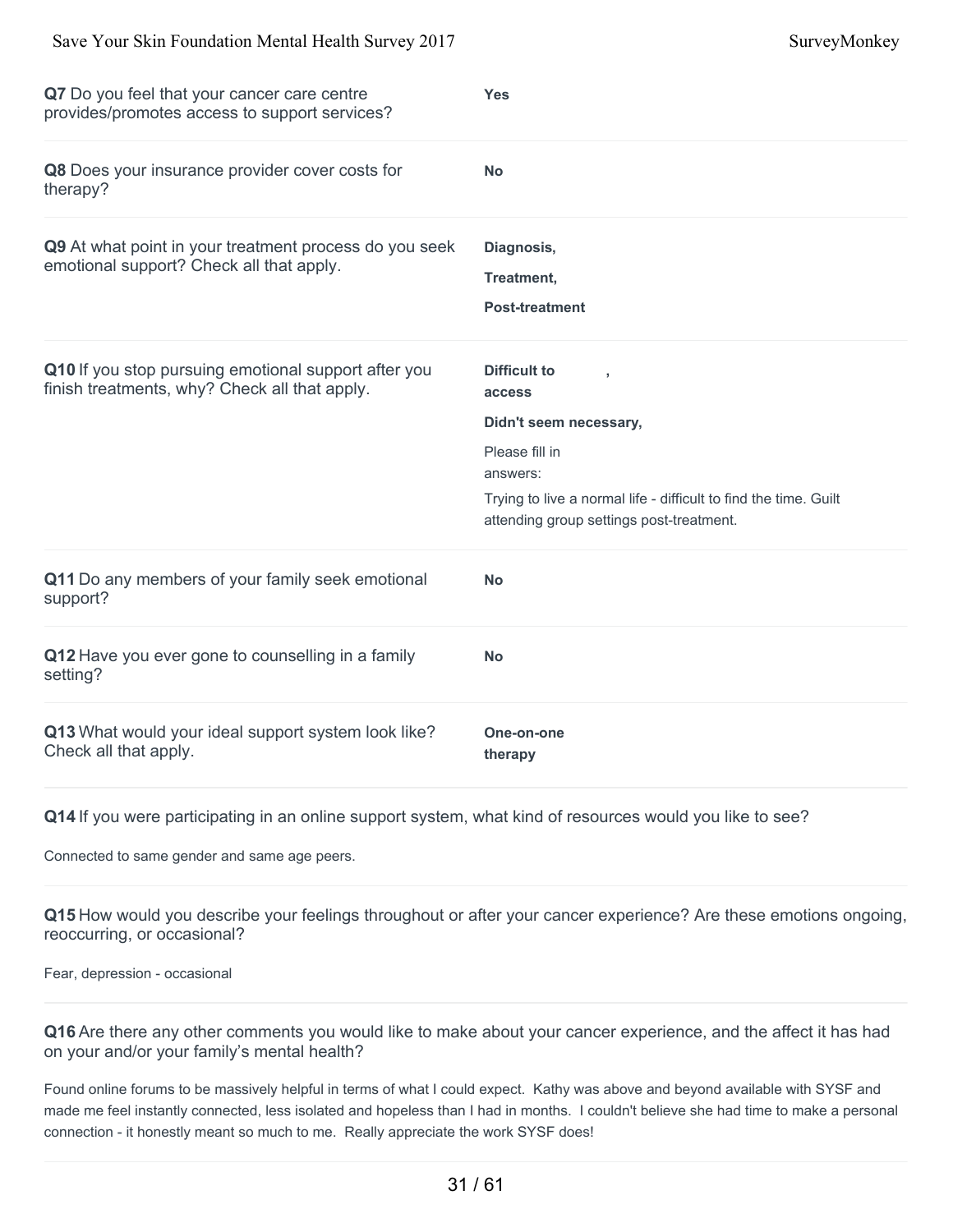**Q7** Do you feel that your cancer care centre provides/promotes access to support services?

**Yes**

**Q8** Does your insurance provider cover costs for therapy?

**No**

**Q9** At what point in your treatment process do you seek emotional support? Check all that apply.

**Diagnosis,**

**Treatment,**

**Post-treatment**

**Q10** If you stop pursuing emotional support after you finish treatments, why? Check all that apply.

**Difficult to access,**

**Didn't seem necessary,**

Please fill in answers:

Trying to live a normal life - difficult to find the time. Guilt attending group settings post-treatment.

**Q11** Do any members of your family seek emotional support?

**No**

**Q12** Have you ever gone to counselling in a family setting?

**No**

**Q13** What would your ideal support system look like? Check all that apply.

**One-on-one therapy**

**Q14** If you were participating in an online support system, what kind of resources would you like to see?

Connected to same gender and same age peers.

**Q15** How would you describe your feelings throughout or after your cancer experience? Are these emotions ongoing, reoccurring, or occasional?

Fear, depression - occasional

**Q16** Are there any other comments you would like to make about your cancer experience, and the affect it has had on your and/or your family's mental health?

Found online forums to be massively helpful in terms of what I could expect. Kathy was above and beyond available with SYSF and made me feel instantly connected, less isolated and hopeless than I had in months. I couldn't believe she had time to make a personal connection - it honestly meant so much to me. Really appreciate the work SYSF does!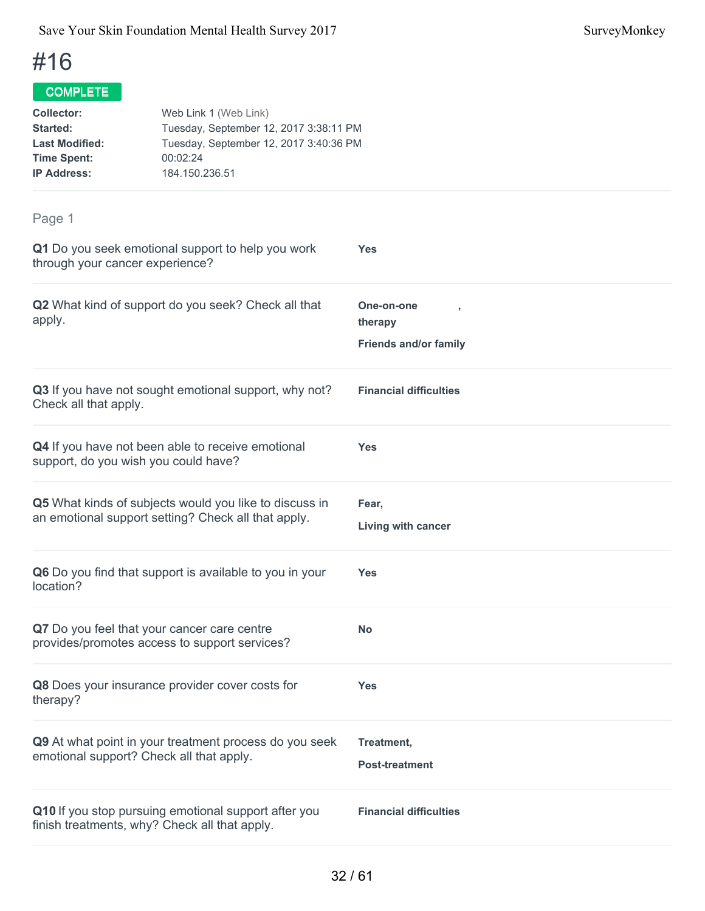# #16

**COMPLETE**

**Collector:** Web Link 1 (Web Link)
**Started:** Tuesday, September 12, 2017 3:38:11 PM
**Last Modified:** Tuesday, September 12, 2017 3:40:36 PM
**Time Spent:** 00:02:24
**IP Address:** 184.150.236.51

---

## Page 1

**Q1** Do you seek emotional support to help you work through your cancer experience?

**Yes**

---

**Q2** What kind of support do you seek? Check all that apply.

**One-on-one therapy,**

**Friends and/or family**

---

**Q3** If you have not sought emotional support, why not? Check all that apply.

**Financial difficulties**

---

**Q4** If you have not been able to receive emotional support, do you wish you could have?

**Yes**

---

**Q5** What kinds of subjects would you like to discuss in an emotional support setting? Check all that apply.

**Fear,**

**Living with cancer**

---

**Q6** Do you find that support is available to you in your location?

**Yes**

---

**Q7** Do you feel that your cancer care centre provides/promotes access to support services?

**No**

---

**Q8** Does your insurance provider cover costs for therapy?

**Yes**

---

**Q9** At what point in your treatment process do you seek emotional support? Check all that apply.

**Treatment,**

**Post-treatment**

---

**Q10** If you stop pursuing emotional support after you finish treatments, why? Check all that apply.

**Financial difficulties**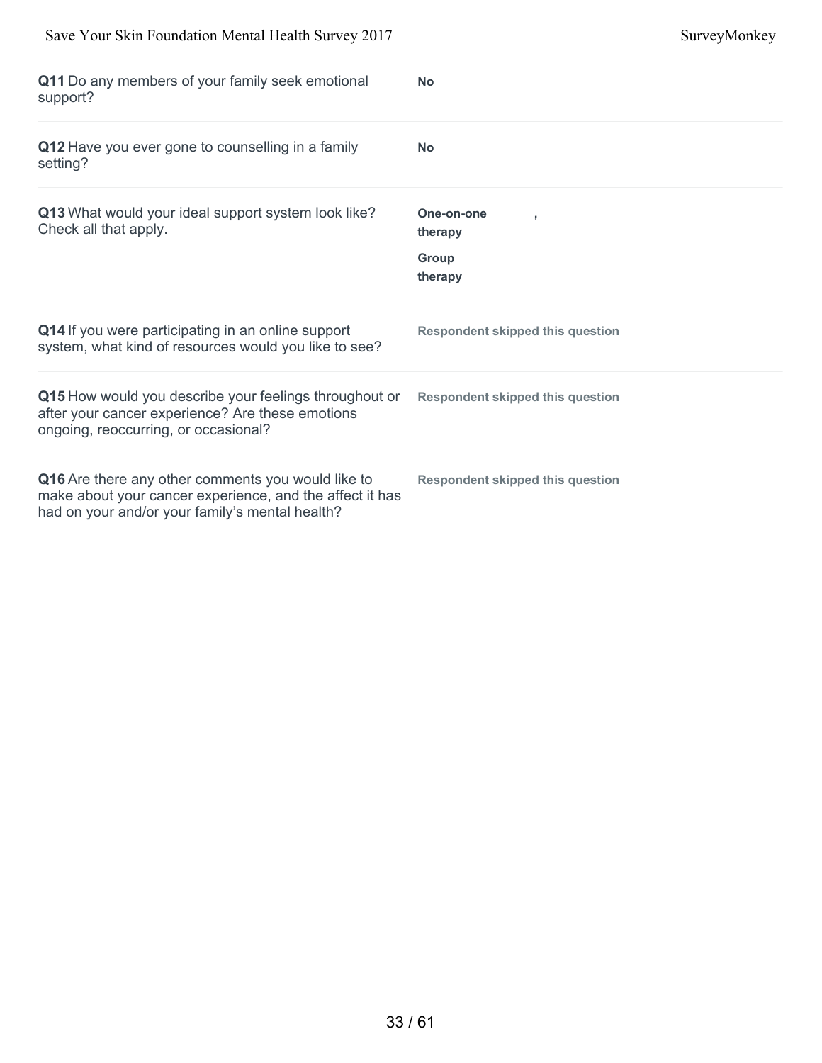| | |
|---|---|
| **Q11** Do any members of your family seek emotional support? | **No** |
| **Q12** Have you ever gone to counselling in a family setting? | **No** |
| **Q13** What would your ideal support system look like? Check all that apply. | **One-on-one therapy** , **Group therapy** |
| **Q14** If you were participating in an online support system, what kind of resources would you like to see? | **Respondent skipped this question** |
| **Q15** How would you describe your feelings throughout or after your cancer experience? Are these emotions ongoing, reoccurring, or occasional? | **Respondent skipped this question** |
| **Q16** Are there any other comments you would like to make about your cancer experience, and the affect it has had on your and/or your family's mental health? | **Respondent skipped this question** |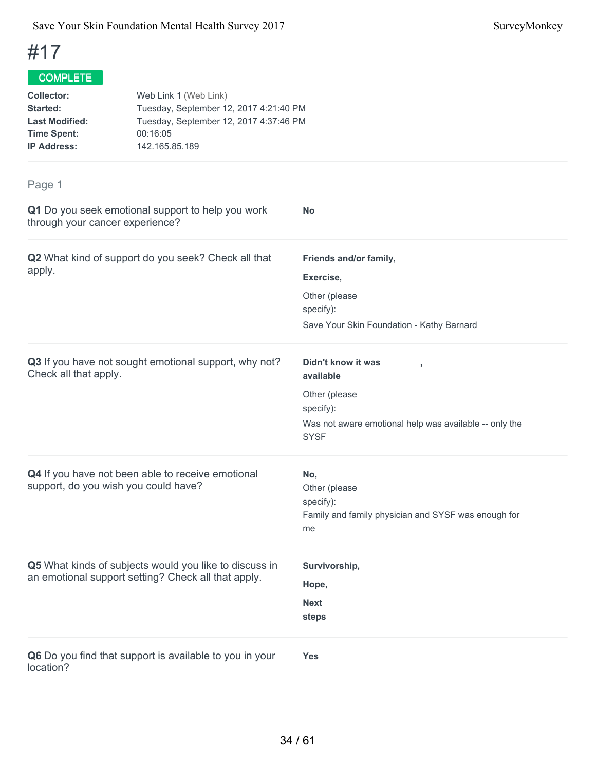# #17

**COMPLETE**

| | |
|---|---|
| **Collector:** | Web Link 1 (Web Link) |
| **Started:** | Tuesday, September 12, 2017 4:21:40 PM |
| **Last Modified:** | Tuesday, September 12, 2017 4:37:46 PM |
| **Time Spent:** | 00:16:05 |
| **IP Address:** | 142.165.85.189 |

## Page 1

**Q1** Do you seek emotional support to help you work through your cancer experience?

**No**

**Q2** What kind of support do you seek? Check all that apply.

**Friends and/or family,**

**Exercise,**

Other (please specify):

Save Your Skin Foundation - Kathy Barnard

**Q3** If you have not sought emotional support, why not? Check all that apply.

**Didn't know it was available** ,

Other (please specify):

Was not aware emotional help was available -- only the SYSF

**Q4** If you have not been able to receive emotional support, do you wish you could have?

**No,**

Other (please specify):

Family and family physician and SYSF was enough for me

**Q5** What kinds of subjects would you like to discuss in an emotional support setting? Check all that apply.

**Survivorship,**

**Hope,**

**Next steps**

**Q6** Do you find that support is available to you in your location?

**Yes**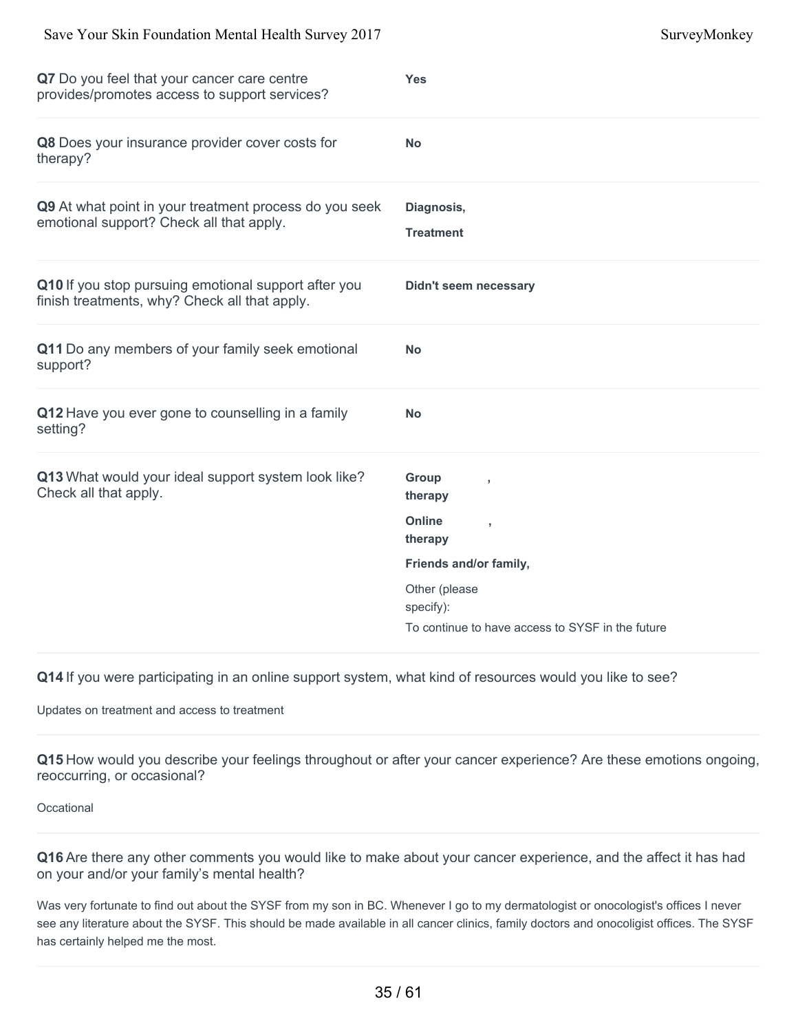**Q7** Do you feel that your cancer care centre provides/promotes access to support services?

**Yes**

**Q8** Does your insurance provider cover costs for therapy?

**No**

**Q9** At what point in your treatment process do you seek emotional support? Check all that apply.

**Diagnosis,**

**Treatment**

**Q10** If you stop pursuing emotional support after you finish treatments, why? Check all that apply.

**Didn't seem necessary**

**Q11** Do any members of your family seek emotional support?

**No**

**Q12** Have you ever gone to counselling in a family setting?

**No**

**Q13** What would your ideal support system look like? Check all that apply.

**Group therapy ,**

**Online therapy ,**

**Friends and/or family,**

Other (please specify):
To continue to have access to SYSF in the future

**Q14** If you were participating in an online support system, what kind of resources would you like to see?

Updates on treatment and access to treatment

**Q15** How would you describe your feelings throughout or after your cancer experience? Are these emotions ongoing, reoccurring, or occasional?

Occational

**Q16** Are there any other comments you would like to make about your cancer experience, and the affect it has had on your and/or your family's mental health?

Was very fortunate to find out about the SYSF from my son in BC. Whenever I go to my dermatologist or onocologist's offices I never see any literature about the SYSF. This should be made available in all cancer clinics, family doctors and onocoligist offices. The SYSF has certainly helped me the most.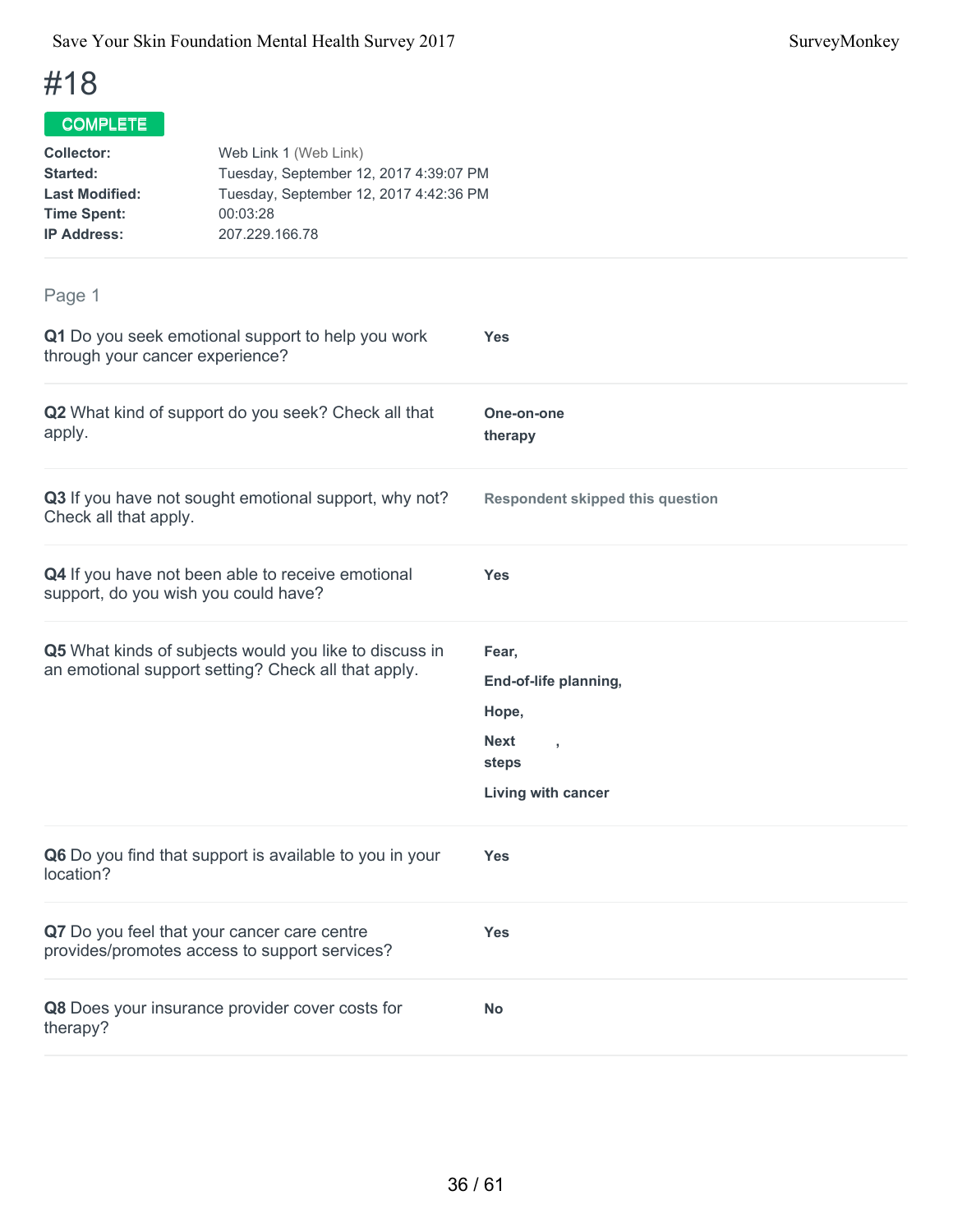# #18

**COMPLETE**

| | |
|---|---|
| **Collector:** | Web Link 1 (Web Link) |
| **Started:** | Tuesday, September 12, 2017 4:39:07 PM |
| **Last Modified:** | Tuesday, September 12, 2017 4:42:36 PM |
| **Time Spent:** | 00:03:28 |
| **IP Address:** | 207.229.166.78 |

## Page 1

**Q1** Do you seek emotional support to help you work through your cancer experience?

**Yes**

**Q2** What kind of support do you seek? Check all that apply.

**One-on-one therapy**

**Q3** If you have not sought emotional support, why not? Check all that apply.

**Respondent skipped this question**

**Q4** If you have not been able to receive emotional support, do you wish you could have?

**Yes**

**Q5** What kinds of subjects would you like to discuss in an emotional support setting? Check all that apply.

**Fear,**

**End-of-life planning,**

**Hope,**

**Next steps ,**

**Living with cancer**

**Q6** Do you find that support is available to you in your location?

**Yes**

**Q7** Do you feel that your cancer care centre provides/promotes access to support services?

**Yes**

**Q8** Does your insurance provider cover costs for therapy?

**No**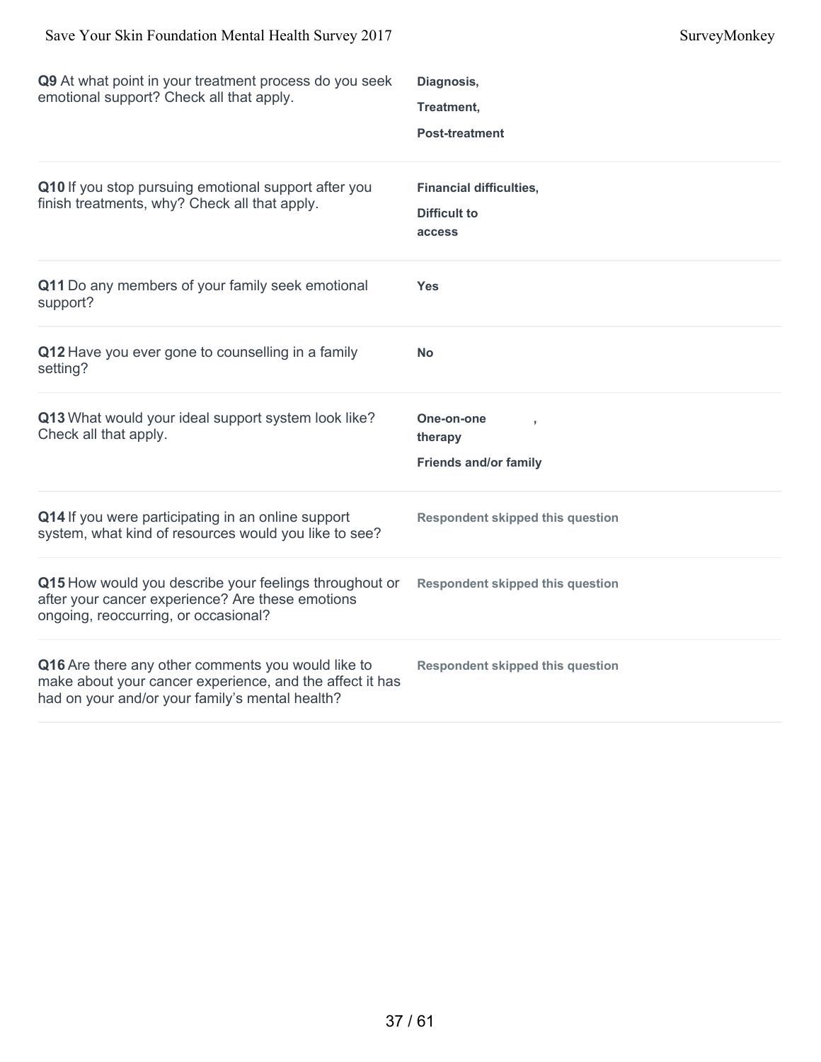| Question | Response |
| --- | --- |
| **Q9** At what point in your treatment process do you seek emotional support? Check all that apply. | **Diagnosis,** **Treatment,** **Post-treatment** |
| **Q10** If you stop pursuing emotional support after you finish treatments, why? Check all that apply. | **Financial difficulties,** **Difficult to access** |
| **Q11** Do any members of your family seek emotional support? | **Yes** |
| **Q12** Have you ever gone to counselling in a family setting? | **No** |
| **Q13** What would your ideal support system look like? Check all that apply. | **One-on-one therapy ,** **Friends and/or family** |
| **Q14** If you were participating in an online support system, what kind of resources would you like to see? | **Respondent skipped this question** |
| **Q15** How would you describe your feelings throughout or after your cancer experience? Are these emotions ongoing, reoccurring, or occasional? | **Respondent skipped this question** |
| **Q16** Are there any other comments you would like to make about your cancer experience, and the affect it has had on your and/or your family's mental health? | **Respondent skipped this question** |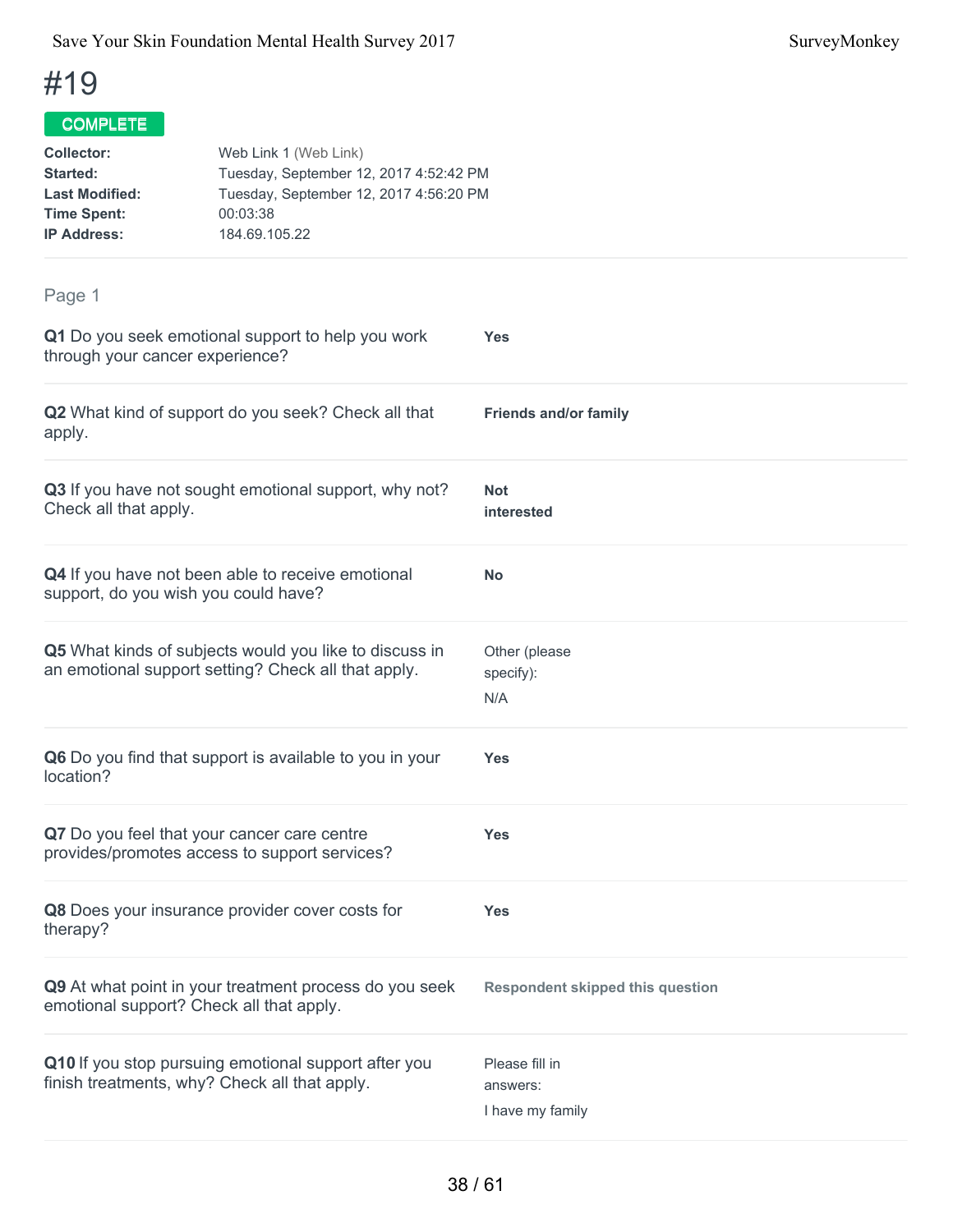# #19

**COMPLETE**

| | |
|---|---|
| **Collector:** | Web Link 1 (Web Link) |
| **Started:** | Tuesday, September 12, 2017 4:52:42 PM |
| **Last Modified:** | Tuesday, September 12, 2017 4:56:20 PM |
| **Time Spent:** | 00:03:38 |
| **IP Address:** | 184.69.105.22 |

## Page 1

| | |
|---|---|
| **Q1** Do you seek emotional support to help you work through your cancer experience? | **Yes** |
| **Q2** What kind of support do you seek? Check all that apply. | **Friends and/or family** |
| **Q3** If you have not sought emotional support, why not? Check all that apply. | **Not interested** |
| **Q4** If you have not been able to receive emotional support, do you wish you could have? | **No** |
| **Q5** What kinds of subjects would you like to discuss in an emotional support setting? Check all that apply. | Other (please specify): N/A |
| **Q6** Do you find that support is available to you in your location? | **Yes** |
| **Q7** Do you feel that your cancer care centre provides/promotes access to support services? | **Yes** |
| **Q8** Does your insurance provider cover costs for therapy? | **Yes** |
| **Q9** At what point in your treatment process do you seek emotional support? Check all that apply. | **Respondent skipped this question** |
| **Q10** If you stop pursuing emotional support after you finish treatments, why? Check all that apply. | Please fill in answers: I have my family |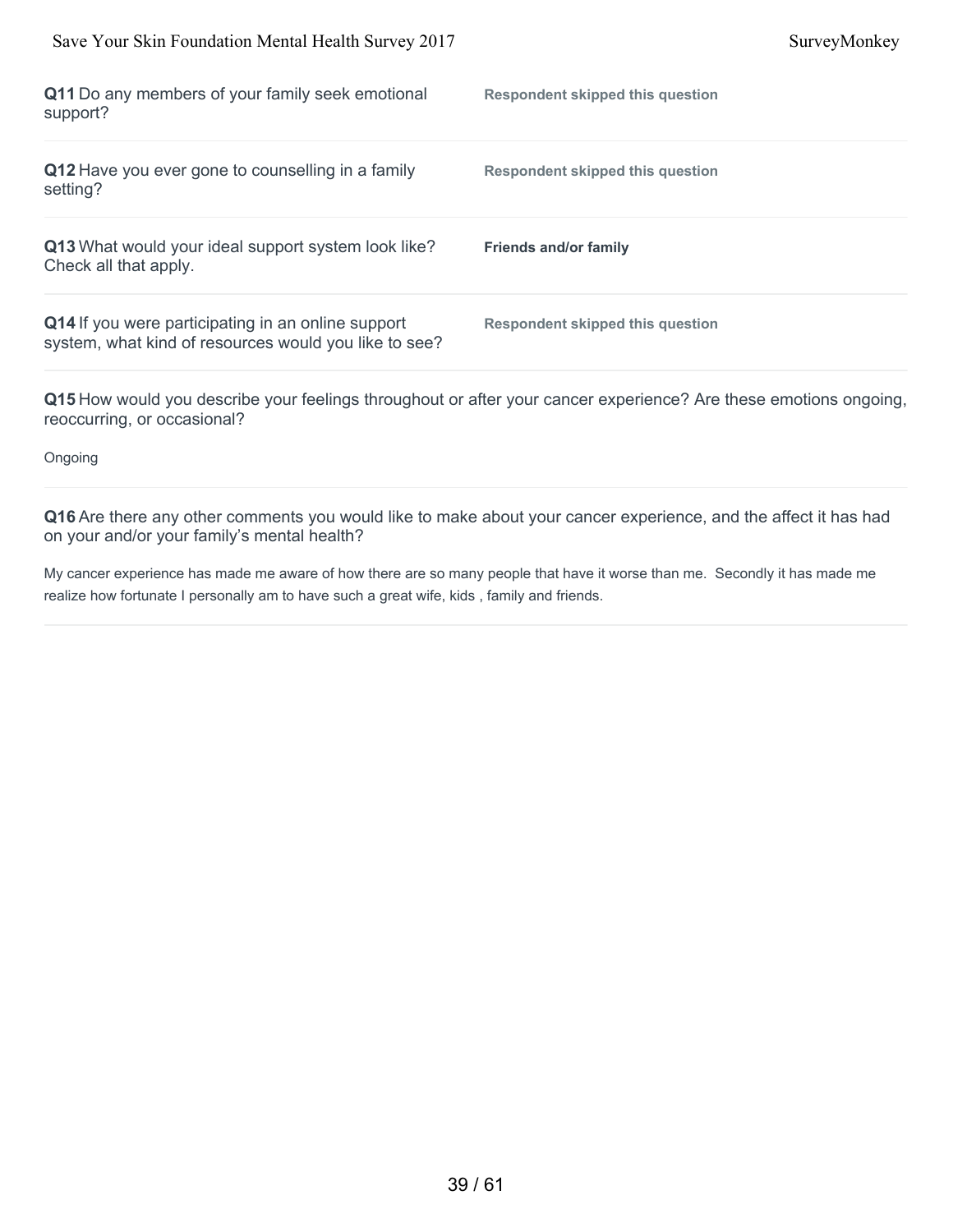**Q11** Do any members of your family seek emotional support?

**Respondent skipped this question**

**Q12** Have you ever gone to counselling in a family setting?

**Respondent skipped this question**

**Q13** What would your ideal support system look like? Check all that apply.

**Friends and/or family**

**Q14** If you were participating in an online support system, what kind of resources would you like to see?

**Respondent skipped this question**

**Q15** How would you describe your feelings throughout or after your cancer experience? Are these emotions ongoing, reoccurring, or occasional?

Ongoing

**Q16** Are there any other comments you would like to make about your cancer experience, and the affect it has had on your and/or your family's mental health?

My cancer experience has made me aware of how there are so many people that have it worse than me. Secondly it has made me realize how fortunate I personally am to have such a great wife, kids , family and friends.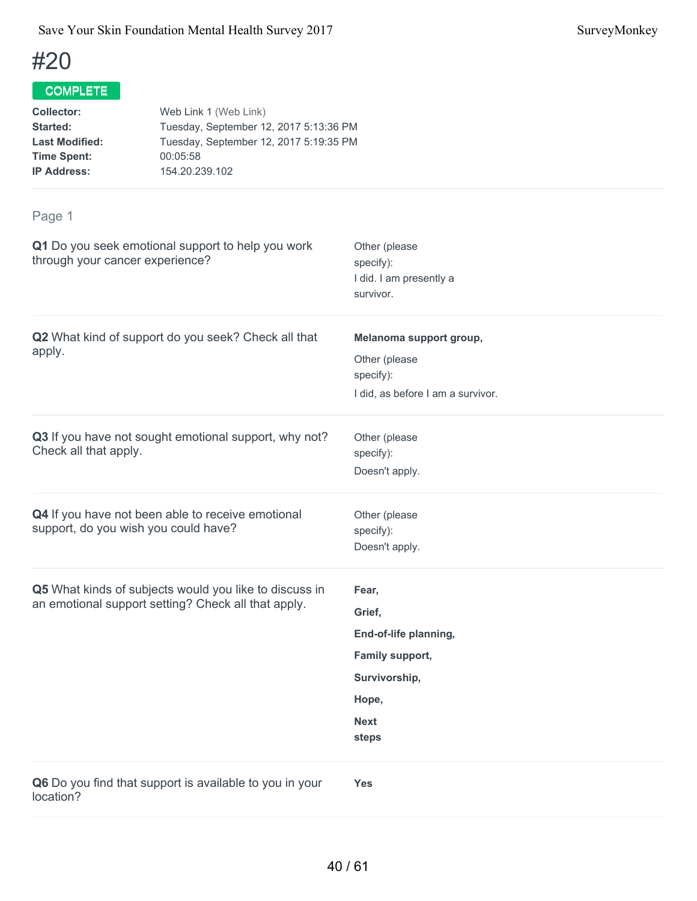# #20

**COMPLETE**

**Collector:** Web Link 1 (Web Link)
**Started:** Tuesday, September 12, 2017 5:13:36 PM
**Last Modified:** Tuesday, September 12, 2017 5:19:35 PM
**Time Spent:** 00:05:58
**IP Address:** 154.20.239.102

## Page 1

**Q1** Do you seek emotional support to help you work through your cancer experience?

Other (please specify):
I did. I am presently a survivor.

**Q2** What kind of support do you seek? Check all that apply.

**Melanoma support group,**

Other (please specify):
I did, as before I am a survivor.

**Q3** If you have not sought emotional support, why not? Check all that apply.

Other (please specify):
Doesn't apply.

**Q4** If you have not been able to receive emotional support, do you wish you could have?

Other (please specify):
Doesn't apply.

**Q5** What kinds of subjects would you like to discuss in an emotional support setting? Check all that apply.

**Fear,**

**Grief,**

**End-of-life planning,**

**Family support,**

**Survivorship,**

**Hope,**

**Next steps**

**Q6** Do you find that support is available to you in your location?

**Yes**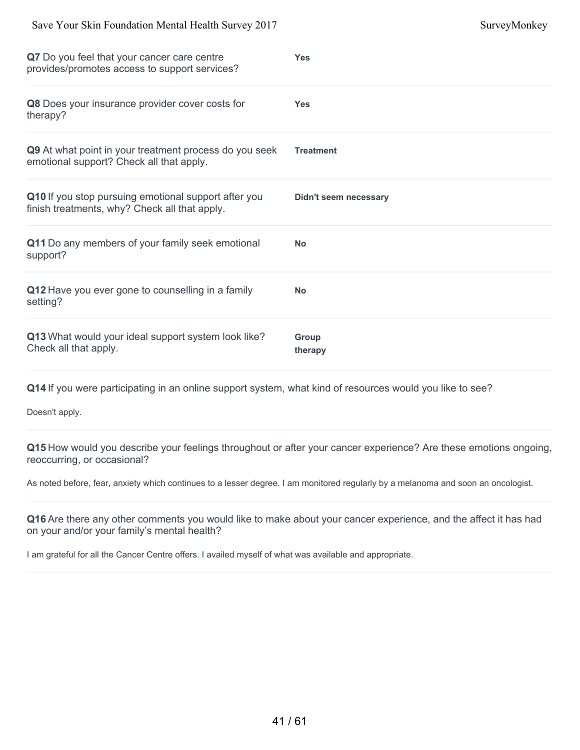**Q7** Do you feel that your cancer care centre provides/promotes access to support services?

**Yes**

**Q8** Does your insurance provider cover costs for therapy?

**Yes**

**Q9** At what point in your treatment process do you seek emotional support? Check all that apply.

**Treatment**

**Q10** If you stop pursuing emotional support after you finish treatments, why? Check all that apply.

**Didn't seem necessary**

**Q11** Do any members of your family seek emotional support?

**No**

**Q12** Have you ever gone to counselling in a family setting?

**No**

**Q13** What would your ideal support system look like? Check all that apply.

**Group therapy**

**Q14** If you were participating in an online support system, what kind of resources would you like to see?

Doesn't apply.

**Q15** How would you describe your feelings throughout or after your cancer experience? Are these emotions ongoing, reoccurring, or occasional?

As noted before, fear, anxiety which continues to a lesser degree. I am monitored regularly by a melanoma and soon an oncologist.

**Q16** Are there any other comments you would like to make about your cancer experience, and the affect it has had on your and/or your family's mental health?

I am grateful for all the Cancer Centre offers. I availed myself of what was available and appropriate.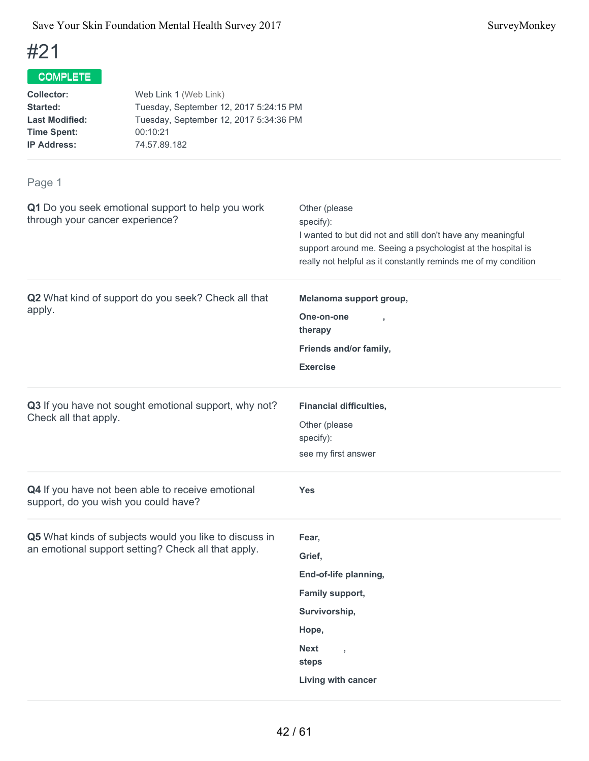# #21

**COMPLETE**

**Collector:** Web Link 1 (Web Link)
**Started:** Tuesday, September 12, 2017 5:24:15 PM
**Last Modified:** Tuesday, September 12, 2017 5:34:36 PM
**Time Spent:** 00:10:21
**IP Address:** 74.57.89.182

## Page 1

**Q1** Do you seek emotional support to help you work through your cancer experience?

Other (please specify):
I wanted to but did not and still don't have any meaningful support around me. Seeing a psychologist at the hospital is really not helpful as it constantly reminds me of my condition

**Q2** What kind of support do you seek? Check all that apply.

**Melanoma support group,**

**One-on-one therapy,**

**Friends and/or family,**

**Exercise**

**Q3** If you have not sought emotional support, why not? Check all that apply.

**Financial difficulties,**

Other (please specify):
see my first answer

**Q4** If you have not been able to receive emotional support, do you wish you could have?

**Yes**

**Q5** What kinds of subjects would you like to discuss in an emotional support setting? Check all that apply.

**Fear,**

**Grief,**

**End-of-life planning,**

**Family support,**

**Survivorship,**

**Hope,**

**Next steps,**

**Living with cancer**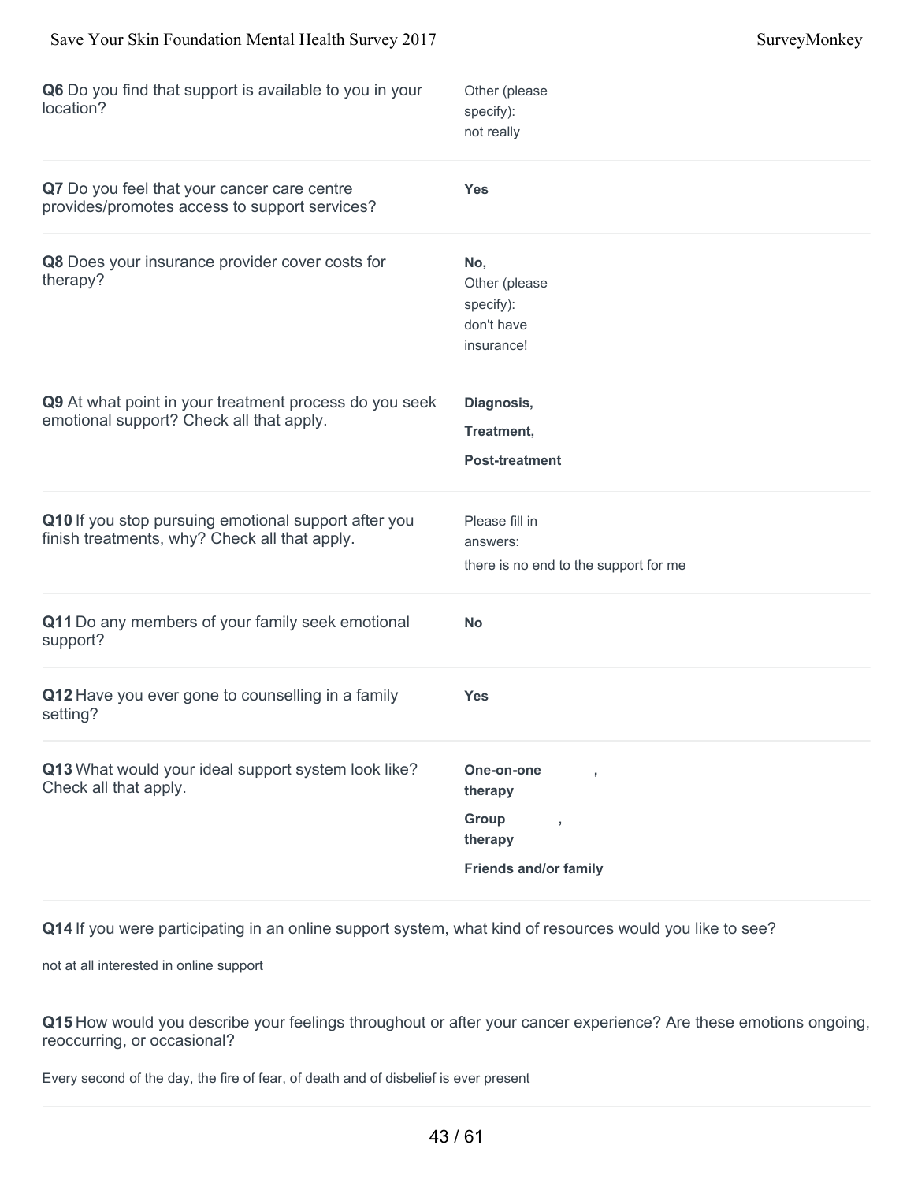**Q6** Do you find that support is available to you in your location?

Other (please specify): not really

**Q7** Do you feel that your cancer care centre provides/promotes access to support services?

**Yes**

**Q8** Does your insurance provider cover costs for therapy?

**No,**
Other (please specify): don't have insurance!

**Q9** At what point in your treatment process do you seek emotional support? Check all that apply.

**Diagnosis,**

**Treatment,**

**Post-treatment**

**Q10** If you stop pursuing emotional support after you finish treatments, why? Check all that apply.

Please fill in answers: there is no end to the support for me

**Q11** Do any members of your family seek emotional support?

**No**

**Q12** Have you ever gone to counselling in a family setting?

**Yes**

**Q13** What would your ideal support system look like? Check all that apply.

**One-on-one therapy ,**

**Group therapy ,**

**Friends and/or family**

**Q14** If you were participating in an online support system, what kind of resources would you like to see?

not at all interested in online support

**Q15** How would you describe your feelings throughout or after your cancer experience? Are these emotions ongoing, reoccurring, or occasional?

Every second of the day, the fire of fear, of death and of disbelief is ever present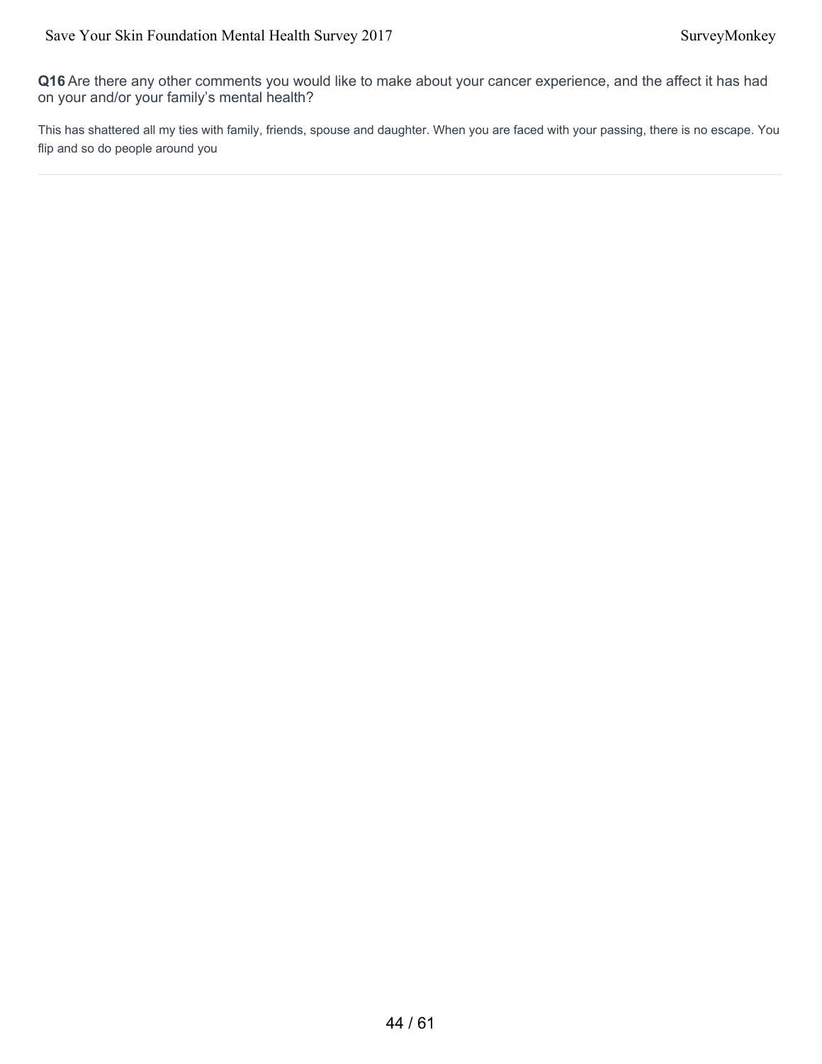**Q16** Are there any other comments you would like to make about your cancer experience, and the affect it has had on your and/or your family's mental health?

This has shattered all my ties with family, friends, spouse and daughter. When you are faced with your passing, there is no escape. You flip and so do people around you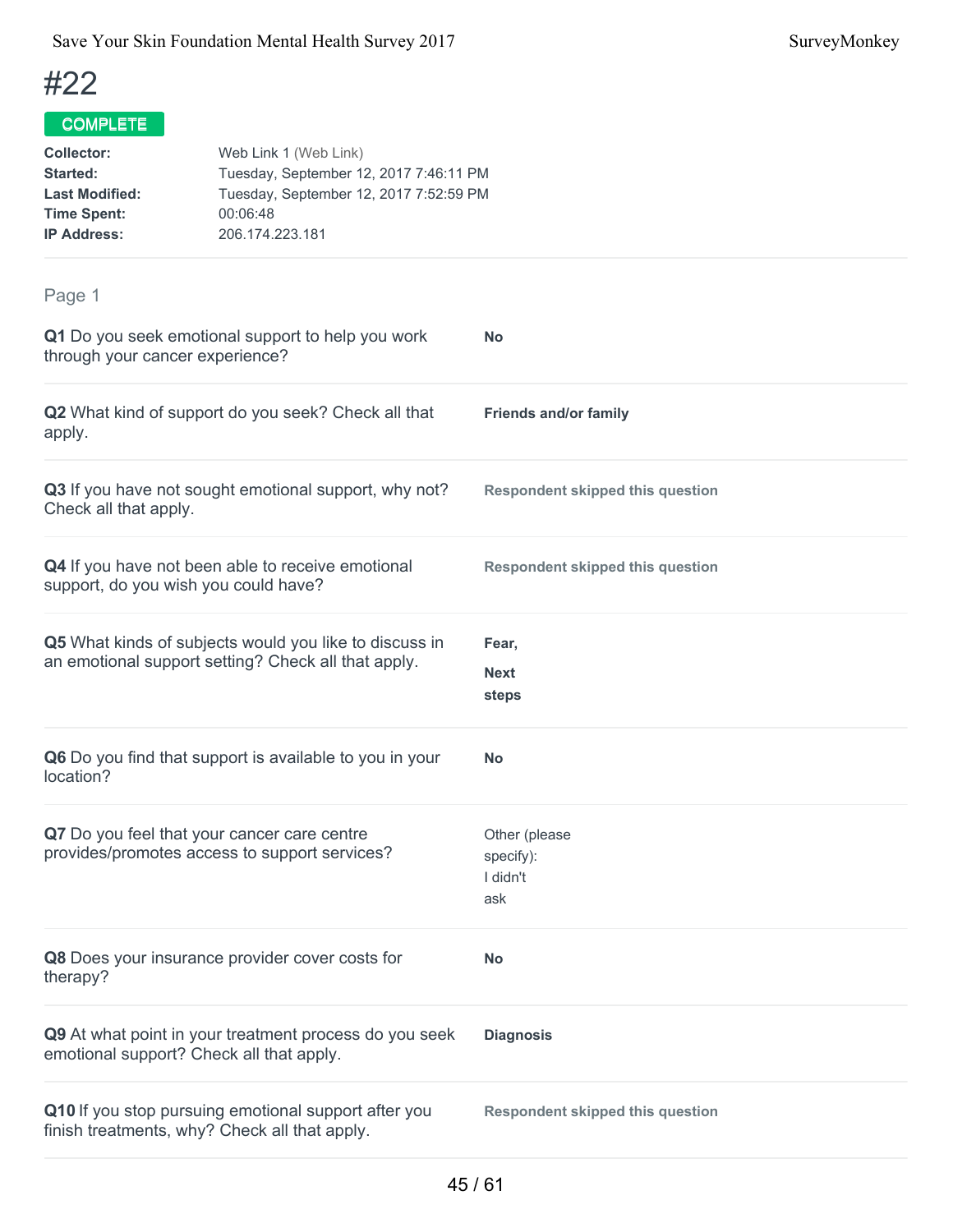# #22

**COMPLETE**

| | |
|---|---|
| **Collector:** | Web Link 1 (Web Link) |
| **Started:** | Tuesday, September 12, 2017 7:46:11 PM |
| **Last Modified:** | Tuesday, September 12, 2017 7:52:59 PM |
| **Time Spent:** | 00:06:48 |
| **IP Address:** | 206.174.223.181 |

## Page 1

| | |
|---|---|
| **Q1** Do you seek emotional support to help you work through your cancer experience? | **No** |
| **Q2** What kind of support do you seek? Check all that apply. | **Friends and/or family** |
| **Q3** If you have not sought emotional support, why not? Check all that apply. | Respondent skipped this question |
| **Q4** If you have not been able to receive emotional support, do you wish you could have? | Respondent skipped this question |
| **Q5** What kinds of subjects would you like to discuss in an emotional support setting? Check all that apply. | **Fear,** **Next steps** |
| **Q6** Do you find that support is available to you in your location? | **No** |
| **Q7** Do you feel that your cancer care centre provides/promotes access to support services? | Other (please specify): I didn't ask |
| **Q8** Does your insurance provider cover costs for therapy? | **No** |
| **Q9** At what point in your treatment process do you seek emotional support? Check all that apply. | **Diagnosis** |
| **Q10** If you stop pursuing emotional support after you finish treatments, why? Check all that apply. | Respondent skipped this question |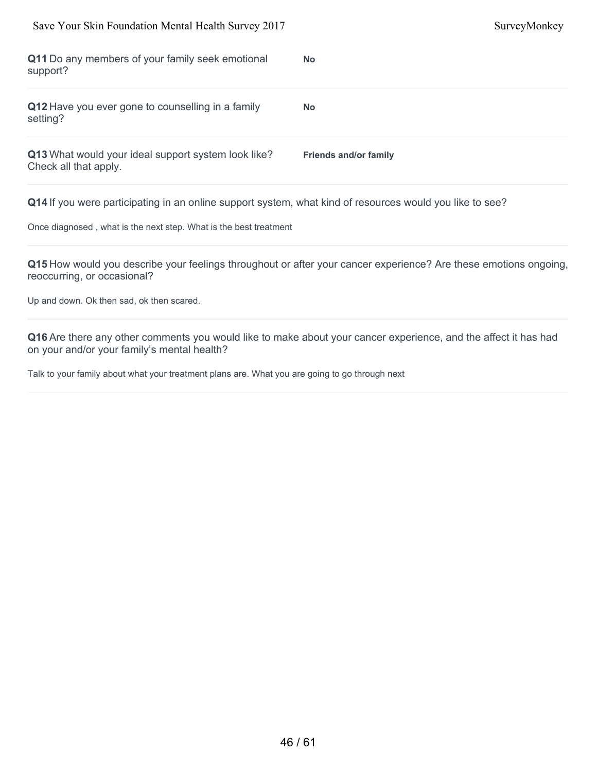**Q11** Do any members of your family seek emotional support?

**No**

**Q12** Have you ever gone to counselling in a family setting?

**No**

**Q13** What would your ideal support system look like? Check all that apply.

**Friends and/or family**

**Q14** If you were participating in an online support system, what kind of resources would you like to see?

Once diagnosed , what is the next step. What is the best treatment

**Q15** How would you describe your feelings throughout or after your cancer experience? Are these emotions ongoing, reoccurring, or occasional?

Up and down. Ok then sad, ok then scared.

**Q16** Are there any other comments you would like to make about your cancer experience, and the affect it has had on your and/or your family's mental health?

Talk to your family about what your treatment plans are. What you are going to go through next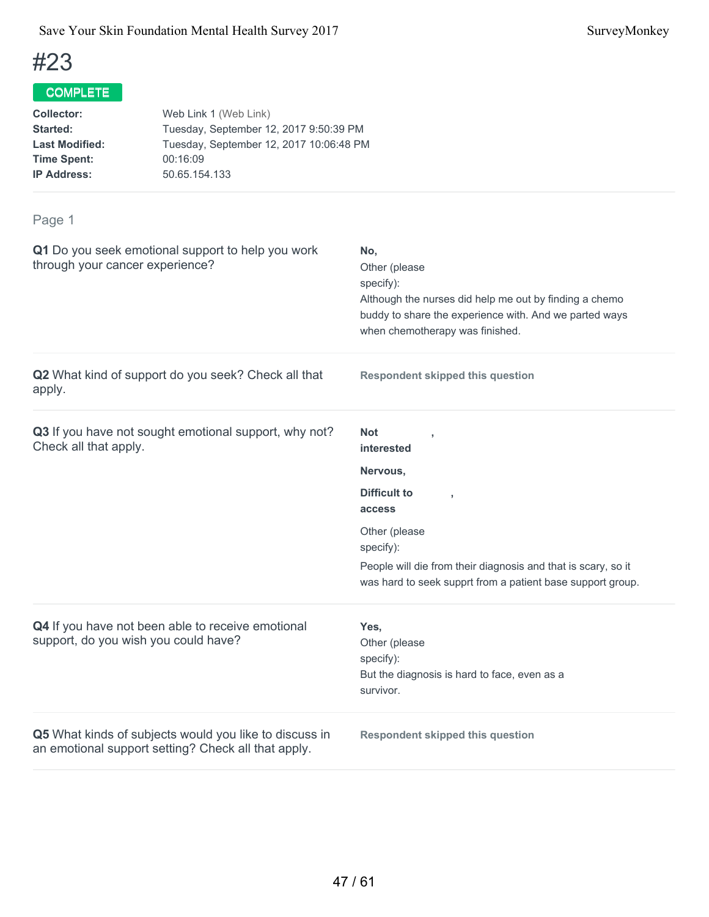# #23

**COMPLETE**

**Collector:** Web Link 1 (Web Link)
**Started:** Tuesday, September 12, 2017 9:50:39 PM
**Last Modified:** Tuesday, September 12, 2017 10:06:48 PM
**Time Spent:** 00:16:09
**IP Address:** 50.65.154.133

## Page 1

**Q1** Do you seek emotional support to help you work through your cancer experience?

**No,**
Other (please specify):
Although the nurses did help me out by finding a chemo buddy to share the experience with. And we parted ways when chemotherapy was finished.

**Q2** What kind of support do you seek? Check all that apply.

**Respondent skipped this question**

**Q3** If you have not sought emotional support, why not? Check all that apply.

**Not interested ,**

**Nervous,**

**Difficult to access ,**

Other (please specify):
People will die from their diagnosis and that is scary, so it was hard to seek supprt from a patient base support group.

**Q4** If you have not been able to receive emotional support, do you wish you could have?

**Yes,**
Other (please specify):
But the diagnosis is hard to face, even as a survivor.

**Q5** What kinds of subjects would you like to discuss in an emotional support setting? Check all that apply.

**Respondent skipped this question**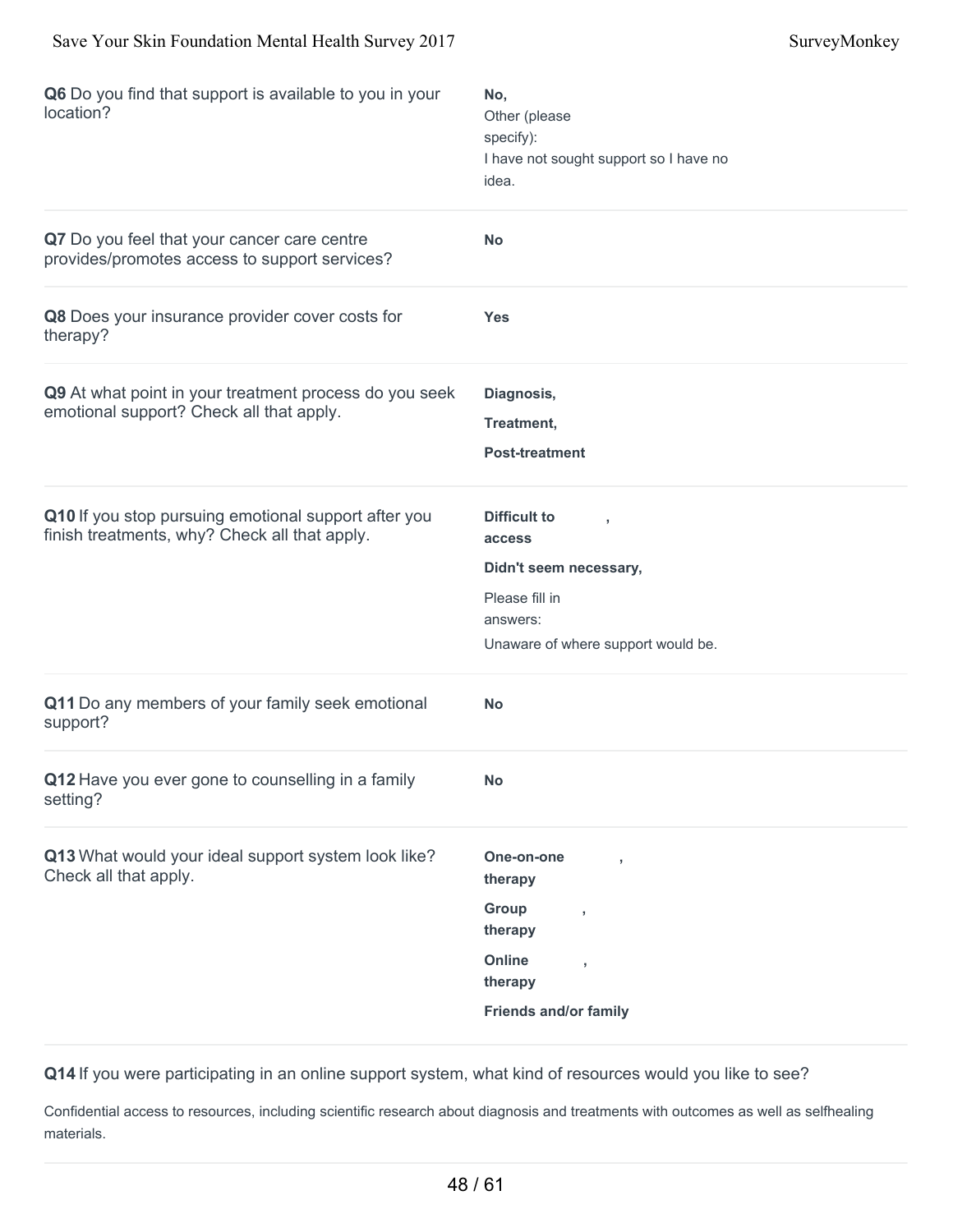**Q6** Do you find that support is available to you in your location?

**No,**
Other (please specify):
I have not sought support so I have no idea.

---

**Q7** Do you feel that your cancer care centre provides/promotes access to support services?

**No**

---

**Q8** Does your insurance provider cover costs for therapy?

**Yes**

---

**Q9** At what point in your treatment process do you seek emotional support? Check all that apply.

**Diagnosis,**

**Treatment,**

**Post-treatment**

---

**Q10** If you stop pursuing emotional support after you finish treatments, why? Check all that apply.

**Difficult to access,**

**Didn't seem necessary,**

Please fill in answers:
Unaware of where support would be.

---

**Q11** Do any members of your family seek emotional support?

**No**

---

**Q12** Have you ever gone to counselling in a family setting?

**No**

---

**Q13** What would your ideal support system look like? Check all that apply.

**One-on-one therapy,**

**Group therapy,**

**Online therapy,**

**Friends and/or family**

---

**Q14** If you were participating in an online support system, what kind of resources would you like to see?

Confidential access to resources, including scientific research about diagnosis and treatments with outcomes as well as selfhealing materials.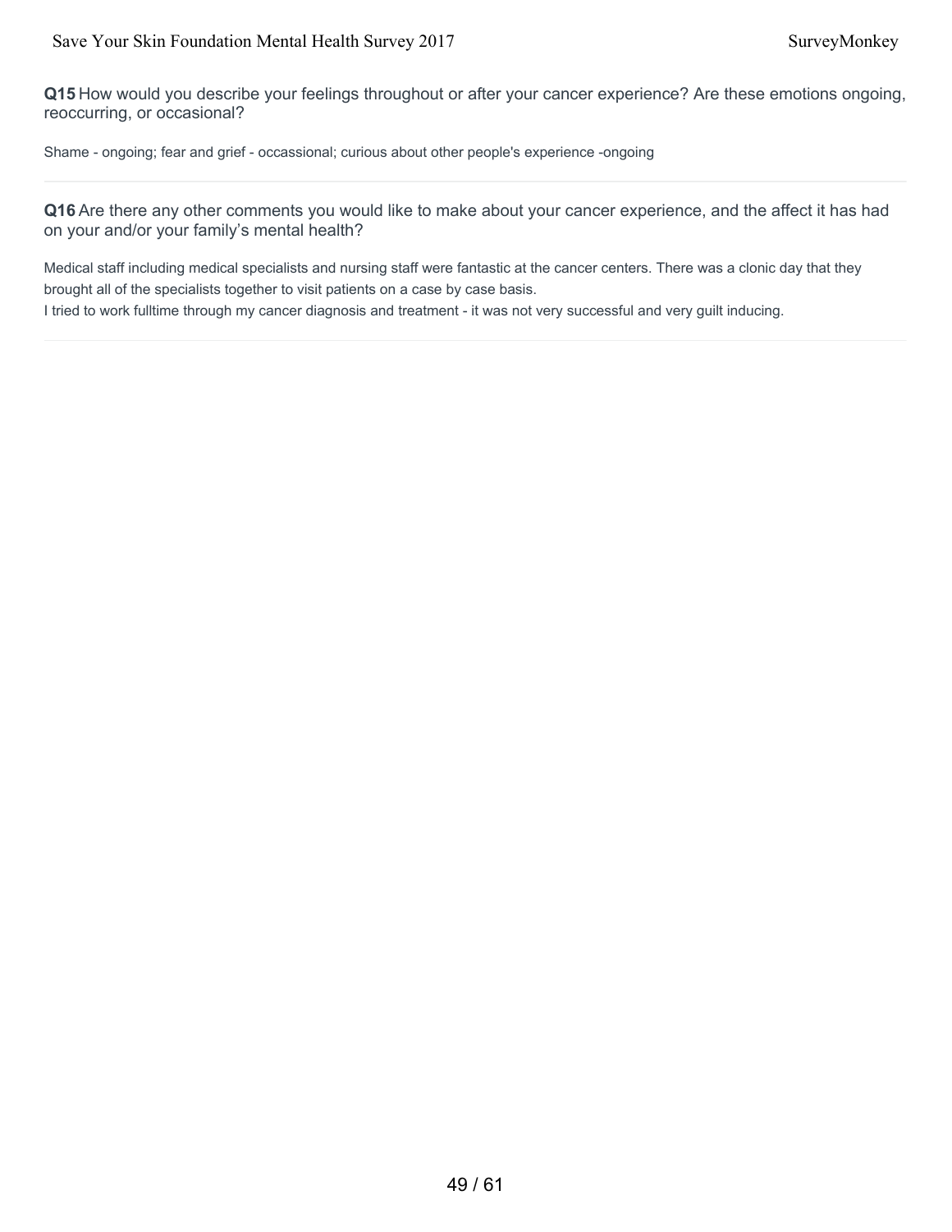**Q15** How would you describe your feelings throughout or after your cancer experience? Are these emotions ongoing, reoccurring, or occasional?

Shame - ongoing; fear and grief - occassional; curious about other people's experience -ongoing

---

**Q16** Are there any other comments you would like to make about your cancer experience, and the affect it has had on your and/or your family's mental health?

Medical staff including medical specialists and nursing staff were fantastic at the cancer centers. There was a clonic day that they brought all of the specialists together to visit patients on a case by case basis.
I tried to work fulltime through my cancer diagnosis and treatment - it was not very successful and very guilt inducing.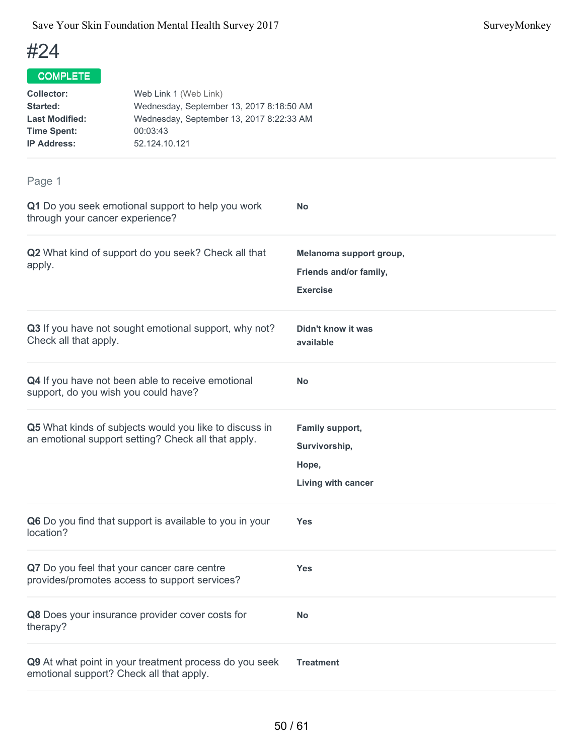# #24

**COMPLETE**

**Collector:** Web Link 1 (Web Link)
**Started:** Wednesday, September 13, 2017 8:18:50 AM
**Last Modified:** Wednesday, September 13, 2017 8:22:33 AM
**Time Spent:** 00:03:43
**IP Address:** 52.124.10.121

## Page 1

**Q1** Do you seek emotional support to help you work through your cancer experience?

**No**

**Q2** What kind of support do you seek? Check all that apply.

**Melanoma support group,**

**Friends and/or family,**

**Exercise**

**Q3** If you have not sought emotional support, why not? Check all that apply.

**Didn't know it was available**

**Q4** If you have not been able to receive emotional support, do you wish you could have?

**No**

**Q5** What kinds of subjects would you like to discuss in an emotional support setting? Check all that apply.

**Family support,**

**Survivorship,**

**Hope,**

**Living with cancer**

**Q6** Do you find that support is available to you in your location?

**Yes**

**Q7** Do you feel that your cancer care centre provides/promotes access to support services?

**Yes**

**Q8** Does your insurance provider cover costs for therapy?

**No**

**Q9** At what point in your treatment process do you seek emotional support? Check all that apply.

**Treatment**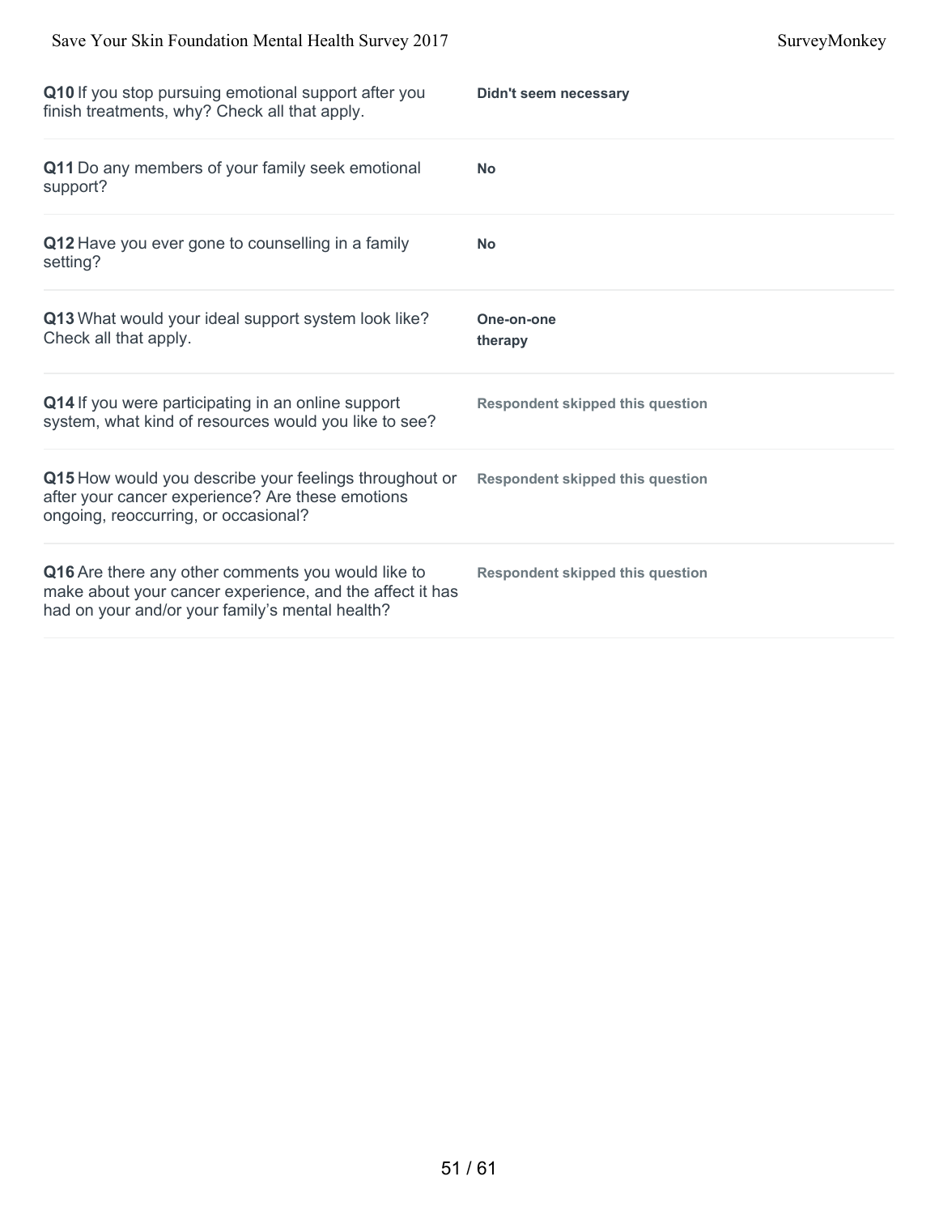| Question | Response |
|---|---|
| **Q10** If you stop pursuing emotional support after you finish treatments, why? Check all that apply. | **Didn't seem necessary** |
| **Q11** Do any members of your family seek emotional support? | **No** |
| **Q12** Have you ever gone to counselling in a family setting? | **No** |
| **Q13** What would your ideal support system look like? Check all that apply. | **One-on-one therapy** |
| **Q14** If you were participating in an online support system, what kind of resources would you like to see? | **Respondent skipped this question** |
| **Q15** How would you describe your feelings throughout or after your cancer experience? Are these emotions ongoing, reoccurring, or occasional? | **Respondent skipped this question** |
| **Q16** Are there any other comments you would like to make about your cancer experience, and the affect it has had on your and/or your family's mental health? | **Respondent skipped this question** |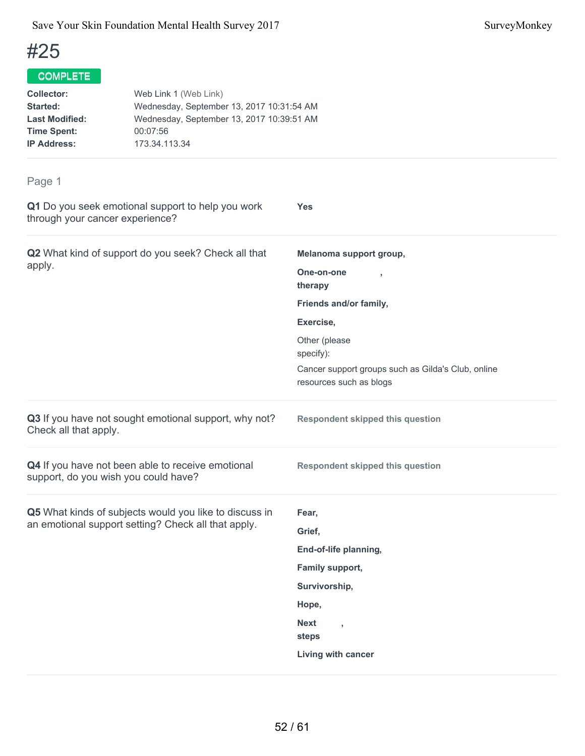# #25

**COMPLETE**

**Collector:** Web Link 1 (Web Link)
**Started:** Wednesday, September 13, 2017 10:31:54 AM
**Last Modified:** Wednesday, September 13, 2017 10:39:51 AM
**Time Spent:** 00:07:56
**IP Address:** 173.34.113.34

## Page 1

**Q1** Do you seek emotional support to help you work through your cancer experience?

**Yes**

**Q2** What kind of support do you seek? Check all that apply.

**Melanoma support group,**

**One-on-one therapy,**

**Friends and/or family,**

**Exercise,**

Other (please specify):

Cancer support groups such as Gilda's Club, online resources such as blogs

**Q3** If you have not sought emotional support, why not? Check all that apply.

**Respondent skipped this question**

**Q4** If you have not been able to receive emotional support, do you wish you could have?

**Respondent skipped this question**

**Q5** What kinds of subjects would you like to discuss in an emotional support setting? Check all that apply.

**Fear,**

**Grief,**

**End-of-life planning,**

**Family support,**

**Survivorship,**

**Hope,**

**Next steps,**

**Living with cancer**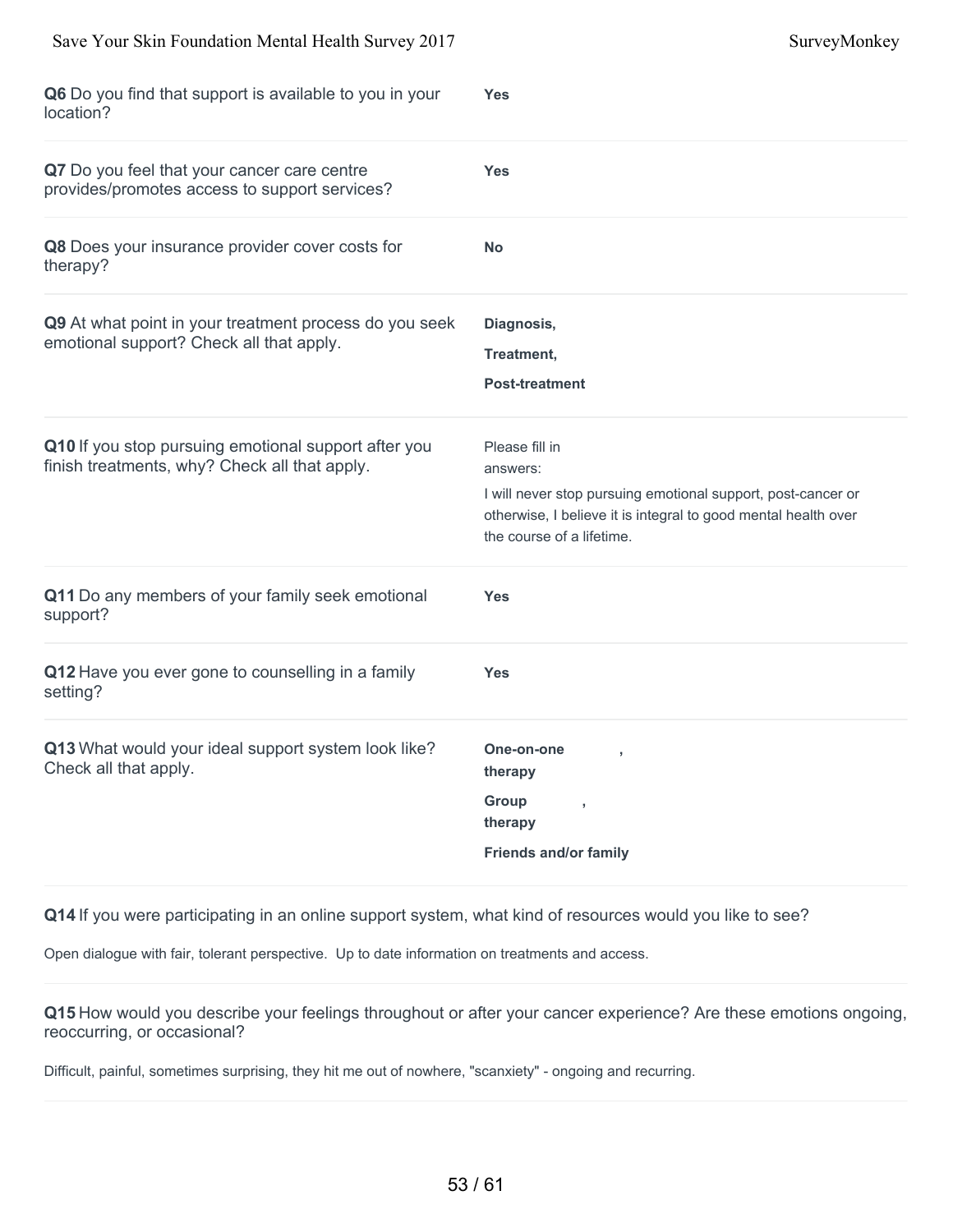**Q6** Do you find that support is available to you in your location?

**Yes**

**Q7** Do you feel that your cancer care centre provides/promotes access to support services?

**Yes**

**Q8** Does your insurance provider cover costs for therapy?

**No**

**Q9** At what point in your treatment process do you seek emotional support? Check all that apply.

**Diagnosis,**

**Treatment,**

**Post-treatment**

**Q10** If you stop pursuing emotional support after you finish treatments, why? Check all that apply.

Please fill in answers:

I will never stop pursuing emotional support, post-cancer or otherwise, I believe it is integral to good mental health over the course of a lifetime.

**Q11** Do any members of your family seek emotional support?

**Yes**

**Q12** Have you ever gone to counselling in a family setting?

**Yes**

**Q13** What would your ideal support system look like? Check all that apply.

**One-on-one therapy ,**

**Group therapy ,**

**Friends and/or family**

**Q14** If you were participating in an online support system, what kind of resources would you like to see?

Open dialogue with fair, tolerant perspective. Up to date information on treatments and access.

**Q15** How would you describe your feelings throughout or after your cancer experience? Are these emotions ongoing, reoccurring, or occasional?

Difficult, painful, sometimes surprising, they hit me out of nowhere, "scanxiety" - ongoing and recurring.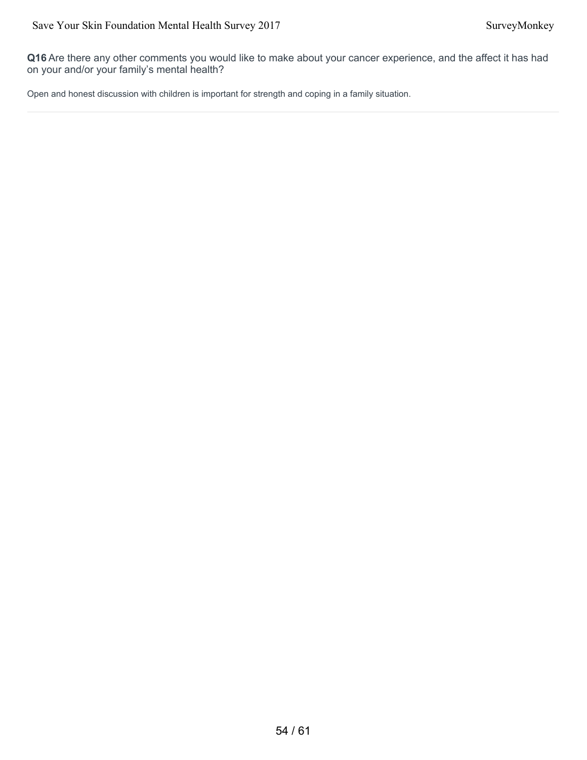**Q16** Are there any other comments you would like to make about your cancer experience, and the affect it has had on your and/or your family's mental health?

Open and honest discussion with children is important for strength and coping in a family situation.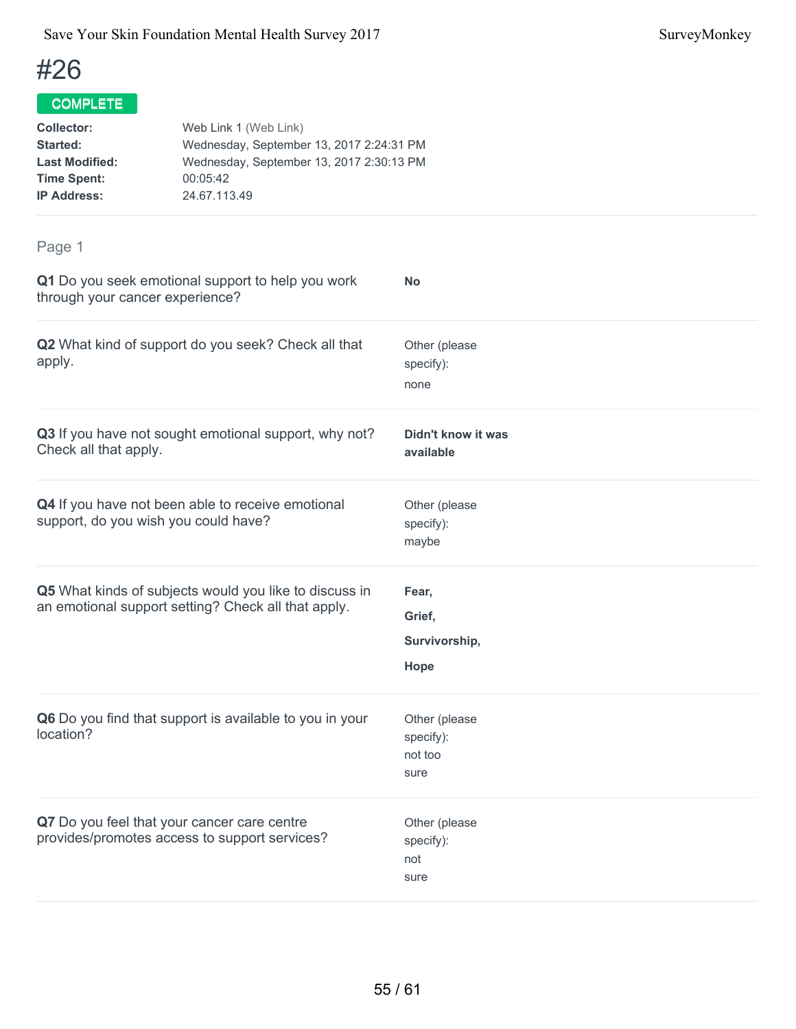# #26

**COMPLETE**

**Collector:** Web Link 1 (Web Link)
**Started:** Wednesday, September 13, 2017 2:24:31 PM
**Last Modified:** Wednesday, September 13, 2017 2:30:13 PM
**Time Spent:** 00:05:42
**IP Address:** 24.67.113.49

## Page 1

**Q1** Do you seek emotional support to help you work through your cancer experience?

**No**

**Q2** What kind of support do you seek? Check all that apply.

Other (please specify):
none

**Q3** If you have not sought emotional support, why not? Check all that apply.

**Didn't know it was available**

**Q4** If you have not been able to receive emotional support, do you wish you could have?

Other (please specify):
maybe

**Q5** What kinds of subjects would you like to discuss in an emotional support setting? Check all that apply.

**Fear,**

**Grief,**

**Survivorship,**

**Hope**

**Q6** Do you find that support is available to you in your location?

Other (please specify):
not too sure

**Q7** Do you feel that your cancer care centre provides/promotes access to support services?

Other (please specify):
not sure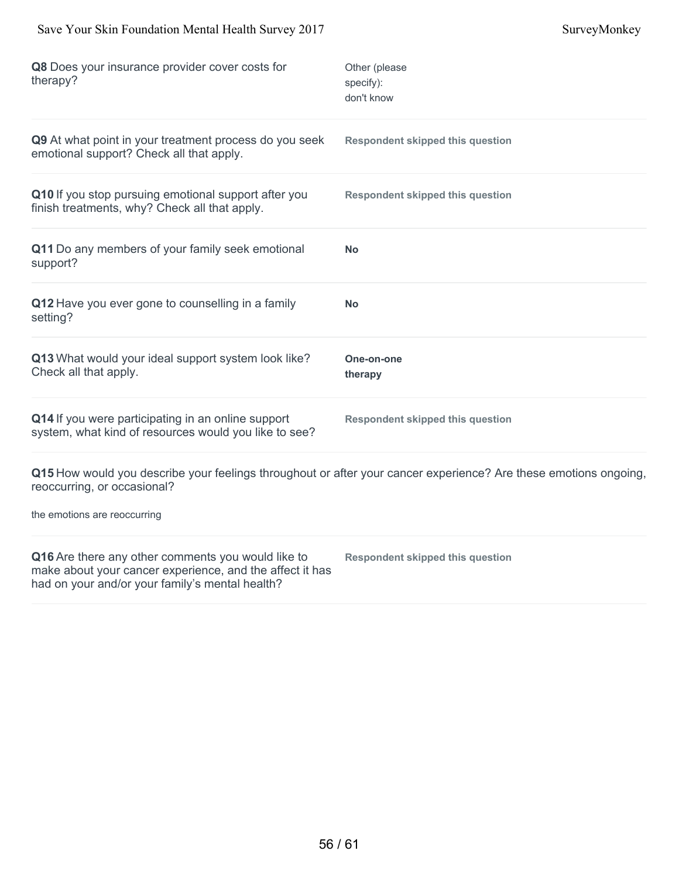**Q8** Does your insurance provider cover costs for therapy?

Other (please specify):
don't know

**Q9** At what point in your treatment process do you seek emotional support? Check all that apply.

**Respondent skipped this question**

**Q10** If you stop pursuing emotional support after you finish treatments, why? Check all that apply.

**Respondent skipped this question**

**Q11** Do any members of your family seek emotional support?

**No**

**Q12** Have you ever gone to counselling in a family setting?

**No**

**Q13** What would your ideal support system look like? Check all that apply.

**One-on-one therapy**

**Q14** If you were participating in an online support system, what kind of resources would you like to see?

**Respondent skipped this question**

**Q15** How would you describe your feelings throughout or after your cancer experience? Are these emotions ongoing, reoccurring, or occasional?

the emotions are reoccurring

**Q16** Are there any other comments you would like to make about your cancer experience, and the affect it has had on your and/or your family's mental health?

**Respondent skipped this question**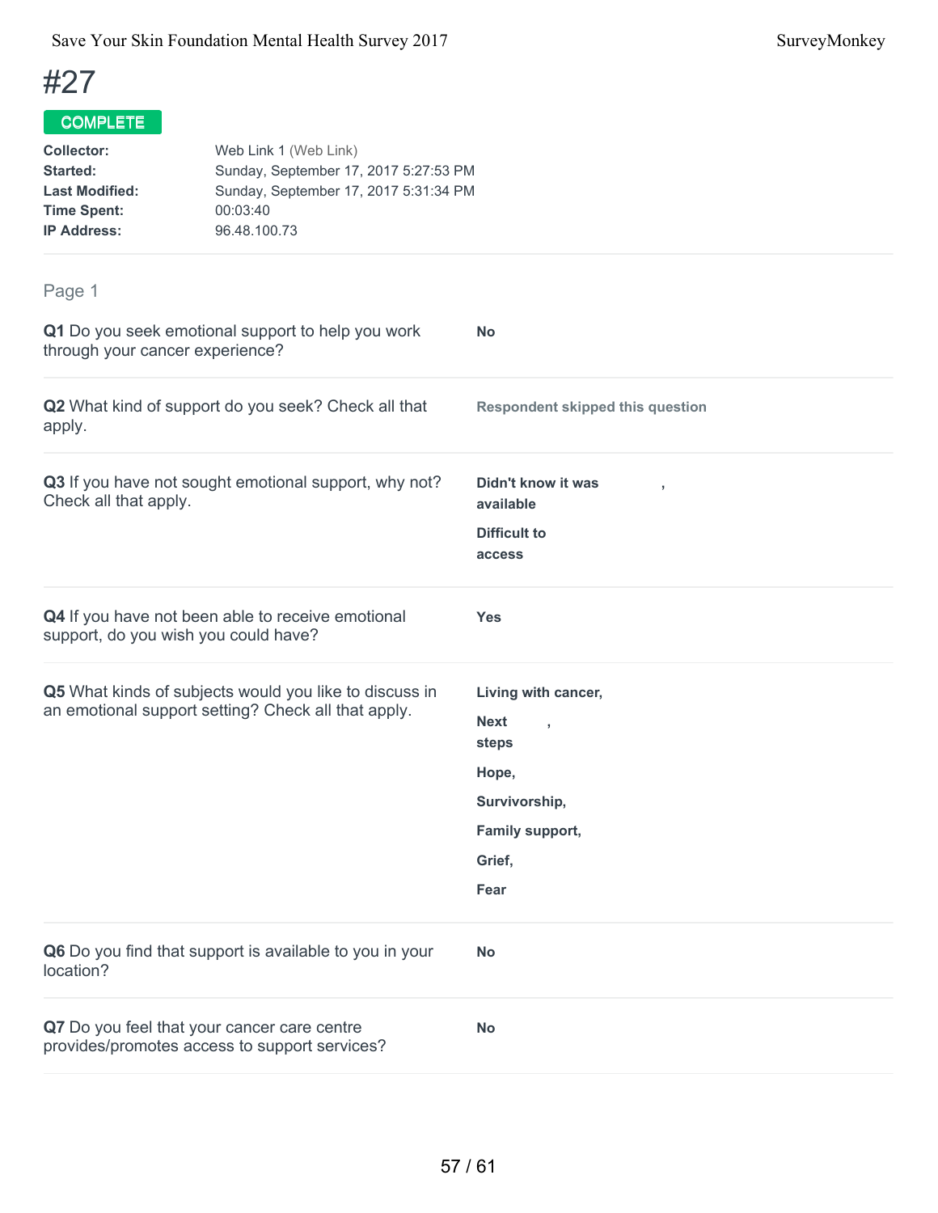# #27

**COMPLETE**

| | |
|---|---|
| **Collector:** | Web Link 1 (Web Link) |
| **Started:** | Sunday, September 17, 2017 5:27:53 PM |
| **Last Modified:** | Sunday, September 17, 2017 5:31:34 PM |
| **Time Spent:** | 00:03:40 |
| **IP Address:** | 96.48.100.73 |

## Page 1

| Question | Answer |
|---|---|
| **Q1** Do you seek emotional support to help you work through your cancer experience? | **No** |
| **Q2** What kind of support do you seek? Check all that apply. | **Respondent skipped this question** |
| **Q3** If you have not sought emotional support, why not? Check all that apply. | **Didn't know it was available, Difficult to access** |
| **Q4** If you have not been able to receive emotional support, do you wish you could have? | **Yes** |
| **Q5** What kinds of subjects would you like to discuss in an emotional support setting? Check all that apply. | **Living with cancer, Next steps, Hope, Survivorship, Family support, Grief, Fear** |
| **Q6** Do you find that support is available to you in your location? | **No** |
| **Q7** Do you feel that your cancer care centre provides/promotes access to support services? | **No** |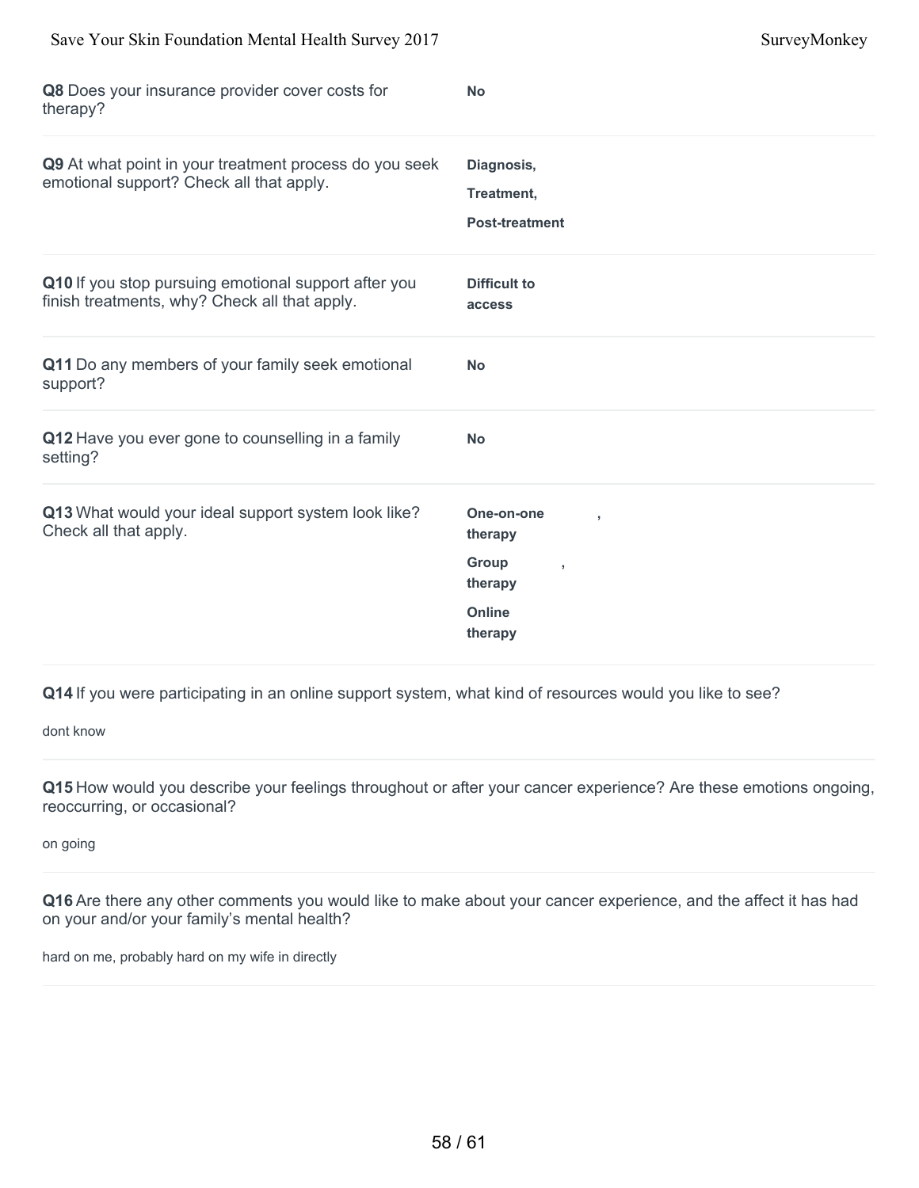**Q8** Does your insurance provider cover costs for therapy?

**No**

**Q9** At what point in your treatment process do you seek emotional support? Check all that apply.

**Diagnosis,**

**Treatment,**

**Post-treatment**

**Q10** If you stop pursuing emotional support after you finish treatments, why? Check all that apply.

**Difficult to access**

**Q11** Do any members of your family seek emotional support?

**No**

**Q12** Have you ever gone to counselling in a family setting?

**No**

**Q13** What would your ideal support system look like? Check all that apply.

**One-on-one therapy** ,

**Group therapy** ,

**Online therapy**

**Q14** If you were participating in an online support system, what kind of resources would you like to see?

dont know

**Q15** How would you describe your feelings throughout or after your cancer experience? Are these emotions ongoing, reoccurring, or occasional?

on going

**Q16** Are there any other comments you would like to make about your cancer experience, and the affect it has had on your and/or your family's mental health?

hard on me, probably hard on my wife in directly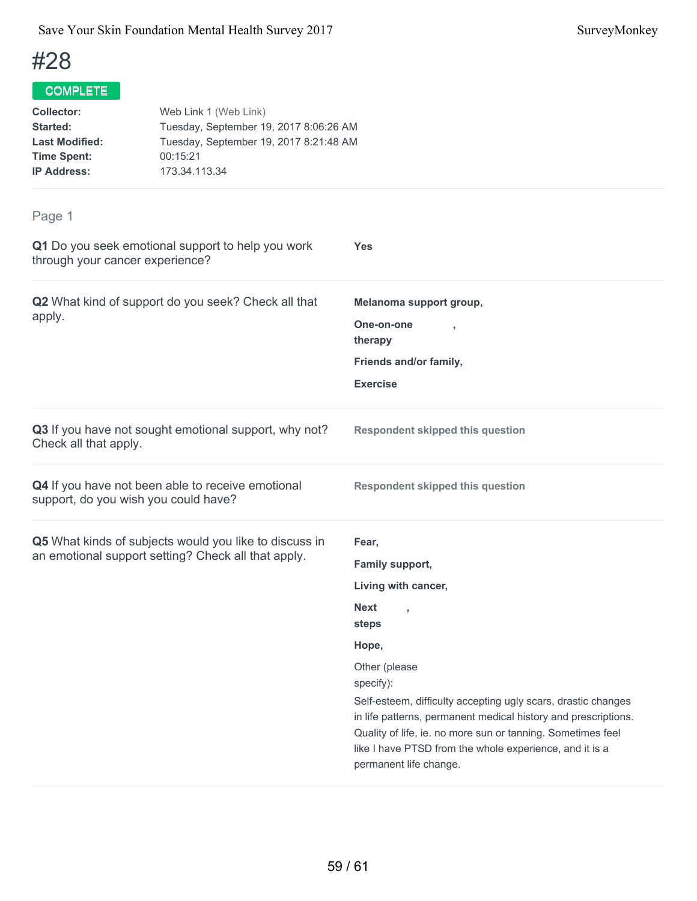# #28

**COMPLETE**

**Collector:** Web Link 1 (Web Link)
**Started:** Tuesday, September 19, 2017 8:06:26 AM
**Last Modified:** Tuesday, September 19, 2017 8:21:48 AM
**Time Spent:** 00:15:21
**IP Address:** 173.34.113.34

## Page 1

**Q1** Do you seek emotional support to help you work through your cancer experience?

**Yes**

**Q2** What kind of support do you seek? Check all that apply.

**Melanoma support group,**

**One-on-one therapy,**

**Friends and/or family,**

**Exercise**

**Q3** If you have not sought emotional support, why not? Check all that apply.

**Respondent skipped this question**

**Q4** If you have not been able to receive emotional support, do you wish you could have?

**Respondent skipped this question**

**Q5** What kinds of subjects would you like to discuss in an emotional support setting? Check all that apply.

**Fear,**

**Family support,**

**Living with cancer,**

**Next steps,**

**Hope,**

Other (please specify):

Self-esteem, difficulty accepting ugly scars, drastic changes in life patterns, permanent medical history and prescriptions. Quality of life, ie. no more sun or tanning. Sometimes feel like I have PTSD from the whole experience, and it is a permanent life change.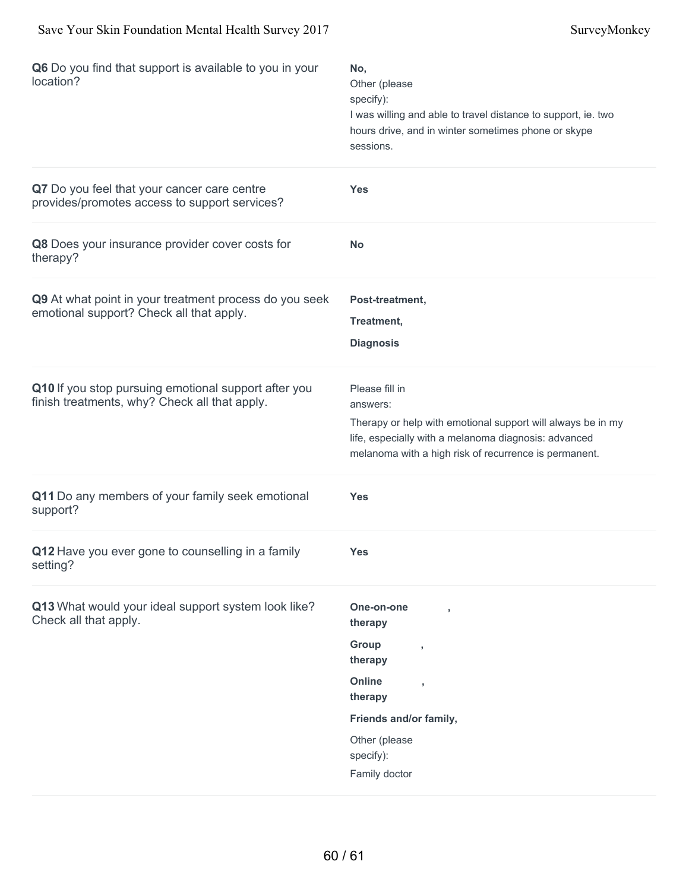**Q6** Do you find that support is available to you in your location?

**No,**
Other (please specify):
I was willing and able to travel distance to support, ie. two hours drive, and in winter sometimes phone or skype sessions.

**Q7** Do you feel that your cancer care centre provides/promotes access to support services?

**Yes**

**Q8** Does your insurance provider cover costs for therapy?

**No**

**Q9** At what point in your treatment process do you seek emotional support? Check all that apply.

**Post-treatment,**

**Treatment,**

**Diagnosis**

**Q10** If you stop pursuing emotional support after you finish treatments, why? Check all that apply.

Please fill in answers:
Therapy or help with emotional support will always be in my life, especially with a melanoma diagnosis: advanced melanoma with a high risk of recurrence is permanent.

**Q11** Do any members of your family seek emotional support?

**Yes**

**Q12** Have you ever gone to counselling in a family setting?

**Yes**

**Q13** What would your ideal support system look like? Check all that apply.

**One-on-one therapy,**

**Group therapy,**

**Online therapy,**

**Friends and/or family,**

Other (please specify):
Family doctor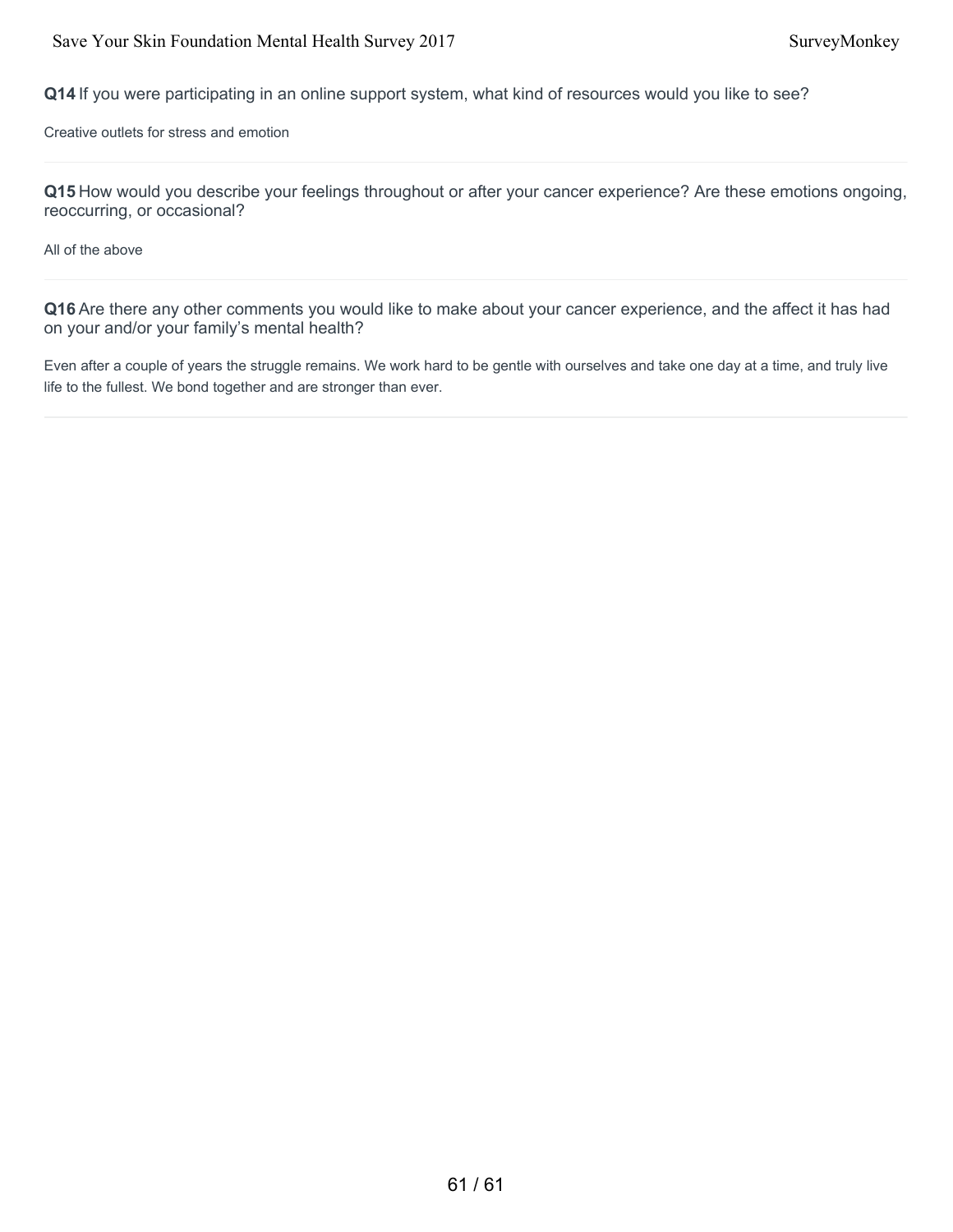**Q14** If you were participating in an online support system, what kind of resources would you like to see?

Creative outlets for stress and emotion

---

**Q15** How would you describe your feelings throughout or after your cancer experience? Are these emotions ongoing, reoccurring, or occasional?

All of the above

---

**Q16** Are there any other comments you would like to make about your cancer experience, and the affect it has had on your and/or your family's mental health?

Even after a couple of years the struggle remains. We work hard to be gentle with ourselves and take one day at a time, and truly live life to the fullest. We bond together and are stronger than ever.